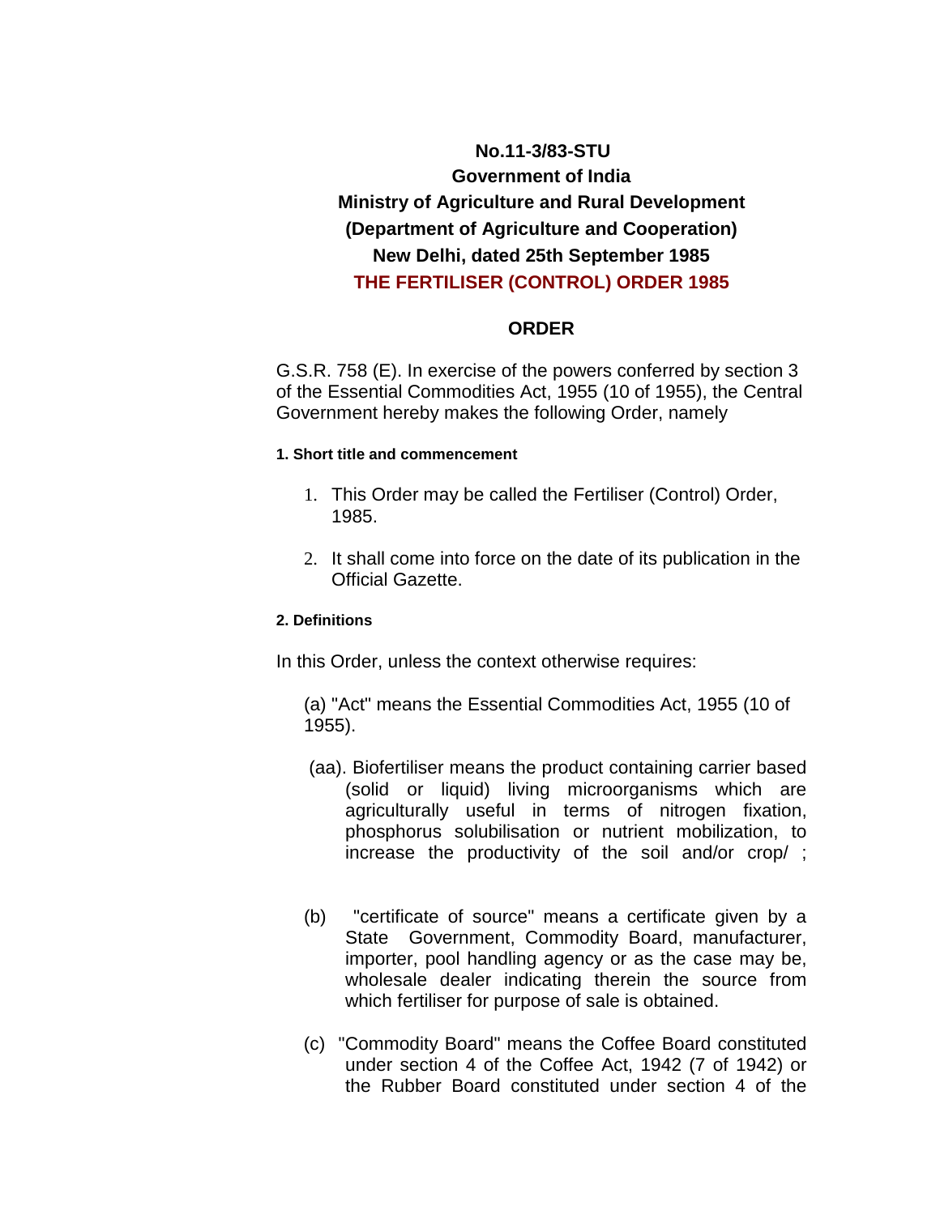**No.11-3/83-STU**
**Government of India**
**Ministry of Agriculture and Rural Development**
**(Department of Agriculture and Cooperation)**
**New Delhi, dated 25th September 1985**

# THE FERTILISER (CONTROL) ORDER 1985

## ORDER

G.S.R. 758 (E). In exercise of the powers conferred by section 3 of the Essential Commodities Act, 1955 (10 of 1955), the Central Government hereby makes the following Order, namely

#### 1. Short title and commencement

1. This Order may be called the Fertiliser (Control) Order, 1985.
2. It shall come into force on the date of its publication in the Official Gazette.

#### 2. Definitions

In this Order, unless the context otherwise requires:

(a) "Act" means the Essential Commodities Act, 1955 (10 of 1955).

(aa). Biofertiliser means the product containing carrier based (solid or liquid) living microorganisms which are agriculturally useful in terms of nitrogen fixation, phosphorus solubilisation or nutrient mobilization, to increase the productivity of the soil and/or crop/ ;

(b) "certificate of source" means a certificate given by a State Government, Commodity Board, manufacturer, importer, pool handling agency or as the case may be, wholesale dealer indicating therein the source from which fertiliser for purpose of sale is obtained.

(c) "Commodity Board" means the Coffee Board constituted under section 4 of the Coffee Act, 1942 (7 of 1942) or the Rubber Board constituted under section 4 of the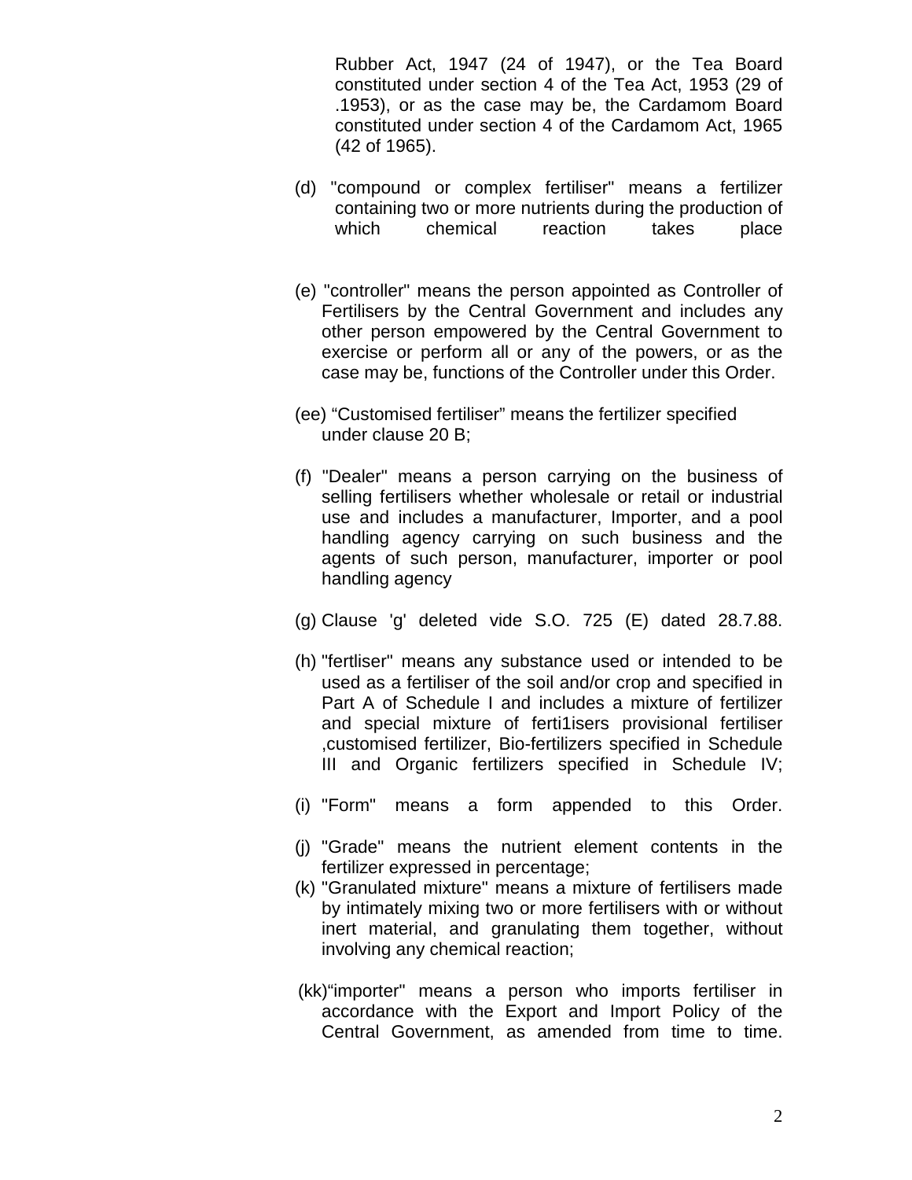Rubber Act, 1947 (24 of 1947), or the Tea Board constituted under section 4 of the Tea Act, 1953 (29 of .1953), or as the case may be, the Cardamom Board constituted under section 4 of the Cardamom Act, 1965 (42 of 1965).

(d) "compound or complex fertiliser" means a fertilizer containing two or more nutrients during the production of which chemical reaction takes place

(e) "controller" means the person appointed as Controller of Fertilisers by the Central Government and includes any other person empowered by the Central Government to exercise or perform all or any of the powers, or as the case may be, functions of the Controller under this Order.

(ee) "Customised fertiliser" means the fertilizer specified under clause 20 B;

(f) "Dealer" means a person carrying on the business of selling fertilisers whether wholesale or retail or industrial use and includes a manufacturer, Importer, and a pool handling agency carrying on such business and the agents of such person, manufacturer, importer or pool handling agency

(g) Clause 'g' deleted vide S.O. 725 (E) dated 28.7.88.

(h) "fertliser" means any substance used or intended to be used as a fertiliser of the soil and/or crop and specified in Part A of Schedule I and includes a mixture of fertilizer and special mixture of ferti1isers provisional fertiliser ,customised fertilizer, Bio-fertilizers specified in Schedule III and Organic fertilizers specified in Schedule IV;

(i) "Form" means a form appended to this Order.

(j) "Grade" means the nutrient element contents in the fertilizer expressed in percentage;

(k) "Granulated mixture" means a mixture of fertilisers made by intimately mixing two or more fertilisers with or without inert material, and granulating them together, without involving any chemical reaction;

(kk) "importer" means a person who imports fertiliser in accordance with the Export and Import Policy of the Central Government, as amended from time to time.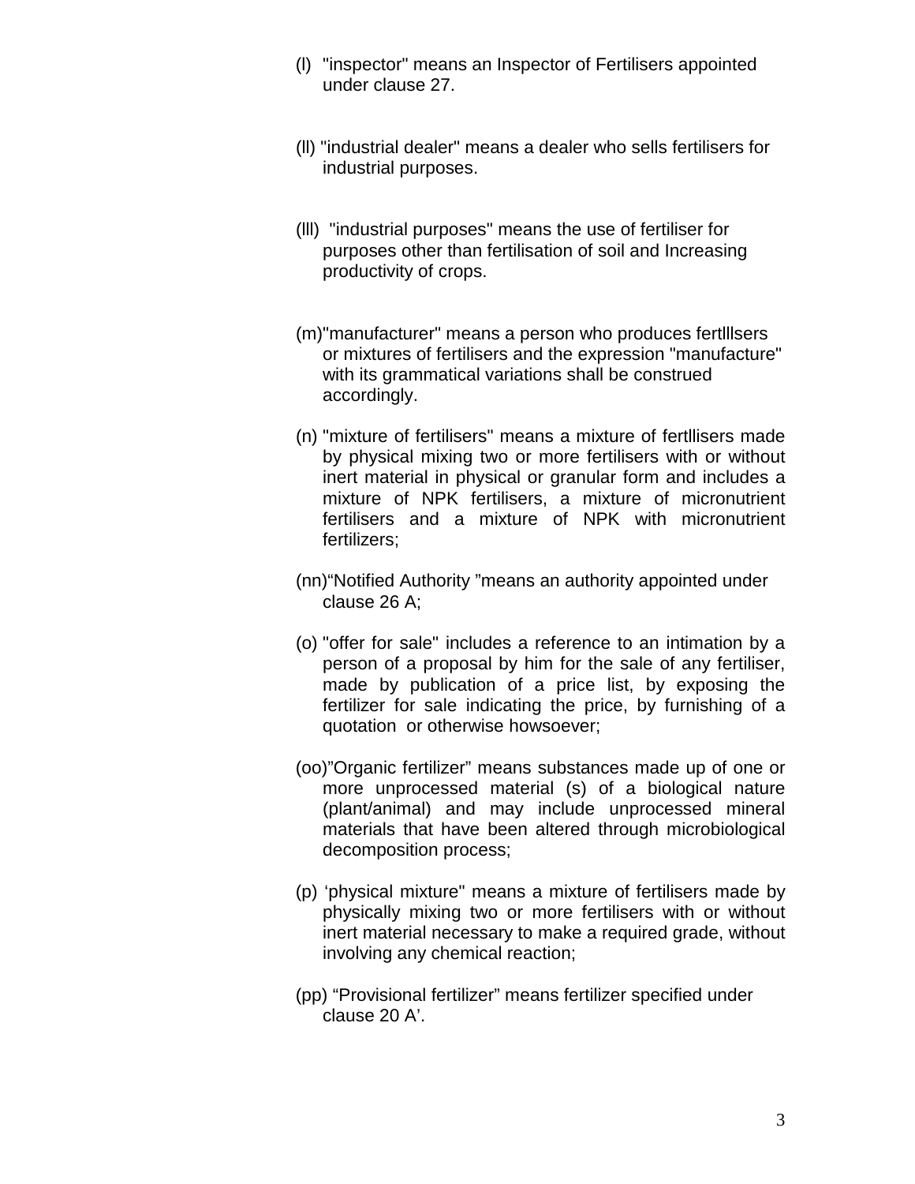(l) "inspector" means an Inspector of Fertilisers appointed under clause 27.

(ll) "industrial dealer" means a dealer who sells fertilisers for industrial purposes.

(lll) "industrial purposes" means the use of fertiliser for purposes other than fertilisation of soil and Increasing productivity of crops.

(m)"manufacturer" means a person who produces fertlllsers or mixtures of fertilisers and the expression "manufacture" with its grammatical variations shall be construed accordingly.

(n) "mixture of fertilisers" means a mixture of fertllisers made by physical mixing two or more fertilisers with or without inert material in physical or granular form and includes a mixture of NPK fertilisers, a mixture of micronutrient fertilisers and a mixture of NPK with micronutrient fertilizers;

(nn)“Notified Authority ”means an authority appointed under clause 26 A;

(o) "offer for sale" includes a reference to an intimation by a person of a proposal by him for the sale of any fertiliser, made by publication of a price list, by exposing the fertilizer for sale indicating the price, by furnishing of a quotation or otherwise howsoever;

(oo)”Organic fertilizer” means substances made up of one or more unprocessed material (s) of a biological nature (plant/animal) and may include unprocessed mineral materials that have been altered through microbiological decomposition process;

(p) ‘physical mixture" means a mixture of fertilisers made by physically mixing two or more fertilisers with or without inert material necessary to make a required grade, without involving any chemical reaction;

(pp) “Provisional fertilizer” means fertilizer specified under clause 20 A’.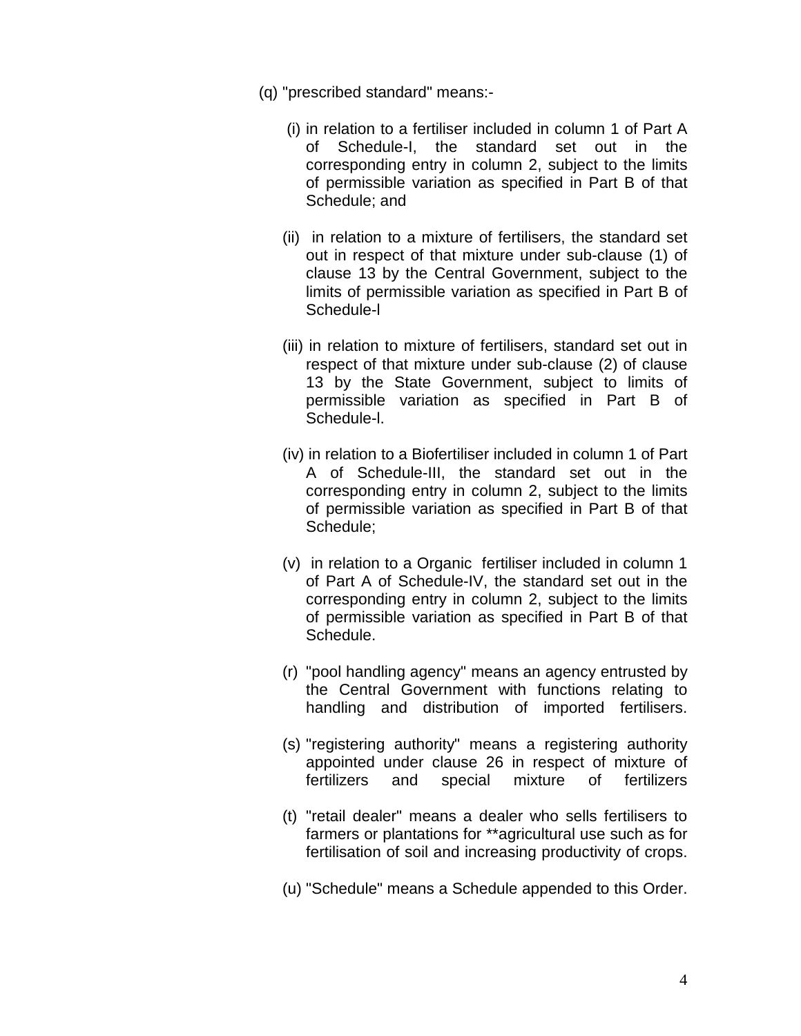(q) "prescribed standard" means:-

(i) in relation to a fertiliser included in column 1 of Part A of Schedule-I, the standard set out in the corresponding entry in column 2, subject to the limits of permissible variation as specified in Part B of that Schedule; and

(ii) in relation to a mixture of fertilisers, the standard set out in respect of that mixture under sub-clause (1) of clause 13 by the Central Government, subject to the limits of permissible variation as specified in Part B of Schedule-I

(iii) in relation to mixture of fertilisers, standard set out in respect of that mixture under sub-clause (2) of clause 13 by the State Government, subject to limits of permissible variation as specified in Part B of Schedule-I.

(iv) in relation to a Biofertiliser included in column 1 of Part A of Schedule-III, the standard set out in the corresponding entry in column 2, subject to the limits of permissible variation as specified in Part B of that Schedule;

(v) in relation to a Organic fertiliser included in column 1 of Part A of Schedule-IV, the standard set out in the corresponding entry in column 2, subject to the limits of permissible variation as specified in Part B of that Schedule.

(r) "pool handling agency" means an agency entrusted by the Central Government with functions relating to handling and distribution of imported fertilisers.

(s) "registering authority" means a registering authority appointed under clause 26 in respect of mixture of fertilizers and special mixture of fertilizers

(t) "retail dealer" means a dealer who sells fertilisers to farmers or plantations for **agricultural use such as for fertilisation of soil and increasing productivity of crops.

(u) "Schedule" means a Schedule appended to this Order.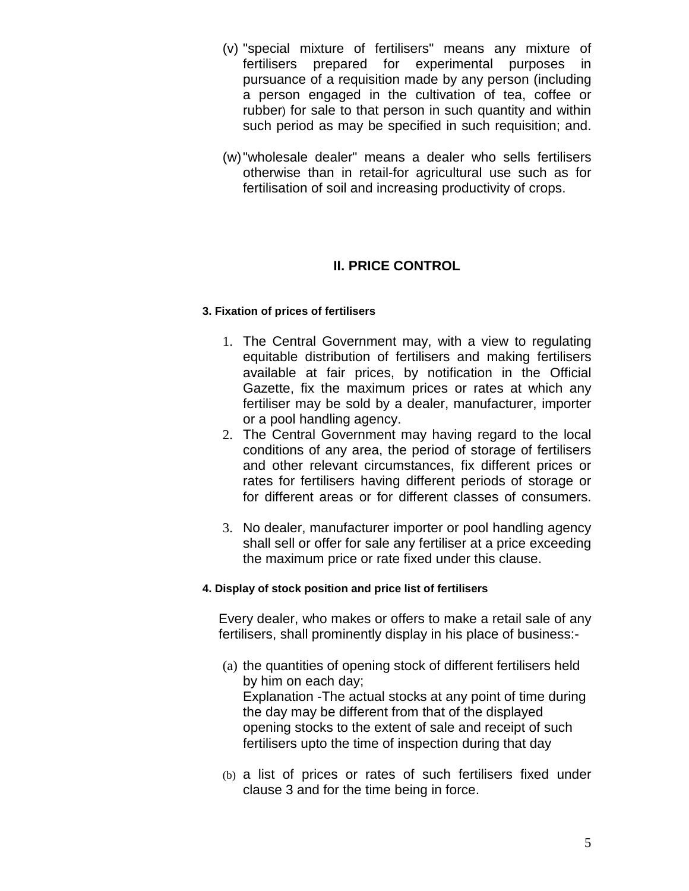(v) "special mixture of fertilisers" means any mixture of fertilisers prepared for experimental purposes in pursuance of a requisition made by any person (including a person engaged in the cultivation of tea, coffee or rubber) for sale to that person in such quantity and within such period as may be specified in such requisition; and.

(w) "wholesale dealer" means a dealer who sells fertilisers otherwise than in retail-for agricultural use such as for fertilisation of soil and increasing productivity of crops.

## II. PRICE CONTROL

#### 3. Fixation of prices of fertilisers

1. The Central Government may, with a view to regulating equitable distribution of fertilisers and making fertilisers available at fair prices, by notification in the Official Gazette, fix the maximum prices or rates at which any fertiliser may be sold by a dealer, manufacturer, importer or a pool handling agency.
2. The Central Government may having regard to the local conditions of any area, the period of storage of fertilisers and other relevant circumstances, fix different prices or rates for fertilisers having different periods of storage or for different areas or for different classes of consumers.
3. No dealer, manufacturer importer or pool handling agency shall sell or offer for sale any fertiliser at a price exceeding the maximum price or rate fixed under this clause.

#### 4. Display of stock position and price list of fertilisers

Every dealer, who makes or offers to make a retail sale of any fertilisers, shall prominently display in his place of business:-

(a) the quantities of opening stock of different fertilisers held by him on each day;
Explanation -The actual stocks at any point of time during the day may be different from that of the displayed opening stocks to the extent of sale and receipt of such fertilisers upto the time of inspection during that day

(b) a list of prices or rates of such fertilisers fixed under clause 3 and for the time being in force.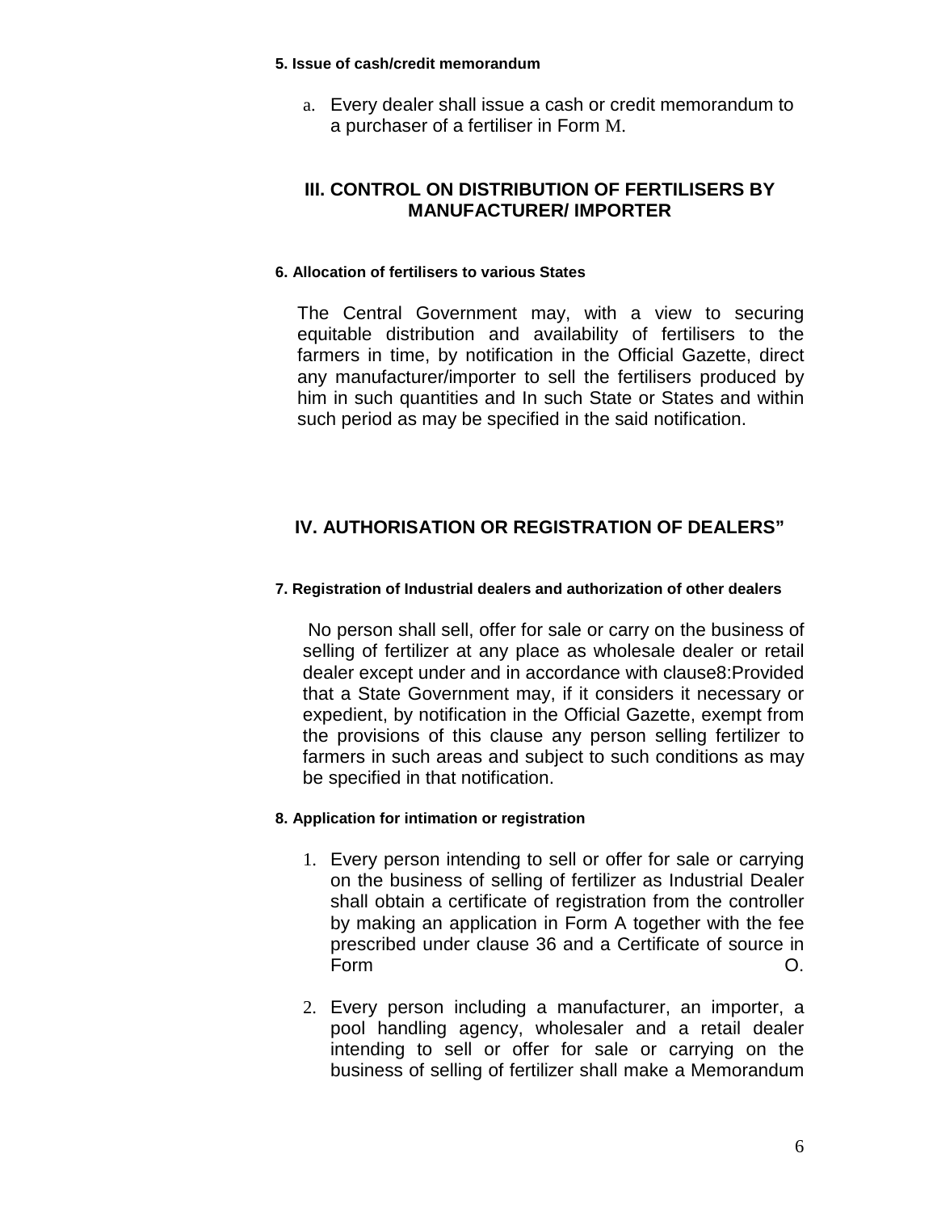#### 5. Issue of cash/credit memorandum

a. Every dealer shall issue a cash or credit memorandum to a purchaser of a fertiliser in Form M.

## III. CONTROL ON DISTRIBUTION OF FERTILISERS BY MANUFACTURER/ IMPORTER

#### 6. Allocation of fertilisers to various States

The Central Government may, with a view to securing equitable distribution and availability of fertilisers to the farmers in time, by notification in the Official Gazette, direct any manufacturer/importer to sell the fertilisers produced by him in such quantities and In such State or States and within such period as may be specified in the said notification.

## IV. AUTHORISATION OR REGISTRATION OF DEALERS"

#### 7. Registration of Industrial dealers and authorization of other dealers

No person shall sell, offer for sale or carry on the business of selling of fertilizer at any place as wholesale dealer or retail dealer except under and in accordance with clause8:Provided that a State Government may, if it considers it necessary or expedient, by notification in the Official Gazette, exempt from the provisions of this clause any person selling fertilizer to farmers in such areas and subject to such conditions as may be specified in that notification.

#### 8. Application for intimation or registration

1. Every person intending to sell or offer for sale or carrying on the business of selling of fertilizer as Industrial Dealer shall obtain a certificate of registration from the controller by making an application in Form A together with the fee prescribed under clause 36 and a Certificate of source in Form O.

2. Every person including a manufacturer, an importer, a pool handling agency, wholesaler and a retail dealer intending to sell or offer for sale or carrying on the business of selling of fertilizer shall make a Memorandum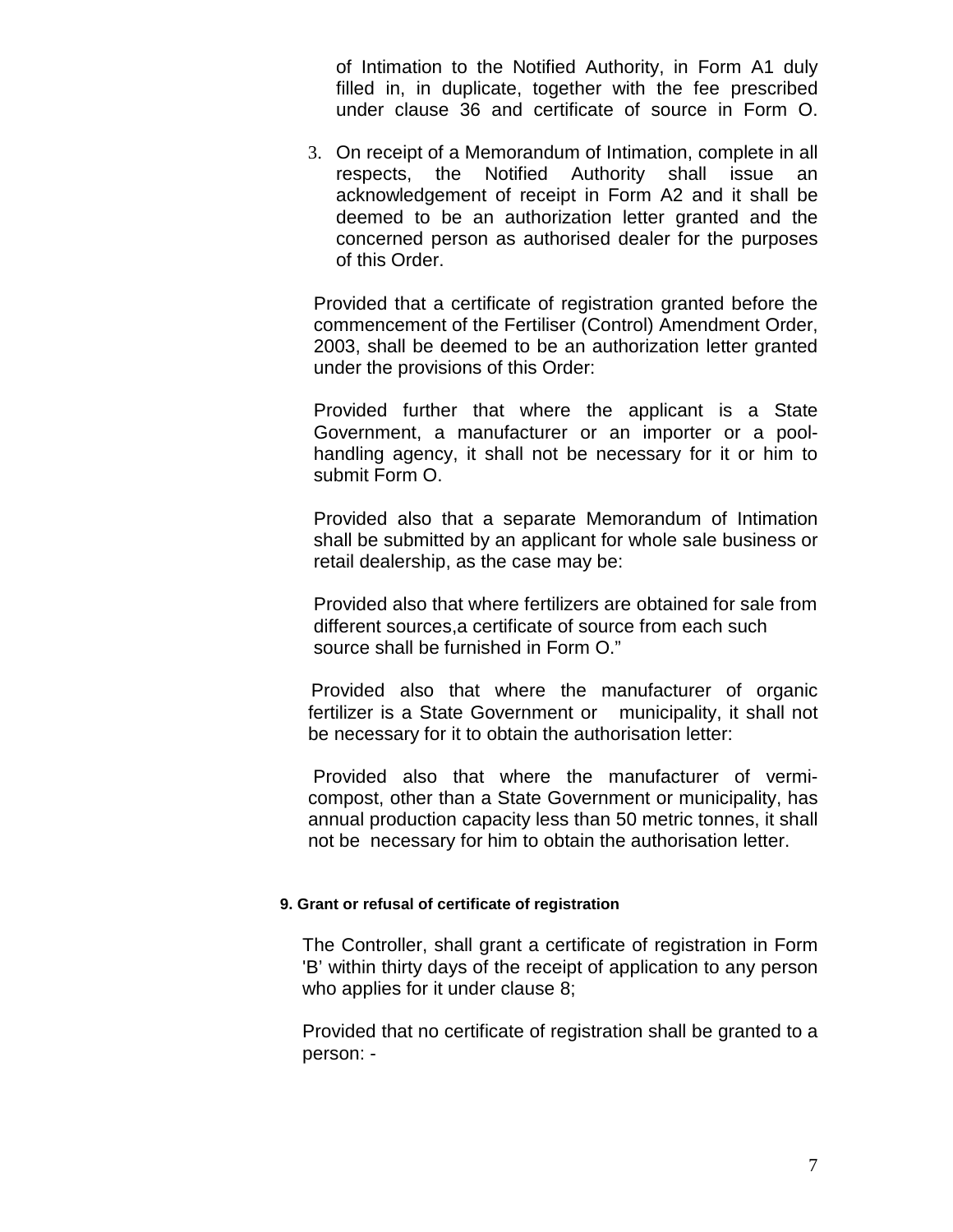of Intimation to the Notified Authority, in Form A1 duly filled in, in duplicate, together with the fee prescribed under clause 36 and certificate of source in Form O.

3. On receipt of a Memorandum of Intimation, complete in all respects, the Notified Authority shall issue an acknowledgement of receipt in Form A2 and it shall be deemed to be an authorization letter granted and the concerned person as authorised dealer for the purposes of this Order.

Provided that a certificate of registration granted before the commencement of the Fertiliser (Control) Amendment Order, 2003, shall be deemed to be an authorization letter granted under the provisions of this Order:

Provided further that where the applicant is a State Government, a manufacturer or an importer or a pool-handling agency, it shall not be necessary for it or him to submit Form O.

Provided also that a separate Memorandum of Intimation shall be submitted by an applicant for whole sale business or retail dealership, as the case may be:

Provided also that where fertilizers are obtained for sale from different sources,a certificate of source from each such source shall be furnished in Form O."

Provided also that where the manufacturer of organic fertilizer is a State Government or municipality, it shall not be necessary for it to obtain the authorisation letter:

Provided also that where the manufacturer of vermi-compost, other than a State Government or municipality, has annual production capacity less than 50 metric tonnes, it shall not be necessary for him to obtain the authorisation letter.

#### 9. Grant or refusal of certificate of registration

The Controller, shall grant a certificate of registration in Form 'B' within thirty days of the receipt of application to any person who applies for it under clause 8;

Provided that no certificate of registration shall be granted to a person: -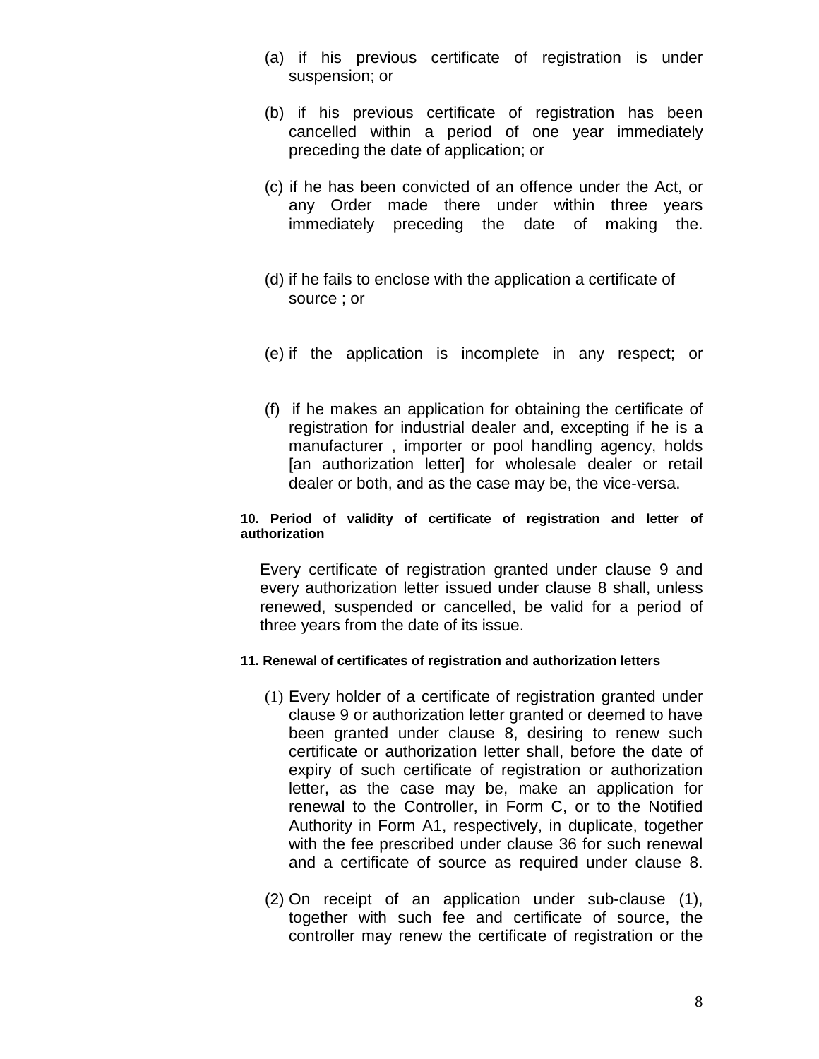(a) if his previous certificate of registration is under suspension; or

(b) if his previous certificate of registration has been cancelled within a period of one year immediately preceding the date of application; or

(c) if he has been convicted of an offence under the Act, or any Order made there under within three years immediately preceding the date of making the.

(d) if he fails to enclose with the application a certificate of source ; or

(e) if the application is incomplete in any respect; or

(f) if he makes an application for obtaining the certificate of registration for industrial dealer and, excepting if he is a manufacturer , importer or pool handling agency, holds [an authorization letter] for wholesale dealer or retail dealer or both, and as the case may be, the vice-versa.

**10. Period of validity of certificate of registration and letter of authorization**

Every certificate of registration granted under clause 9 and every authorization letter issued under clause 8 shall, unless renewed, suspended or cancelled, be valid for a period of three years from the date of its issue.

**11. Renewal of certificates of registration and authorization letters**

(1) Every holder of a certificate of registration granted under clause 9 or authorization letter granted or deemed to have been granted under clause 8, desiring to renew such certificate or authorization letter shall, before the date of expiry of such certificate of registration or authorization letter, as the case may be, make an application for renewal to the Controller, in Form C, or to the Notified Authority in Form A1, respectively, in duplicate, together with the fee prescribed under clause 36 for such renewal and a certificate of source as required under clause 8.

(2) On receipt of an application under sub-clause (1), together with such fee and certificate of source, the controller may renew the certificate of registration or the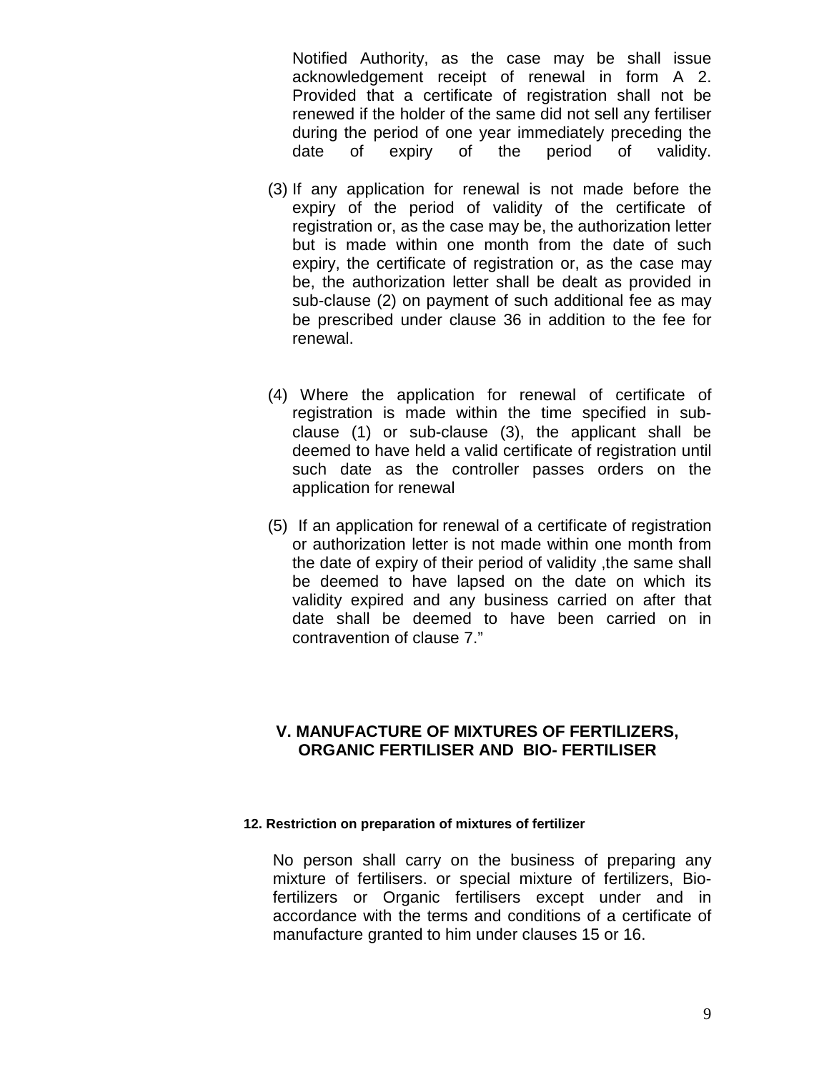Notified Authority, as the case may be shall issue acknowledgement receipt of renewal in form A 2. Provided that a certificate of registration shall not be renewed if the holder of the same did not sell any fertiliser during the period of one year immediately preceding the date of expiry of the period of validity.

(3) If any application for renewal is not made before the expiry of the period of validity of the certificate of registration or, as the case may be, the authorization letter but is made within one month from the date of such expiry, the certificate of registration or, as the case may be, the authorization letter shall be dealt as provided in sub-clause (2) on payment of such additional fee as may be prescribed under clause 36 in addition to the fee for renewal.

(4) Where the application for renewal of certificate of registration is made within the time specified in sub-clause (1) or sub-clause (3), the applicant shall be deemed to have held a valid certificate of registration until such date as the controller passes orders on the application for renewal

(5) If an application for renewal of a certificate of registration or authorization letter is not made within one month from the date of expiry of their period of validity ,the same shall be deemed to have lapsed on the date on which its validity expired and any business carried on after that date shall be deemed to have been carried on in contravention of clause 7."

## V. MANUFACTURE OF MIXTURES OF FERTILIZERS, ORGANIC FERTILISER AND BIO- FERTILISER

**12. Restriction on preparation of mixtures of fertilizer**

No person shall carry on the business of preparing any mixture of fertilisers. or special mixture of fertilizers, Bio-fertilizers or Organic fertilisers except under and in accordance with the terms and conditions of a certificate of manufacture granted to him under clauses 15 or 16.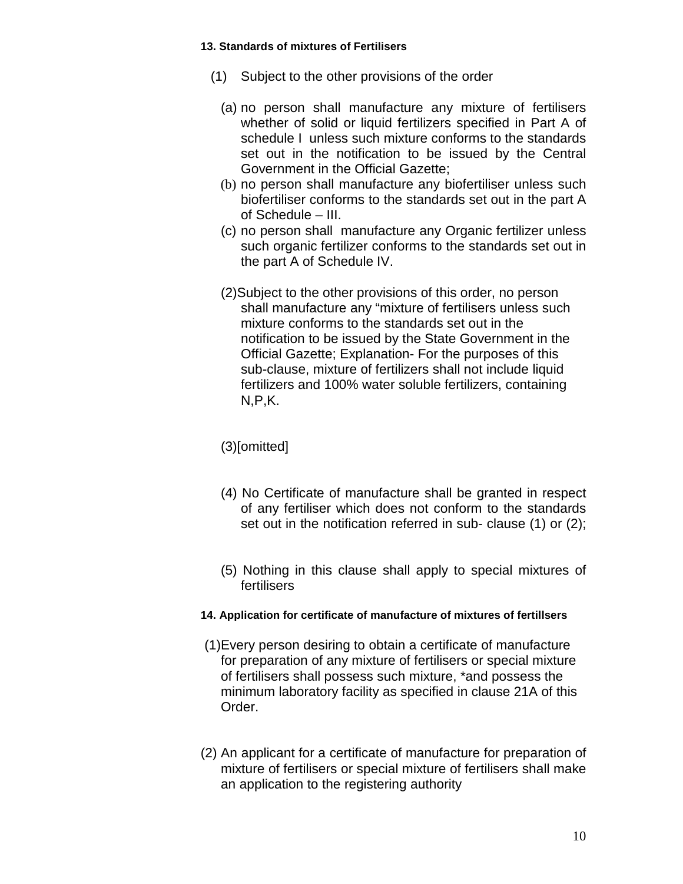**13. Standards of mixtures of Fertilisers**

(1) Subject to the other provisions of the order

(a) no person shall manufacture any mixture of fertilisers whether of solid or liquid fertilizers specified in Part A of schedule I unless such mixture conforms to the standards set out in the notification to be issued by the Central Government in the Official Gazette;

(b) no person shall manufacture any biofertiliser unless such biofertiliser conforms to the standards set out in the part A of Schedule – III.

(c) no person shall manufacture any Organic fertilizer unless such organic fertilizer conforms to the standards set out in the part A of Schedule IV.

(2)Subject to the other provisions of this order, no person shall manufacture any "mixture of fertilisers unless such mixture conforms to the standards set out in the notification to be issued by the State Government in the Official Gazette; Explanation- For the purposes of this sub-clause, mixture of fertilizers shall not include liquid fertilizers and 100% water soluble fertilizers, containing N,P,K.

(3)[omitted]

(4) No Certificate of manufacture shall be granted in respect of any fertiliser which does not conform to the standards set out in the notification referred in sub- clause (1) or (2);

(5) Nothing in this clause shall apply to special mixtures of fertilisers

**14. Application for certificate of manufacture of mixtures of fertillsers**

(1)Every person desiring to obtain a certificate of manufacture for preparation of any mixture of fertilisers or special mixture of fertilisers shall possess such mixture, *and possess the minimum laboratory facility as specified in clause 21A of this Order.

(2) An applicant for a certificate of manufacture for preparation of mixture of fertilisers or special mixture of fertilisers shall make an application to the registering authority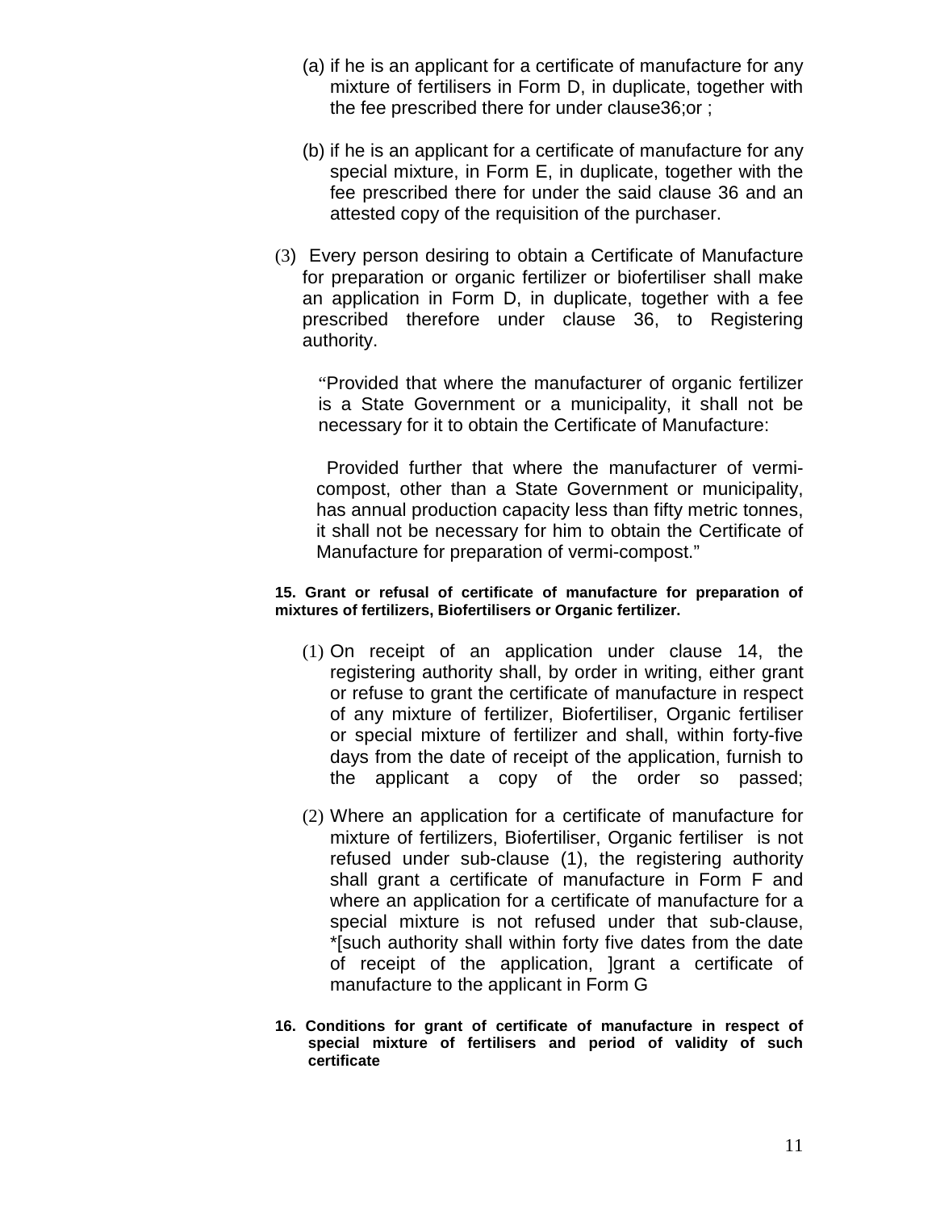(a) if he is an applicant for a certificate of manufacture for any mixture of fertilisers in Form D, in duplicate, together with the fee prescribed there for under clause36;or ;

(b) if he is an applicant for a certificate of manufacture for any special mixture, in Form E, in duplicate, together with the fee prescribed there for under the said clause 36 and an attested copy of the requisition of the purchaser.

(3) Every person desiring to obtain a Certificate of Manufacture for preparation or organic fertilizer or biofertiliser shall make an application in Form D, in duplicate, together with a fee prescribed therefore under clause 36, to Registering authority.

"Provided that where the manufacturer of organic fertilizer is a State Government or a municipality, it shall not be necessary for it to obtain the Certificate of Manufacture:

Provided further that where the manufacturer of vermi-compost, other than a State Government or municipality, has annual production capacity less than fifty metric tonnes, it shall not be necessary for him to obtain the Certificate of Manufacture for preparation of vermi-compost."

**15. Grant or refusal of certificate of manufacture for preparation of mixtures of fertilizers, Biofertilisers or Organic fertilizer.**

(1) On receipt of an application under clause 14, the registering authority shall, by order in writing, either grant or refuse to grant the certificate of manufacture in respect of any mixture of fertilizer, Biofertiliser, Organic fertiliser or special mixture of fertilizer and shall, within forty-five days from the date of receipt of the application, furnish to the applicant a copy of the order so passed;

(2) Where an application for a certificate of manufacture for mixture of fertilizers, Biofertiliser, Organic fertiliser is not refused under sub-clause (1), the registering authority shall grant a certificate of manufacture in Form F and where an application for a certificate of manufacture for a special mixture is not refused under that sub-clause, *[such authority shall within forty five dates from the date of receipt of the application, ]grant a certificate of manufacture to the applicant in Form G

**16. Conditions for grant of certificate of manufacture in respect of special mixture of fertilisers and period of validity of such certificate**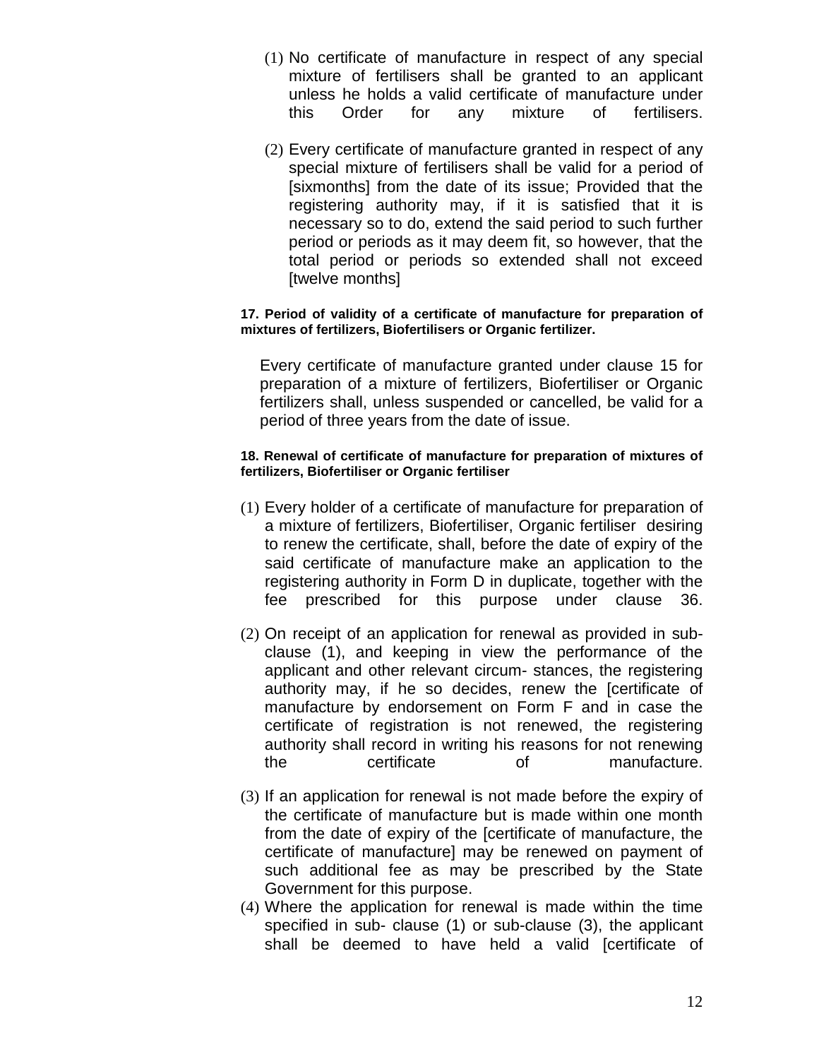(1) No certificate of manufacture in respect of any special mixture of fertilisers shall be granted to an applicant unless he holds a valid certificate of manufacture under this Order for any mixture of fertilisers.

(2) Every certificate of manufacture granted in respect of any special mixture of fertilisers shall be valid for a period of [sixmonths] from the date of its issue; Provided that the registering authority may, if it is satisfied that it is necessary so to do, extend the said period to such further period or periods as it may deem fit, so however, that the total period or periods so extended shall not exceed [twelve months]

**17. Period of validity of a certificate of manufacture for preparation of mixtures of fertilizers, Biofertilisers or Organic fertilizer.**

Every certificate of manufacture granted under clause 15 for preparation of a mixture of fertilizers, Biofertiliser or Organic fertilizers shall, unless suspended or cancelled, be valid for a period of three years from the date of issue.

**18. Renewal of certificate of manufacture for preparation of mixtures of fertilizers, Biofertiliser or Organic fertiliser**

(1) Every holder of a certificate of manufacture for preparation of a mixture of fertilizers, Biofertiliser, Organic fertiliser desiring to renew the certificate, shall, before the date of expiry of the said certificate of manufacture make an application to the registering authority in Form D in duplicate, together with the fee prescribed for this purpose under clause 36.

(2) On receipt of an application for renewal as provided in sub-clause (1), and keeping in view the performance of the applicant and other relevant circum- stances, the registering authority may, if he so decides, renew the [certificate of manufacture by endorsement on Form F and in case the certificate of registration is not renewed, the registering authority shall record in writing his reasons for not renewing the certificate of manufacture.

(3) If an application for renewal is not made before the expiry of the certificate of manufacture but is made within one month from the date of expiry of the [certificate of manufacture, the certificate of manufacture] may be renewed on payment of such additional fee as may be prescribed by the State Government for this purpose.

(4) Where the application for renewal is made within the time specified in sub- clause (1) or sub-clause (3), the applicant shall be deemed to have held a valid [certificate of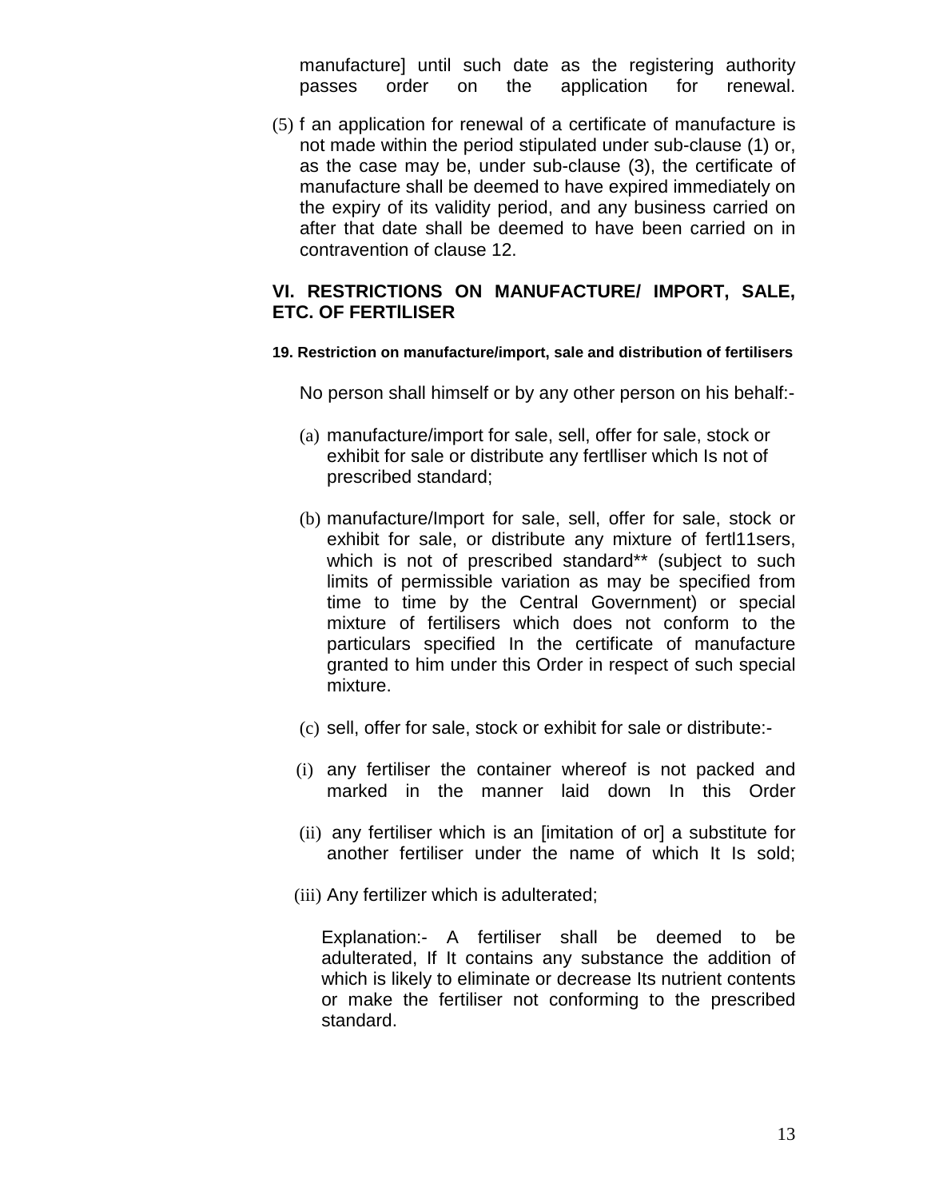manufacture] until such date as the registering authority passes order on the application for renewal.

(5) f an application for renewal of a certificate of manufacture is not made within the period stipulated under sub-clause (1) or, as the case may be, under sub-clause (3), the certificate of manufacture shall be deemed to have expired immediately on the expiry of its validity period, and any business carried on after that date shall be deemed to have been carried on in contravention of clause 12.

## VI. RESTRICTIONS ON MANUFACTURE/ IMPORT, SALE, ETC. OF FERTILISER

### 19. Restriction on manufacture/import, sale and distribution of fertilisers

No person shall himself or by any other person on his behalf:-

(a) manufacture/import for sale, sell, offer for sale, stock or exhibit for sale or distribute any fertlliser which Is not of prescribed standard;

(b) manufacture/Import for sale, sell, offer for sale, stock or exhibit for sale, or distribute any mixture of fertl11sers, which is not of prescribed standard** (subject to such limits of permissible variation as may be specified from time to time by the Central Government) or special mixture of fertilisers which does not conform to the particulars specified In the certificate of manufacture granted to him under this Order in respect of such special mixture.

(c) sell, offer for sale, stock or exhibit for sale or distribute:-

(i) any fertiliser the container whereof is not packed and marked in the manner laid down In this Order

(ii) any fertiliser which is an [imitation of or] a substitute for another fertiliser under the name of which It Is sold;

(iii) Any fertilizer which is adulterated;

Explanation:- A fertiliser shall be deemed to be adulterated, If It contains any substance the addition of which is likely to eliminate or decrease Its nutrient contents or make the fertiliser not conforming to the prescribed standard.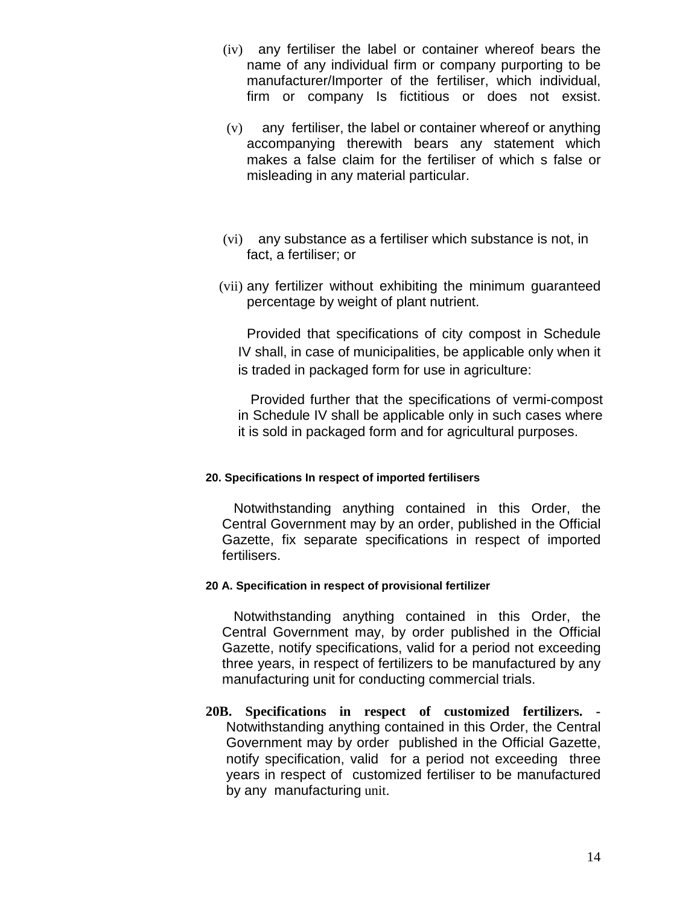(iv) any fertiliser the label or container whereof bears the name of any individual firm or company purporting to be manufacturer/Importer of the fertiliser, which individual, firm or company Is fictitious or does not exsist.

(v) any fertiliser, the label or container whereof or anything accompanying therewith bears any statement which makes a false claim for the fertiliser of which s false or misleading in any material particular.

(vi) any substance as a fertiliser which substance is not, in fact, a fertiliser; or

(vii) any fertilizer without exhibiting the minimum guaranteed percentage by weight of plant nutrient.

Provided that specifications of city compost in Schedule IV shall, in case of municipalities, be applicable only when it is traded in packaged form for use in agriculture:

Provided further that the specifications of vermi-compost in Schedule IV shall be applicable only in such cases where it is sold in packaged form and for agricultural purposes.

**20. Specifications In respect of imported fertilisers**

Notwithstanding anything contained in this Order, the Central Government may by an order, published in the Official Gazette, fix separate specifications in respect of imported fertilisers.

**20 A. Specification in respect of provisional fertilizer**

Notwithstanding anything contained in this Order, the Central Government may, by order published in the Official Gazette, notify specifications, valid for a period not exceeding three years, in respect of fertilizers to be manufactured by any manufacturing unit for conducting commercial trials.

**20B. Specifications in respect of customized fertilizers.** - Notwithstanding anything contained in this Order, the Central Government may by order published in the Official Gazette, notify specification, valid for a period not exceeding three years in respect of customized fertiliser to be manufactured by any manufacturing unit.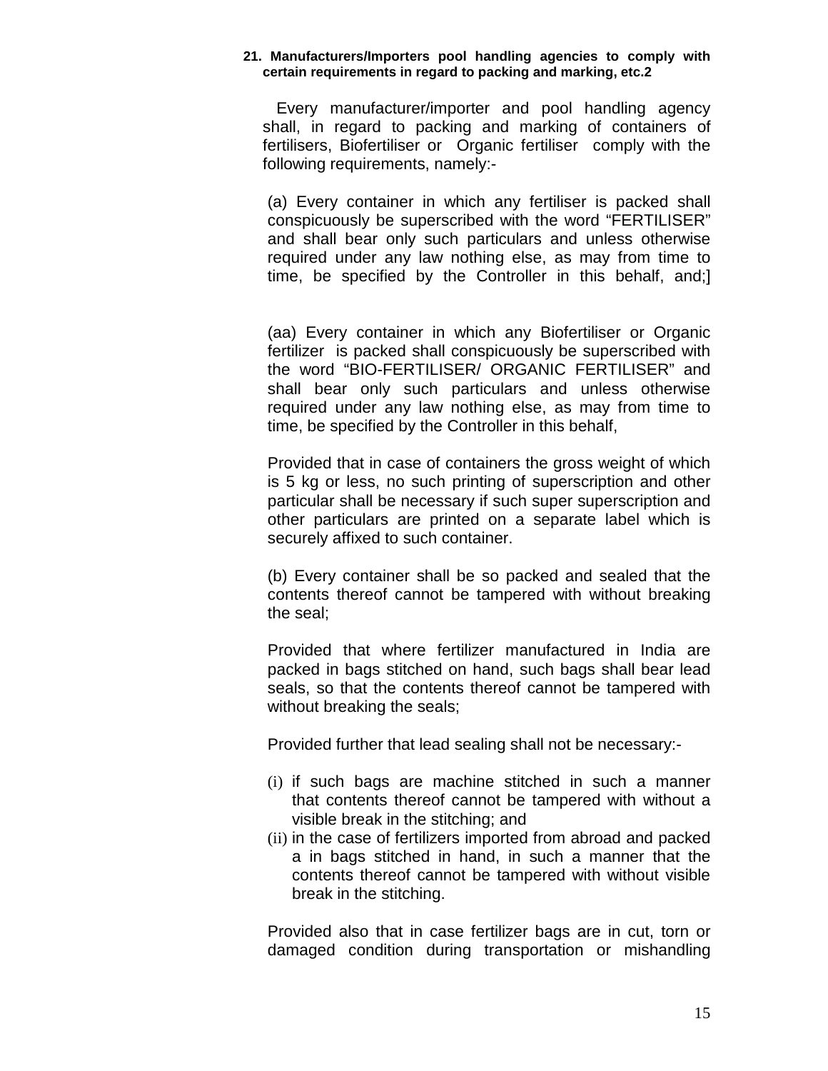**21. Manufacturers/Importers pool handling agencies to comply with certain requirements in regard to packing and marking, etc.2**

Every manufacturer/importer and pool handling agency shall, in regard to packing and marking of containers of fertilisers, Biofertiliser or Organic fertiliser comply with the following requirements, namely:-

(a) Every container in which any fertiliser is packed shall conspicuously be superscribed with the word "FERTILISER" and shall bear only such particulars and unless otherwise required under any law nothing else, as may from time to time, be specified by the Controller in this behalf, and;]

(aa) Every container in which any Biofertiliser or Organic fertilizer is packed shall conspicuously be superscribed with the word "BIO-FERTILISER/ ORGANIC FERTILISER" and shall bear only such particulars and unless otherwise required under any law nothing else, as may from time to time, be specified by the Controller in this behalf,

Provided that in case of containers the gross weight of which is 5 kg or less, no such printing of superscription and other particular shall be necessary if such super superscription and other particulars are printed on a separate label which is securely affixed to such container.

(b) Every container shall be so packed and sealed that the contents thereof cannot be tampered with without breaking the seal;

Provided that where fertilizer manufactured in India are packed in bags stitched on hand, such bags shall bear lead seals, so that the contents thereof cannot be tampered with without breaking the seals;

Provided further that lead sealing shall not be necessary:-

(i) if such bags are machine stitched in such a manner that contents thereof cannot be tampered with without a visible break in the stitching; and
(ii) in the case of fertilizers imported from abroad and packed a in bags stitched in hand, in such a manner that the contents thereof cannot be tampered with without visible break in the stitching.

Provided also that in case fertilizer bags are in cut, torn or damaged condition during transportation or mishandling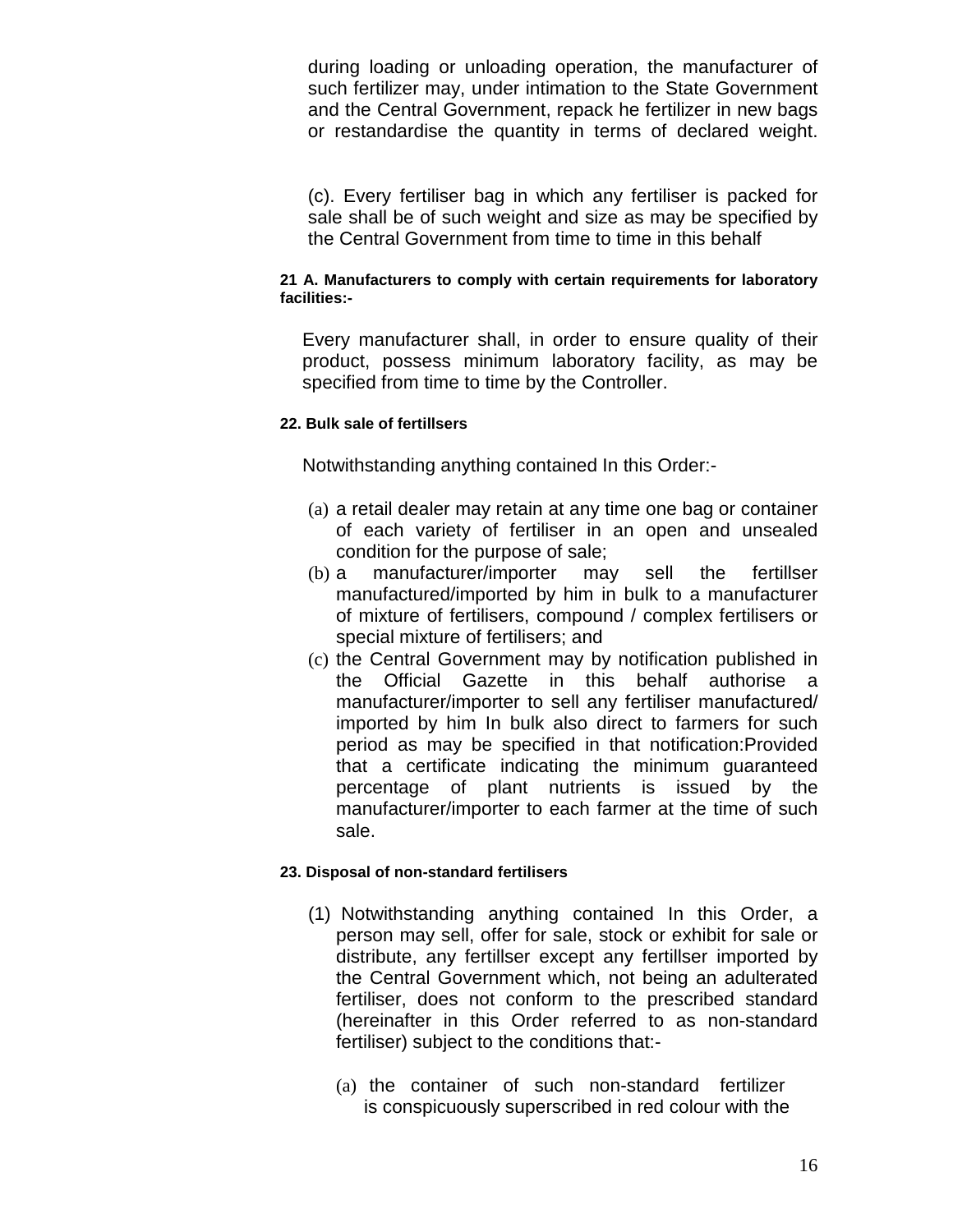during loading or unloading operation, the manufacturer of such fertilizer may, under intimation to the State Government and the Central Government, repack he fertilizer in new bags or restandardise the quantity in terms of declared weight.

(c). Every fertiliser bag in which any fertiliser is packed for sale shall be of such weight and size as may be specified by the Central Government from time to time in this behalf

**21 A. Manufacturers to comply with certain requirements for laboratory facilities:-**

Every manufacturer shall, in order to ensure quality of their product, possess minimum laboratory facility, as may be specified from time to time by the Controller.

**22. Bulk sale of fertillsers**

Notwithstanding anything contained In this Order:-

(a) a retail dealer may retain at any time one bag or container of each variety of fertiliser in an open and unsealed condition for the purpose of sale;

(b) a manufacturer/importer may sell the fertillser manufactured/imported by him in bulk to a manufacturer of mixture of fertilisers, compound / complex fertilisers or special mixture of fertilisers; and

(c) the Central Government may by notification published in the Official Gazette in this behalf authorise a manufacturer/importer to sell any fertiliser manufactured/ imported by him In bulk also direct to farmers for such period as may be specified in that notification:Provided that a certificate indicating the minimum guaranteed percentage of plant nutrients is issued by the manufacturer/importer to each farmer at the time of such sale.

**23. Disposal of non-standard fertilisers**

(1) Notwithstanding anything contained In this Order, a person may sell, offer for sale, stock or exhibit for sale or distribute, any fertillser except any fertillser imported by the Central Government which, not being an adulterated fertiliser, does not conform to the prescribed standard (hereinafter in this Order referred to as non-standard fertiliser) subject to the conditions that:-

(a) the container of such non-standard fertilizer is conspicuously superscribed in red colour with the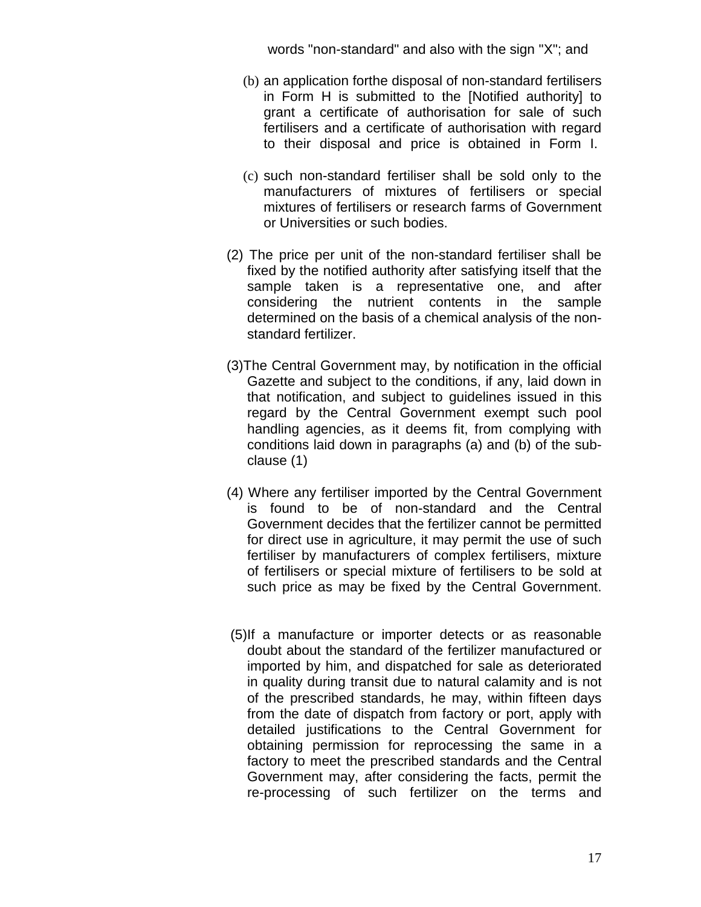words "non-standard" and also with the sign "X"; and

(b) an application forthe disposal of non-standard fertilisers in Form H is submitted to the [Notified authority] to grant a certificate of authorisation for sale of such fertilisers and a certificate of authorisation with regard to their disposal and price is obtained in Form I.

(c) such non-standard fertiliser shall be sold only to the manufacturers of mixtures of fertilisers or special mixtures of fertilisers or research farms of Government or Universities or such bodies.

(2) The price per unit of the non-standard fertiliser shall be fixed by the notified authority after satisfying itself that the sample taken is a representative one, and after considering the nutrient contents in the sample determined on the basis of a chemical analysis of the non-standard fertilizer.

(3)The Central Government may, by notification in the official Gazette and subject to the conditions, if any, laid down in that notification, and subject to guidelines issued in this regard by the Central Government exempt such pool handling agencies, as it deems fit, from complying with conditions laid down in paragraphs (a) and (b) of the sub-clause (1)

(4) Where any fertiliser imported by the Central Government is found to be of non-standard and the Central Government decides that the fertilizer cannot be permitted for direct use in agriculture, it may permit the use of such fertiliser by manufacturers of complex fertilisers, mixture of fertilisers or special mixture of fertilisers to be sold at such price as may be fixed by the Central Government.

(5)If a manufacture or importer detects or as reasonable doubt about the standard of the fertilizer manufactured or imported by him, and dispatched for sale as deteriorated in quality during transit due to natural calamity and is not of the prescribed standards, he may, within fifteen days from the date of dispatch from factory or port, apply with detailed justifications to the Central Government for obtaining permission for reprocessing the same in a factory to meet the prescribed standards and the Central Government may, after considering the facts, permit the re-processing of such fertilizer on the terms and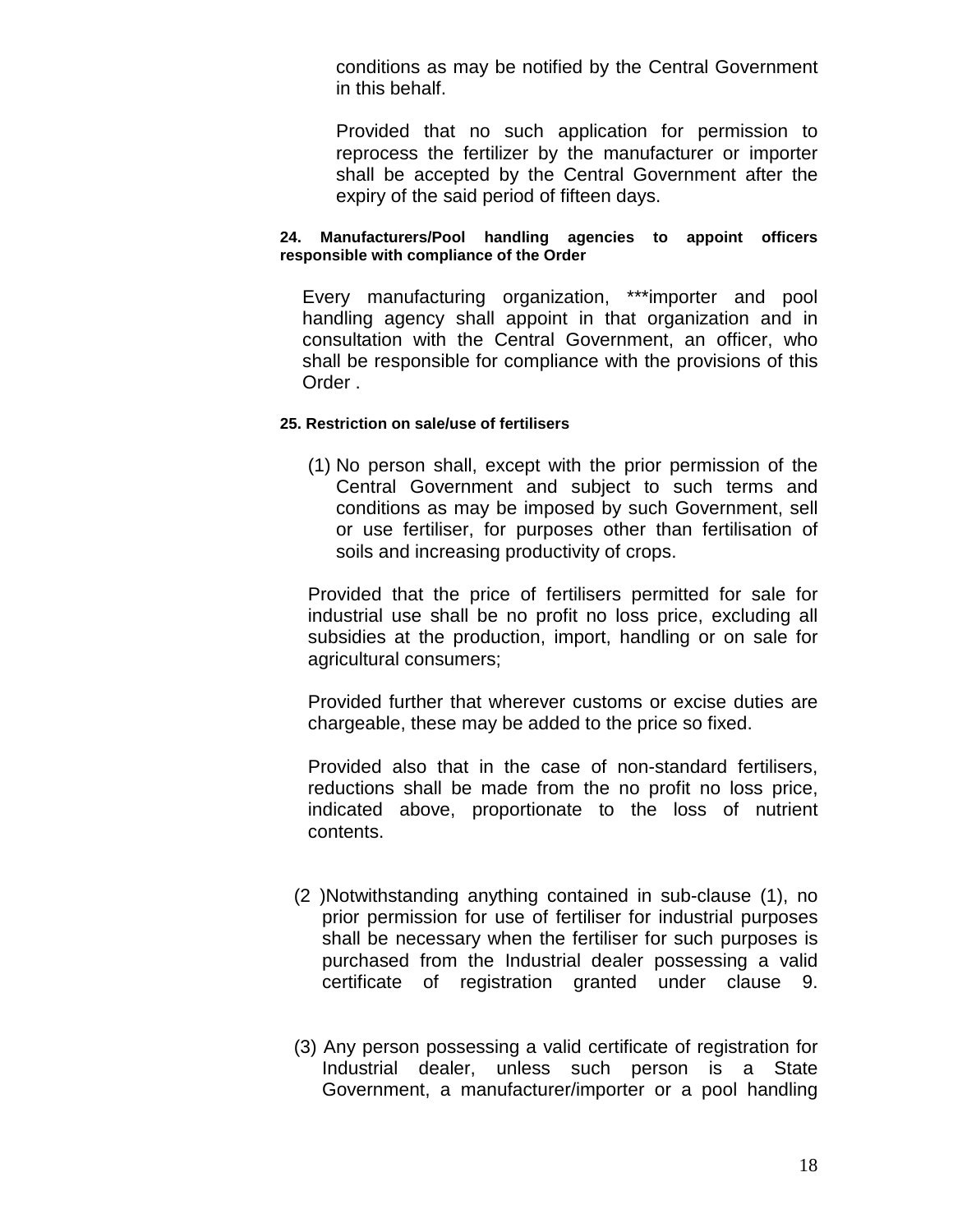conditions as may be notified by the Central Government in this behalf.

Provided that no such application for permission to reprocess the fertilizer by the manufacturer or importer shall be accepted by the Central Government after the expiry of the said period of fifteen days.

**24. Manufacturers/Pool handling agencies to appoint officers responsible with compliance of the Order**

Every manufacturing organization, ***importer and pool handling agency shall appoint in that organization and in consultation with the Central Government, an officer, who shall be responsible for compliance with the provisions of this Order .

**25. Restriction on sale/use of fertilisers**

(1) No person shall, except with the prior permission of the Central Government and subject to such terms and conditions as may be imposed by such Government, sell or use fertiliser, for purposes other than fertilisation of soils and increasing productivity of crops.

Provided that the price of fertilisers permitted for sale for industrial use shall be no profit no loss price, excluding all subsidies at the production, import, handling or on sale for agricultural consumers;

Provided further that wherever customs or excise duties are chargeable, these may be added to the price so fixed.

Provided also that in the case of non-standard fertilisers, reductions shall be made from the no profit no loss price, indicated above, proportionate to the loss of nutrient contents.

(2 )Notwithstanding anything contained in sub-clause (1), no prior permission for use of fertiliser for industrial purposes shall be necessary when the fertiliser for such purposes is purchased from the Industrial dealer possessing a valid certificate of registration granted under clause 9.

(3) Any person possessing a valid certificate of registration for Industrial dealer, unless such person is a State Government, a manufacturer/importer or a pool handling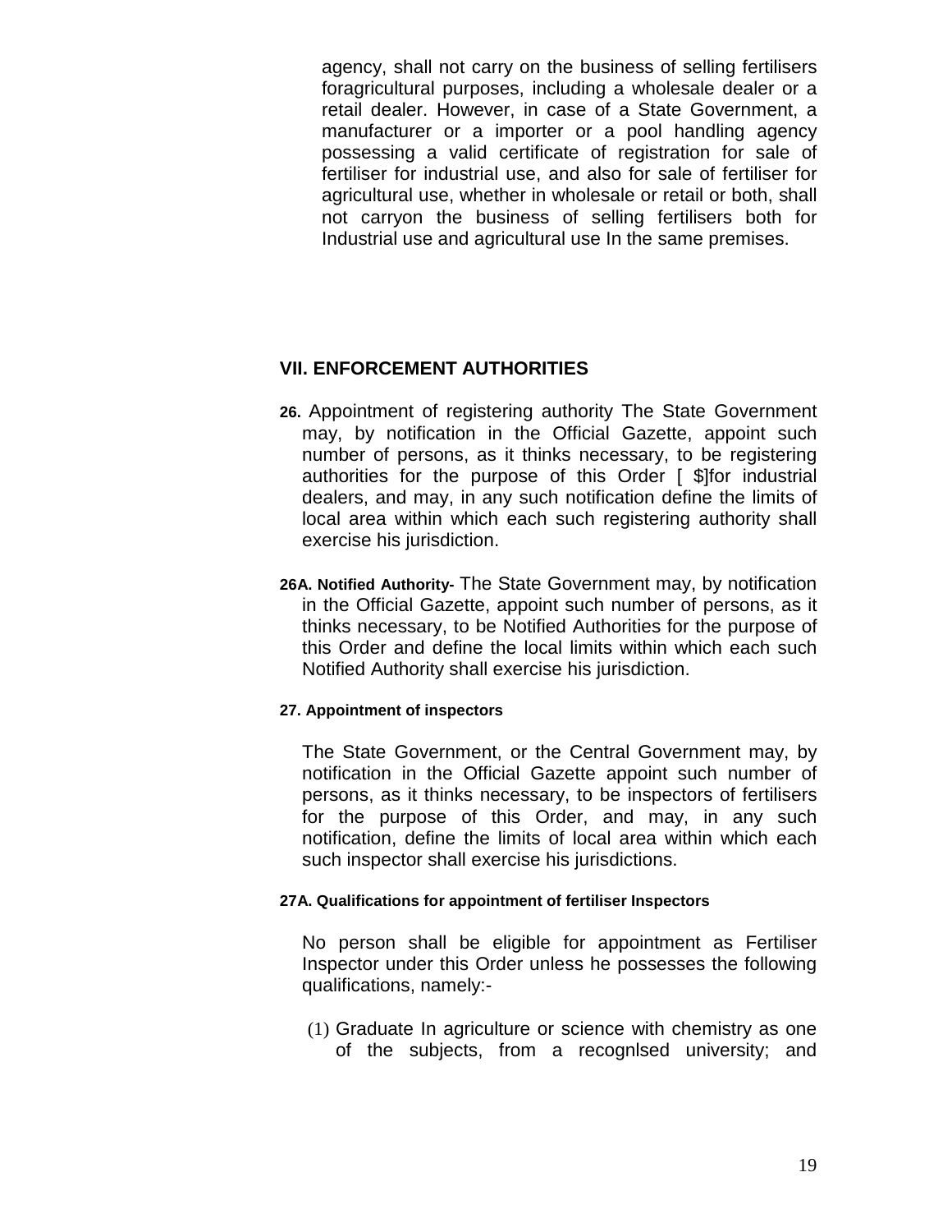agency, shall not carry on the business of selling fertilisers foragricultural purposes, including a wholesale dealer or a retail dealer. However, in case of a State Government, a manufacturer or a importer or a pool handling agency possessing a valid certificate of registration for sale of fertiliser for industrial use, and also for sale of fertiliser for agricultural use, whether in wholesale or retail or both, shall not carryon the business of selling fertilisers both for Industrial use and agricultural use In the same premises.

## VII. ENFORCEMENT AUTHORITIES

**26.** Appointment of registering authority The State Government may, by notification in the Official Gazette, appoint such number of persons, as it thinks necessary, to be registering authorities for the purpose of this Order [ $]for industrial dealers, and may, in any such notification define the limits of local area within which each such registering authority shall exercise his jurisdiction.

**26A. Notified Authority-** The State Government may, by notification in the Official Gazette, appoint such number of persons, as it thinks necessary, to be Notified Authorities for the purpose of this Order and define the local limits within which each such Notified Authority shall exercise his jurisdiction.

**27. Appointment of inspectors**

The State Government, or the Central Government may, by notification in the Official Gazette appoint such number of persons, as it thinks necessary, to be inspectors of fertilisers for the purpose of this Order, and may, in any such notification, define the limits of local area within which each such inspector shall exercise his jurisdictions.

**27A. Qualifications for appointment of fertiliser Inspectors**

No person shall be eligible for appointment as Fertiliser Inspector under this Order unless he possesses the following qualifications, namely:-

(1) Graduate In agriculture or science with chemistry as one of the subjects, from a recognlsed university; and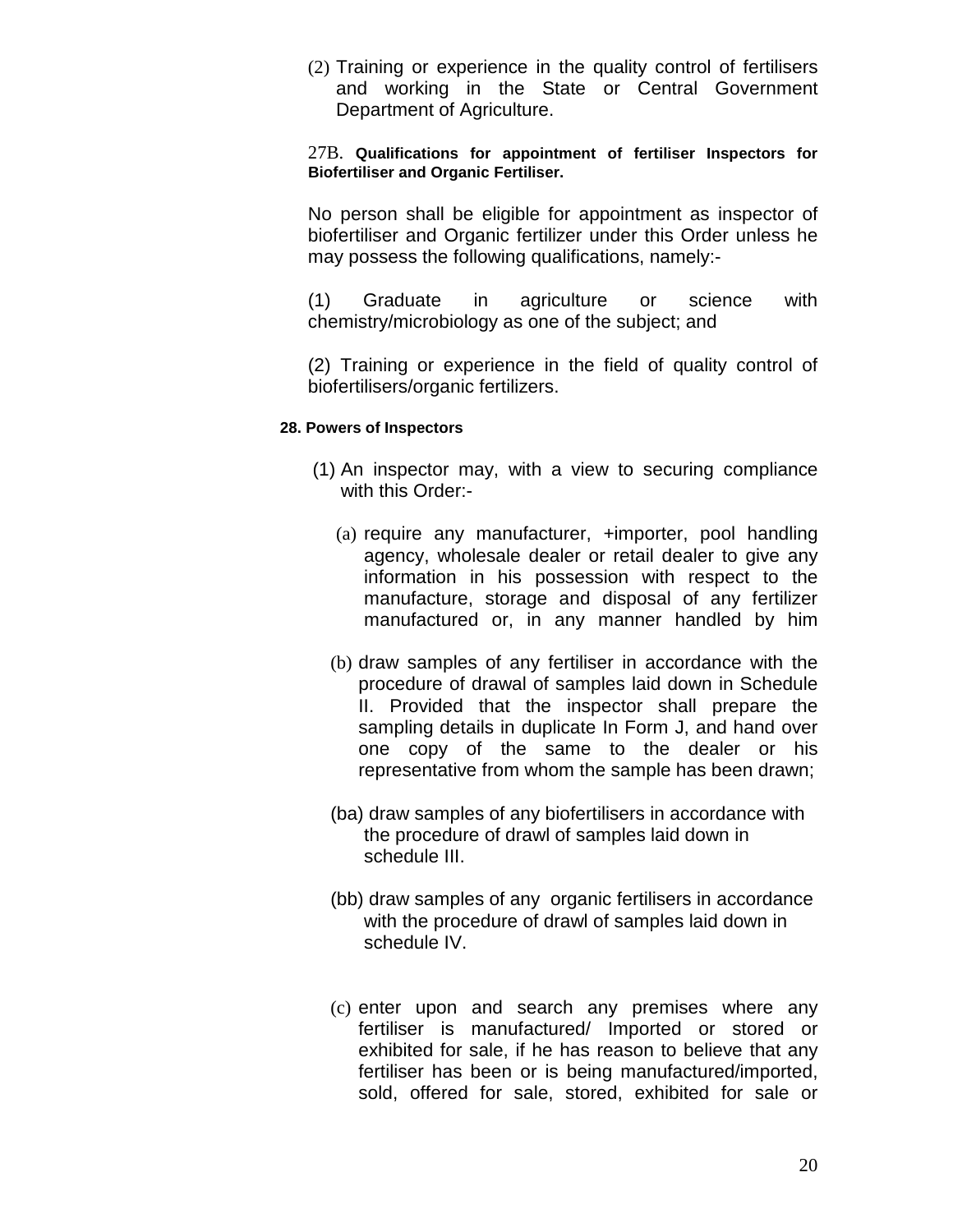(2) Training or experience in the quality control of fertilisers and working in the State or Central Government Department of Agriculture.

27B. **Qualifications for appointment of fertiliser Inspectors for Biofertiliser and Organic Fertiliser.**

No person shall be eligible for appointment as inspector of biofertiliser and Organic fertilizer under this Order unless he may possess the following qualifications, namely:-

(1) Graduate in agriculture or science with chemistry/microbiology as one of the subject; and

(2) Training or experience in the field of quality control of biofertilisers/organic fertilizers.

**28. Powers of Inspectors**

(1) An inspector may, with a view to securing compliance with this Order:-

(a) require any manufacturer, +importer, pool handling agency, wholesale dealer or retail dealer to give any information in his possession with respect to the manufacture, storage and disposal of any fertilizer manufactured or, in any manner handled by him

(b) draw samples of any fertiliser in accordance with the procedure of drawal of samples laid down in Schedule II. Provided that the inspector shall prepare the sampling details in duplicate In Form J, and hand over one copy of the same to the dealer or his representative from whom the sample has been drawn;

(ba) draw samples of any biofertilisers in accordance with the procedure of drawl of samples laid down in schedule III.

(bb) draw samples of any organic fertilisers in accordance with the procedure of drawl of samples laid down in schedule IV.

(c) enter upon and search any premises where any fertiliser is manufactured/ Imported or stored or exhibited for sale, if he has reason to believe that any fertiliser has been or is being manufactured/imported, sold, offered for sale, stored, exhibited for sale or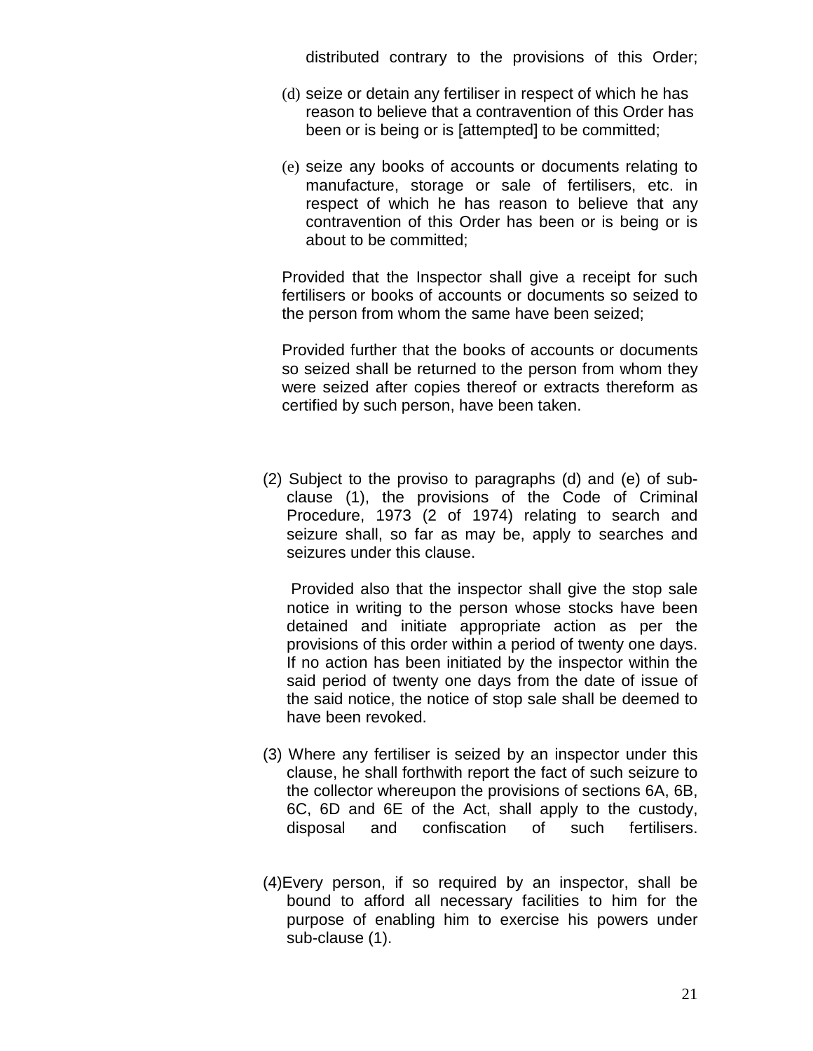distributed contrary to the provisions of this Order;

(d) seize or detain any fertiliser in respect of which he has reason to believe that a contravention of this Order has been or is being or is [attempted] to be committed;

(e) seize any books of accounts or documents relating to manufacture, storage or sale of fertilisers, etc. in respect of which he has reason to believe that any contravention of this Order has been or is being or is about to be committed;

Provided that the Inspector shall give a receipt for such fertilisers or books of accounts or documents so seized to the person from whom the same have been seized;

Provided further that the books of accounts or documents so seized shall be returned to the person from whom they were seized after copies thereof or extracts thereform as certified by such person, have been taken.

(2) Subject to the proviso to paragraphs (d) and (e) of sub-clause (1), the provisions of the Code of Criminal Procedure, 1973 (2 of 1974) relating to search and seizure shall, so far as may be, apply to searches and seizures under this clause.

Provided also that the inspector shall give the stop sale notice in writing to the person whose stocks have been detained and initiate appropriate action as per the provisions of this order within a period of twenty one days. If no action has been initiated by the inspector within the said period of twenty one days from the date of issue of the said notice, the notice of stop sale shall be deemed to have been revoked.

(3) Where any fertiliser is seized by an inspector under this clause, he shall forthwith report the fact of such seizure to the collector whereupon the provisions of sections 6A, 6B, 6C, 6D and 6E of the Act, shall apply to the custody, disposal and confiscation of such fertilisers.

(4) Every person, if so required by an inspector, shall be bound to afford all necessary facilities to him for the purpose of enabling him to exercise his powers under sub-clause (1).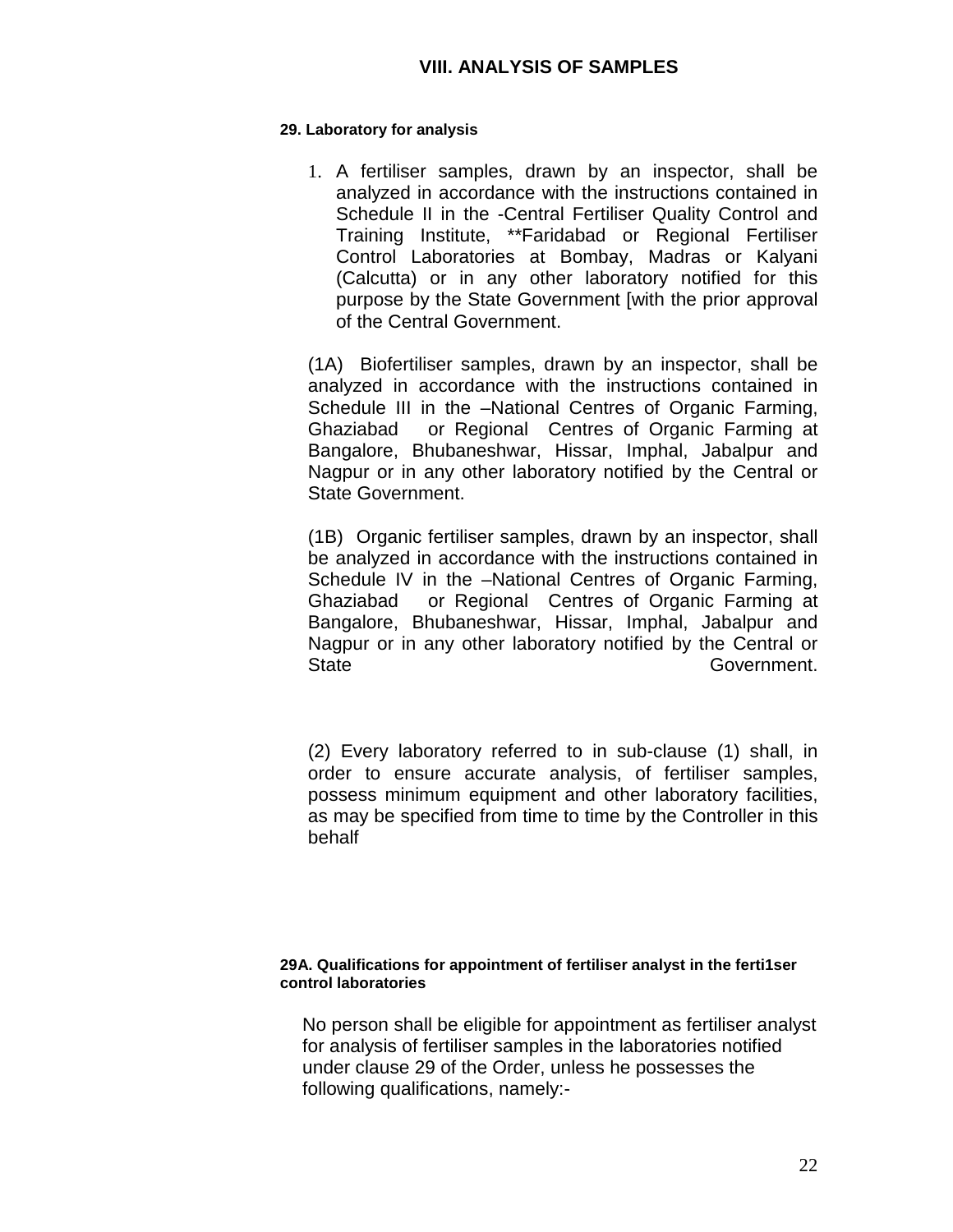## VIII. ANALYSIS OF SAMPLES

**29. Laboratory for analysis**

1. A fertiliser samples, drawn by an inspector, shall be analyzed in accordance with the instructions contained in Schedule II in the -Central Fertiliser Quality Control and Training Institute, **Faridabad or Regional Fertiliser Control Laboratories at Bombay, Madras or Kalyani (Calcutta) or in any other laboratory notified for this purpose by the State Government [with the prior approval of the Central Government.

(1A) Biofertiliser samples, drawn by an inspector, shall be analyzed in accordance with the instructions contained in Schedule III in the –National Centres of Organic Farming, Ghaziabad or Regional Centres of Organic Farming at Bangalore, Bhubaneshwar, Hissar, Imphal, Jabalpur and Nagpur or in any other laboratory notified by the Central or State Government.

(1B) Organic fertiliser samples, drawn by an inspector, shall be analyzed in accordance with the instructions contained in Schedule IV in the –National Centres of Organic Farming, Ghaziabad or Regional Centres of Organic Farming at Bangalore, Bhubaneshwar, Hissar, Imphal, Jabalpur and Nagpur or in any other laboratory notified by the Central or State Government.

(2) Every laboratory referred to in sub-clause (1) shall, in order to ensure accurate analysis, of fertiliser samples, possess minimum equipment and other laboratory facilities, as may be specified from time to time by the Controller in this behalf

**29A. Qualifications for appointment of fertiliser analyst in the ferti1ser control laboratories**

No person shall be eligible for appointment as fertiliser analyst for analysis of fertiliser samples in the laboratories notified under clause 29 of the Order, unless he possesses the following qualifications, namely:-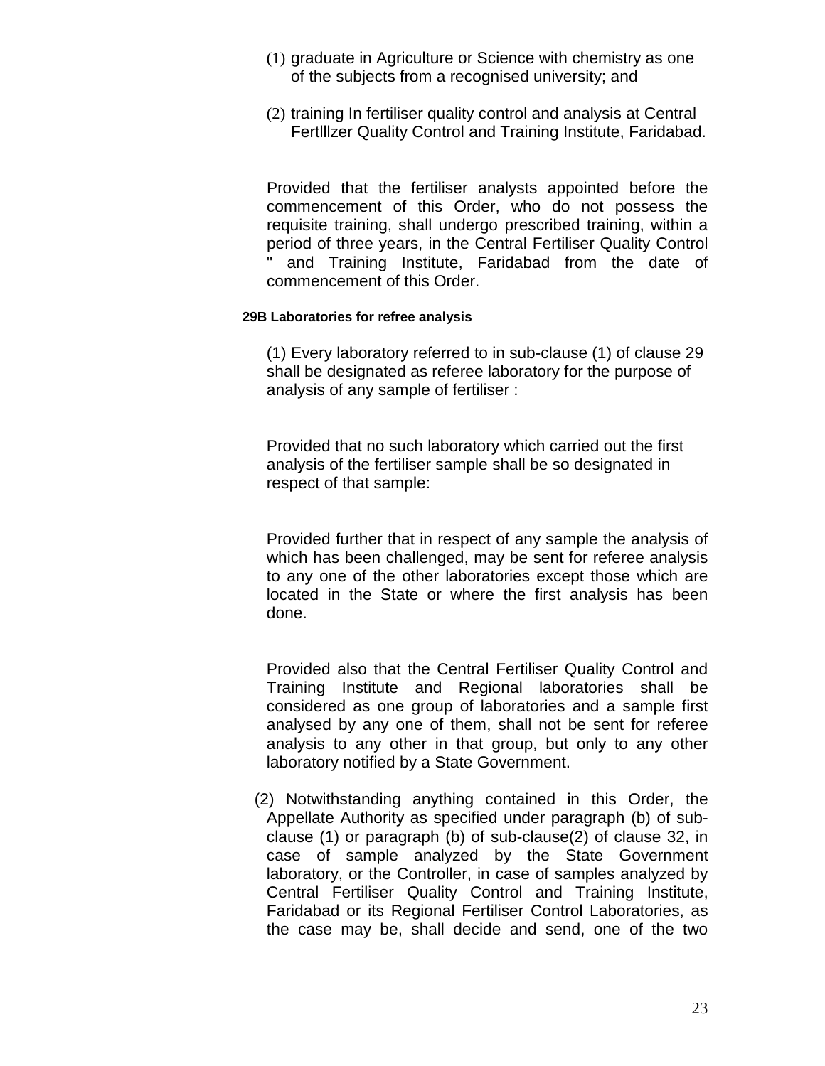(1) graduate in Agriculture or Science with chemistry as one of the subjects from a recognised university; and

(2) training In fertiliser quality control and analysis at Central Fertlllzer Quality Control and Training Institute, Faridabad.

Provided that the fertiliser analysts appointed before the commencement of this Order, who do not possess the requisite training, shall undergo prescribed training, within a period of three years, in the Central Fertiliser Quality Control " and Training Institute, Faridabad from the date of commencement of this Order.

**29B Laboratories for refree analysis**

(1) Every laboratory referred to in sub-clause (1) of clause 29 shall be designated as referee laboratory for the purpose of analysis of any sample of fertiliser :

Provided that no such laboratory which carried out the first analysis of the fertiliser sample shall be so designated in respect of that sample:

Provided further that in respect of any sample the analysis of which has been challenged, may be sent for referee analysis to any one of the other laboratories except those which are located in the State or where the first analysis has been done.

Provided also that the Central Fertiliser Quality Control and Training Institute and Regional laboratories shall be considered as one group of laboratories and a sample first analysed by any one of them, shall not be sent for referee analysis to any other in that group, but only to any other laboratory notified by a State Government.

(2) Notwithstanding anything contained in this Order, the Appellate Authority as specified under paragraph (b) of sub-clause (1) or paragraph (b) of sub-clause(2) of clause 32, in case of sample analyzed by the State Government laboratory, or the Controller, in case of samples analyzed by Central Fertiliser Quality Control and Training Institute, Faridabad or its Regional Fertiliser Control Laboratories, as the case may be, shall decide and send, one of the two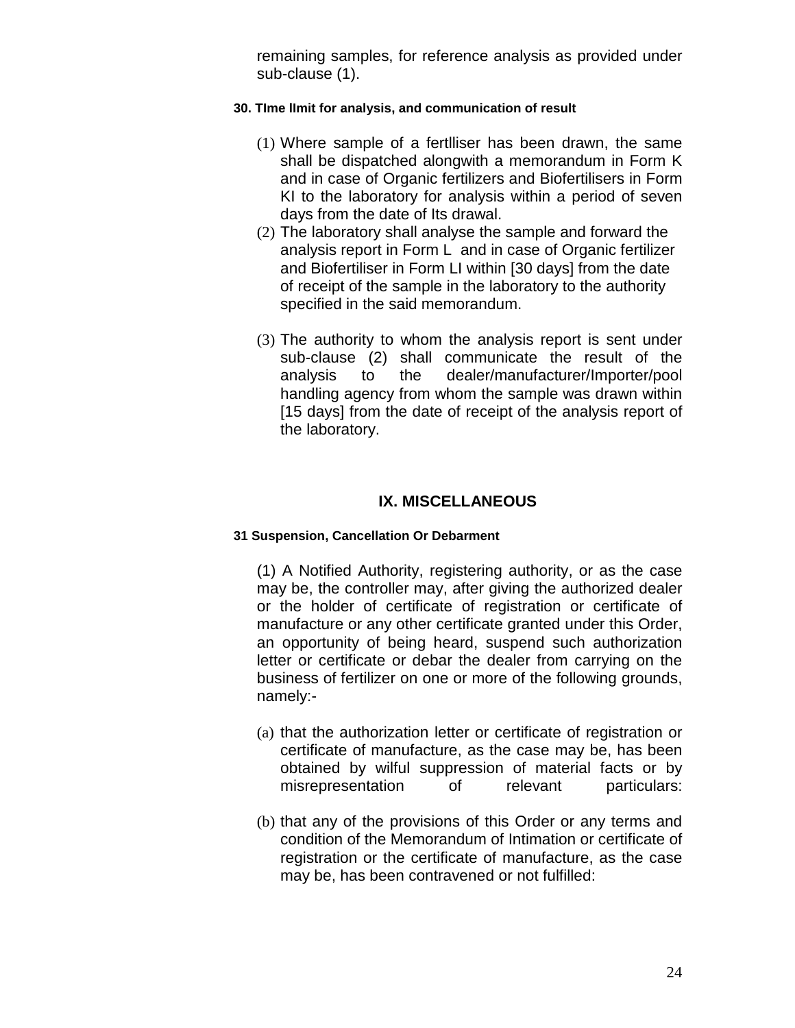remaining samples, for reference analysis as provided under sub-clause (1).

#### 30. TIme lImit for analysis, and communication of result

(1) Where sample of a fertlliser has been drawn, the same shall be dispatched alongwith a memorandum in Form K and in case of Organic fertilizers and Biofertilisers in Form KI to the laboratory for analysis within a period of seven days from the date of Its drawal.

(2) The laboratory shall analyse the sample and forward the analysis report in Form L and in case of Organic fertilizer and Biofertiliser in Form LI within [30 days] from the date of receipt of the sample in the laboratory to the authority specified in the said memorandum.

(3) The authority to whom the analysis report is sent under sub-clause (2) shall communicate the result of the analysis to the dealer/manufacturer/Importer/pool handling agency from whom the sample was drawn within [15 days] from the date of receipt of the analysis report of the laboratory.

## IX. MISCELLANEOUS

#### 31 Suspension, Cancellation Or Debarment

(1) A Notified Authority, registering authority, or as the case may be, the controller may, after giving the authorized dealer or the holder of certificate of registration or certificate of manufacture or any other certificate granted under this Order, an opportunity of being heard, suspend such authorization letter or certificate or debar the dealer from carrying on the business of fertilizer on one or more of the following grounds, namely:-

(a) that the authorization letter or certificate of registration or certificate of manufacture, as the case may be, has been obtained by wilful suppression of material facts or by misrepresentation of relevant particulars:

(b) that any of the provisions of this Order or any terms and condition of the Memorandum of Intimation or certificate of registration or the certificate of manufacture, as the case may be, has been contravened or not fulfilled: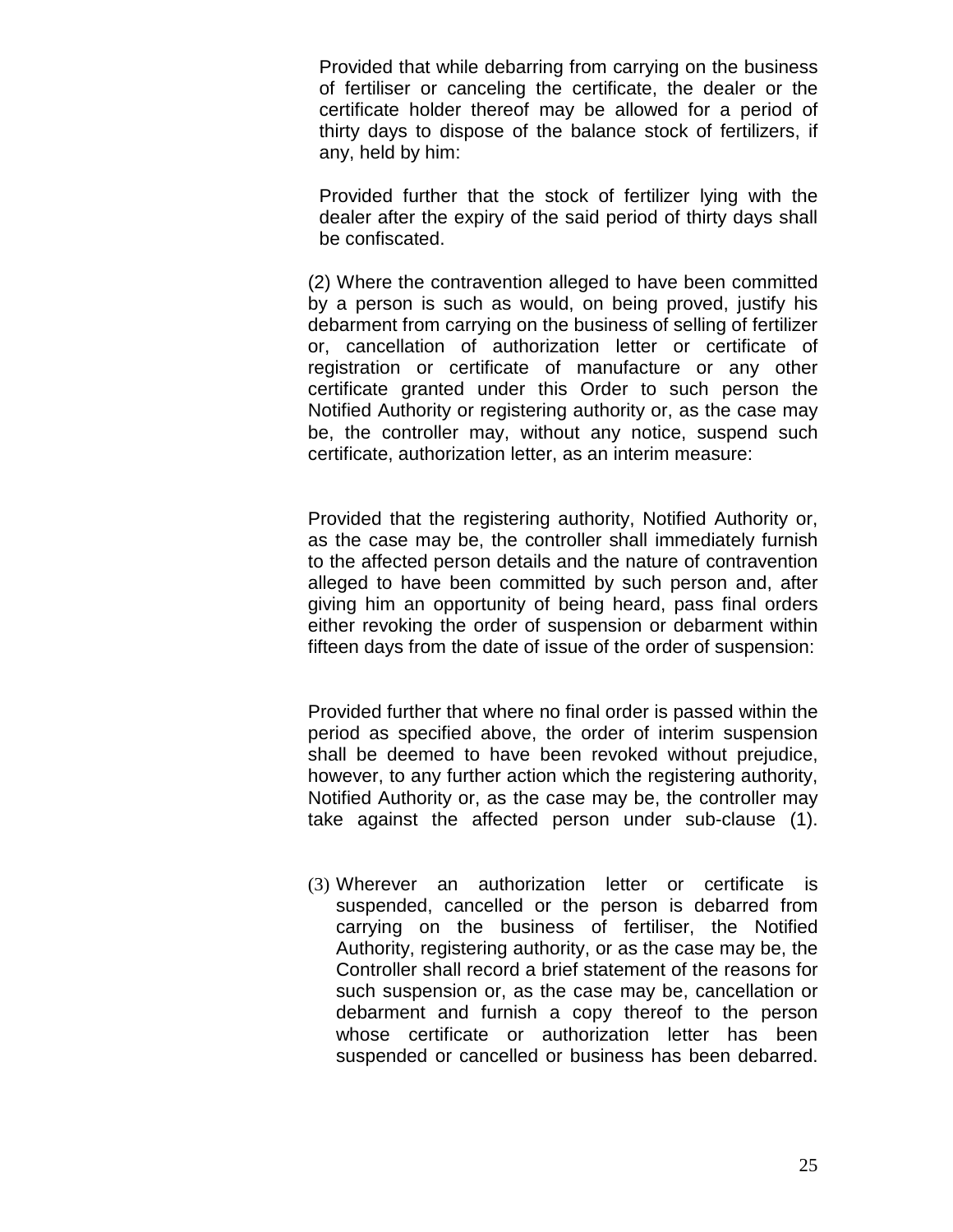Provided that while debarring from carrying on the business of fertiliser or canceling the certificate, the dealer or the certificate holder thereof may be allowed for a period of thirty days to dispose of the balance stock of fertilizers, if any, held by him:

Provided further that the stock of fertilizer lying with the dealer after the expiry of the said period of thirty days shall be confiscated.

(2) Where the contravention alleged to have been committed by a person is such as would, on being proved, justify his debarment from carrying on the business of selling of fertilizer or, cancellation of authorization letter or certificate of registration or certificate of manufacture or any other certificate granted under this Order to such person the Notified Authority or registering authority or, as the case may be, the controller may, without any notice, suspend such certificate, authorization letter, as an interim measure:

Provided that the registering authority, Notified Authority or, as the case may be, the controller shall immediately furnish to the affected person details and the nature of contravention alleged to have been committed by such person and, after giving him an opportunity of being heard, pass final orders either revoking the order of suspension or debarment within fifteen days from the date of issue of the order of suspension:

Provided further that where no final order is passed within the period as specified above, the order of interim suspension shall be deemed to have been revoked without prejudice, however, to any further action which the registering authority, Notified Authority or, as the case may be, the controller may take against the affected person under sub-clause (1).

(3) Wherever an authorization letter or certificate is suspended, cancelled or the person is debarred from carrying on the business of fertiliser, the Notified Authority, registering authority, or as the case may be, the Controller shall record a brief statement of the reasons for such suspension or, as the case may be, cancellation or debarment and furnish a copy thereof to the person whose certificate or authorization letter has been suspended or cancelled or business has been debarred.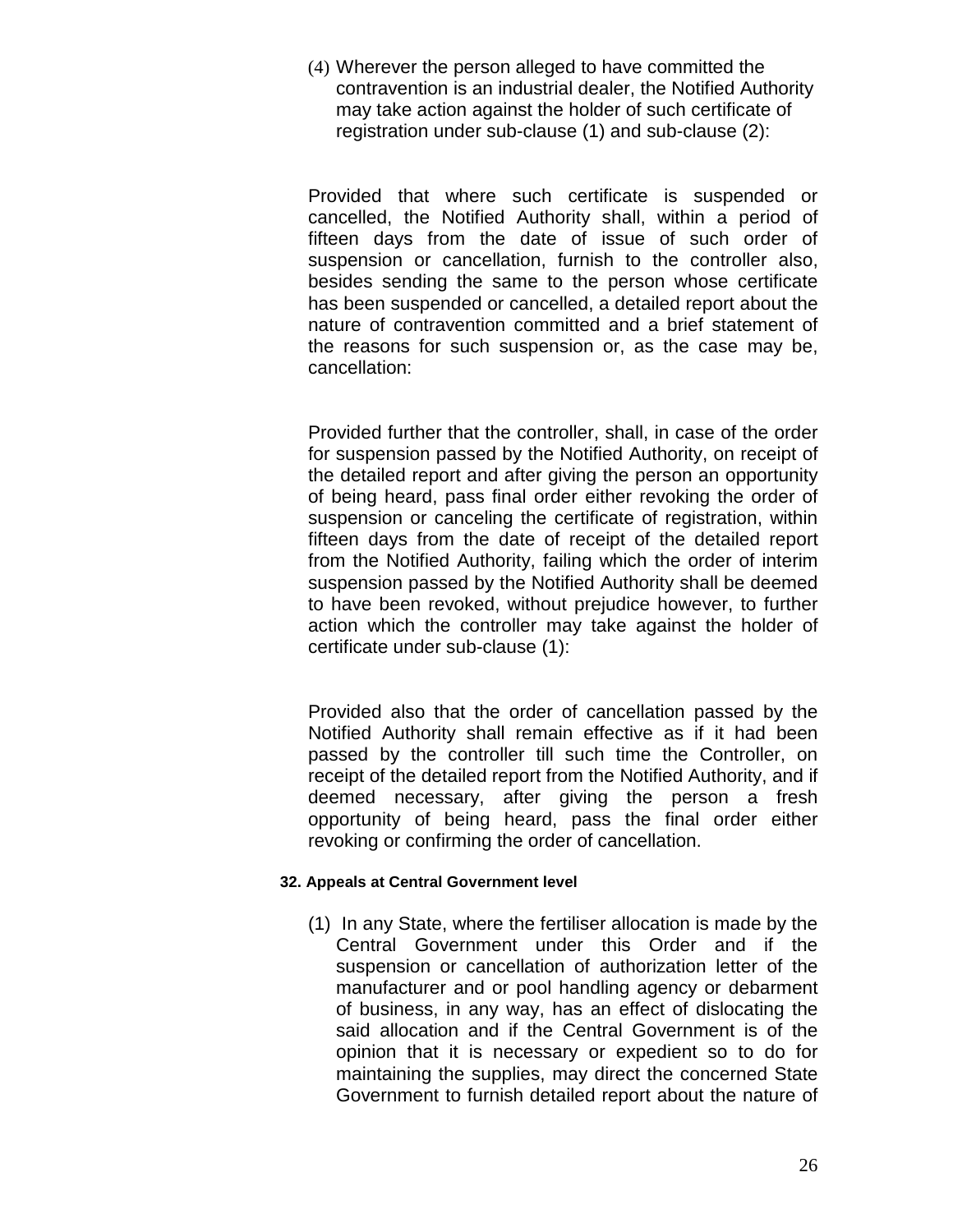(4) Wherever the person alleged to have committed the contravention is an industrial dealer, the Notified Authority may take action against the holder of such certificate of registration under sub-clause (1) and sub-clause (2):

Provided that where such certificate is suspended or cancelled, the Notified Authority shall, within a period of fifteen days from the date of issue of such order of suspension or cancellation, furnish to the controller also, besides sending the same to the person whose certificate has been suspended or cancelled, a detailed report about the nature of contravention committed and a brief statement of the reasons for such suspension or, as the case may be, cancellation:

Provided further that the controller, shall, in case of the order for suspension passed by the Notified Authority, on receipt of the detailed report and after giving the person an opportunity of being heard, pass final order either revoking the order of suspension or canceling the certificate of registration, within fifteen days from the date of receipt of the detailed report from the Notified Authority, failing which the order of interim suspension passed by the Notified Authority shall be deemed to have been revoked, without prejudice however, to further action which the controller may take against the holder of certificate under sub-clause (1):

Provided also that the order of cancellation passed by the Notified Authority shall remain effective as if it had been passed by the controller till such time the Controller, on receipt of the detailed report from the Notified Authority, and if deemed necessary, after giving the person a fresh opportunity of being heard, pass the final order either revoking or confirming the order of cancellation.

**32. Appeals at Central Government level**

(1) In any State, where the fertiliser allocation is made by the Central Government under this Order and if the suspension or cancellation of authorization letter of the manufacturer and or pool handling agency or debarment of business, in any way, has an effect of dislocating the said allocation and if the Central Government is of the opinion that it is necessary or expedient so to do for maintaining the supplies, may direct the concerned State Government to furnish detailed report about the nature of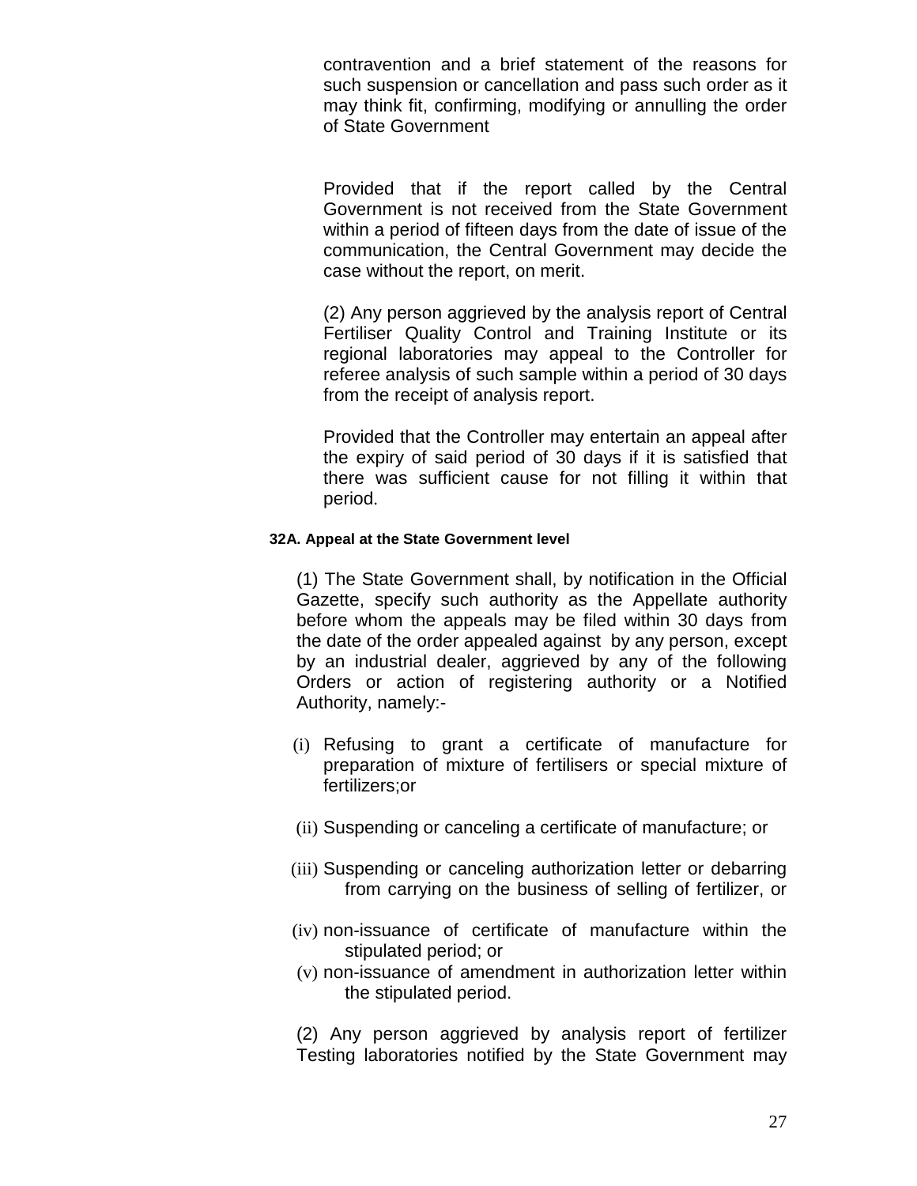contravention and a brief statement of the reasons for such suspension or cancellation and pass such order as it may think fit, confirming, modifying or annulling the order of State Government

Provided that if the report called by the Central Government is not received from the State Government within a period of fifteen days from the date of issue of the communication, the Central Government may decide the case without the report, on merit.

(2) Any person aggrieved by the analysis report of Central Fertiliser Quality Control and Training Institute or its regional laboratories may appeal to the Controller for referee analysis of such sample within a period of 30 days from the receipt of analysis report.

Provided that the Controller may entertain an appeal after the expiry of said period of 30 days if it is satisfied that there was sufficient cause for not filling it within that period.

**32A. Appeal at the State Government level**

(1) The State Government shall, by notification in the Official Gazette, specify such authority as the Appellate authority before whom the appeals may be filed within 30 days from the date of the order appealed against by any person, except by an industrial dealer, aggrieved by any of the following Orders or action of registering authority or a Notified Authority, namely:-

(i) Refusing to grant a certificate of manufacture for preparation of mixture of fertilisers or special mixture of fertilizers;or

(ii) Suspending or canceling a certificate of manufacture; or

(iii) Suspending or canceling authorization letter or debarring from carrying on the business of selling of fertilizer, or

(iv) non-issuance of certificate of manufacture within the stipulated period; or

(v) non-issuance of amendment in authorization letter within the stipulated period.

(2) Any person aggrieved by analysis report of fertilizer Testing laboratories notified by the State Government may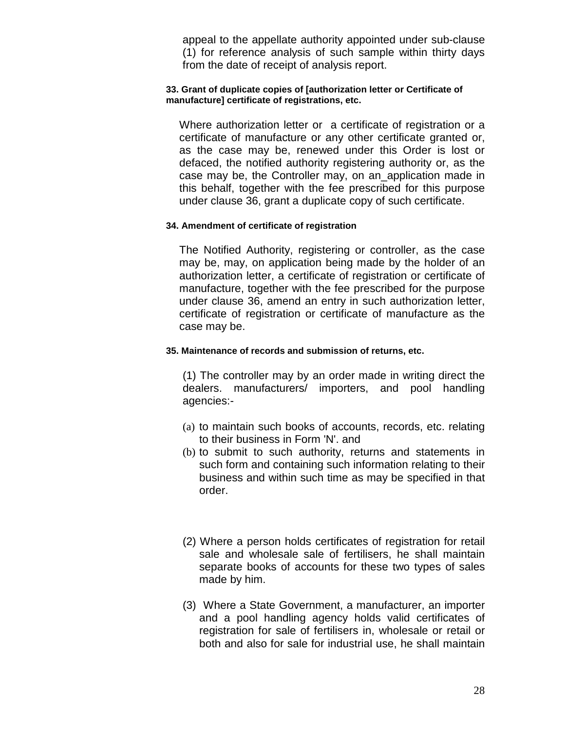appeal to the appellate authority appointed under sub-clause (1) for reference analysis of such sample within thirty days from the date of receipt of analysis report.

#### 33. Grant of duplicate copies of [authorization letter or Certificate of manufacture] certificate of registrations, etc.

Where authorization letter or a certificate of registration or a certificate of manufacture or any other certificate granted or, as the case may be, renewed under this Order is lost or defaced, the notified authority registering authority or, as the case may be, the Controller may, on an_application made in this behalf, together with the fee prescribed for this purpose under clause 36, grant a duplicate copy of such certificate.

#### 34. Amendment of certificate of registration

The Notified Authority, registering or controller, as the case may be, may, on application being made by the holder of an authorization letter, a certificate of registration or certificate of manufacture, together with the fee prescribed for the purpose under clause 36, amend an entry in such authorization letter, certificate of registration or certificate of manufacture as the case may be.

#### 35. Maintenance of records and submission of returns, etc.

(1) The controller may by an order made in writing direct the dealers. manufacturers/ importers, and pool handling agencies:-

(a) to maintain such books of accounts, records, etc. relating to their business in Form 'N'. and

(b) to submit to such authority, returns and statements in such form and containing such information relating to their business and within such time as may be specified in that order.

(2) Where a person holds certificates of registration for retail sale and wholesale sale of fertilisers, he shall maintain separate books of accounts for these two types of sales made by him.

(3) Where a State Government, a manufacturer, an importer and a pool handling agency holds valid certificates of registration for sale of fertilisers in, wholesale or retail or both and also for sale for industrial use, he shall maintain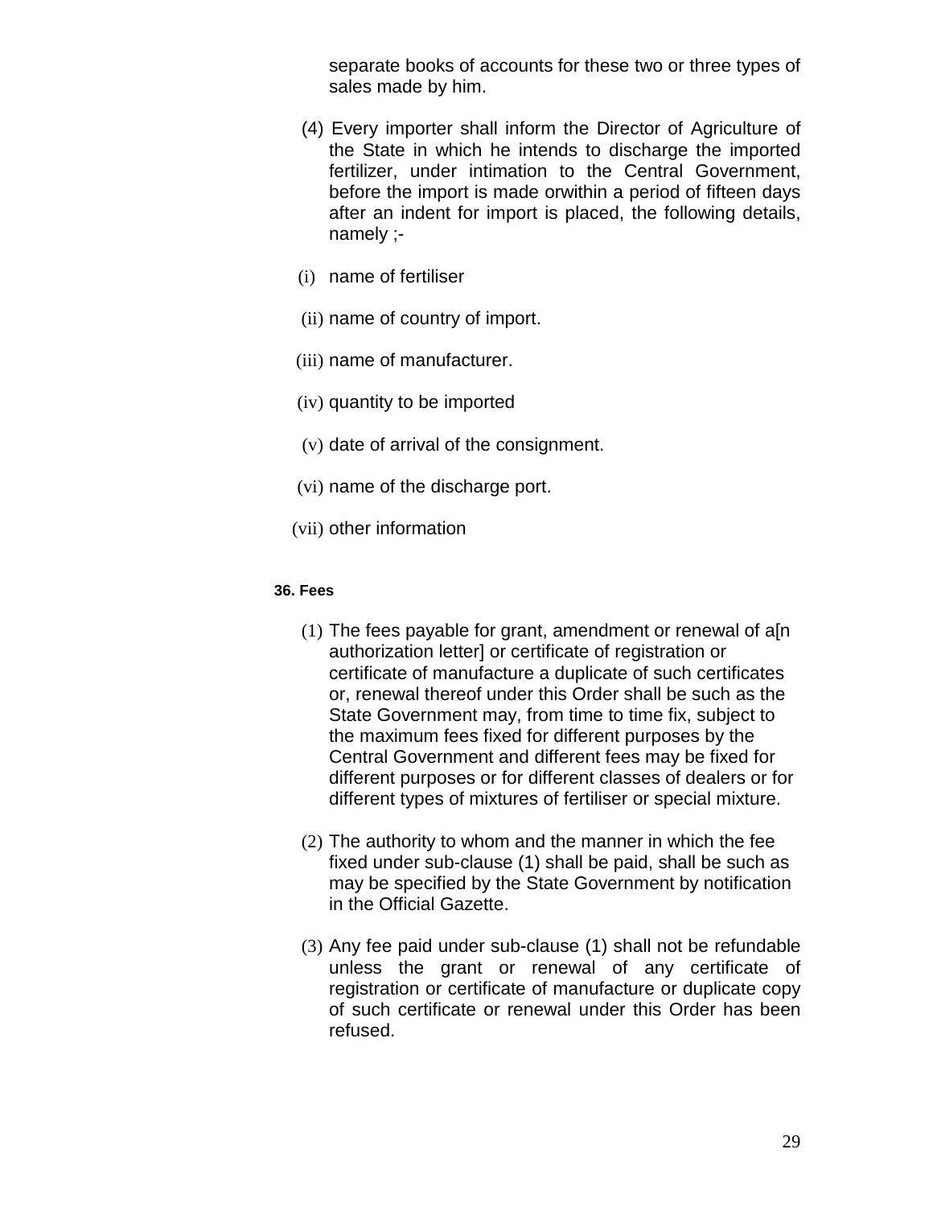separate books of accounts for these two or three types of sales made by him.

(4) Every importer shall inform the Director of Agriculture of the State in which he intends to discharge the imported fertilizer, under intimation to the Central Government, before the import is made orwithin a period of fifteen days after an indent for import is placed, the following details, namely ;-

(i) name of fertiliser

(ii) name of country of import.

(iii) name of manufacturer.

(iv) quantity to be imported

(v) date of arrival of the consignment.

(vi) name of the discharge port.

(vii) other information

**36. Fees**

(1) The fees payable for grant, amendment or renewal of a[n authorization letter] or certificate of registration or certificate of manufacture a duplicate of such certificates or, renewal thereof under this Order shall be such as the State Government may, from time to time fix, subject to the maximum fees fixed for different purposes by the Central Government and different fees may be fixed for different purposes or for different classes of dealers or for different types of mixtures of fertiliser or special mixture.

(2) The authority to whom and the manner in which the fee fixed under sub-clause (1) shall be paid, shall be such as may be specified by the State Government by notification in the Official Gazette.

(3) Any fee paid under sub-clause (1) shall not be refundable unless the grant or renewal of any certificate of registration or certificate of manufacture or duplicate copy of such certificate or renewal under this Order has been refused.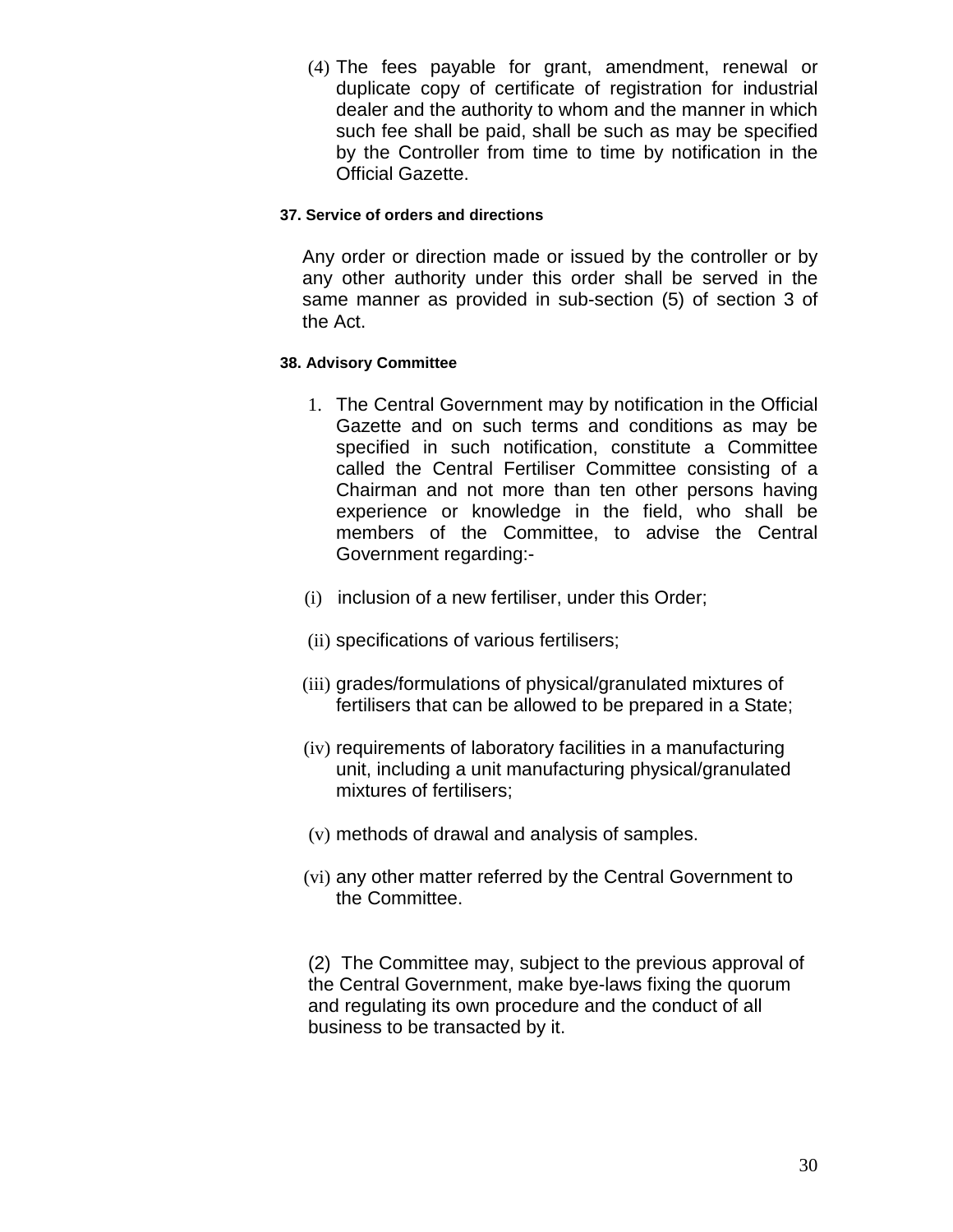(4) The fees payable for grant, amendment, renewal or duplicate copy of certificate of registration for industrial dealer and the authority to whom and the manner in which such fee shall be paid, shall be such as may be specified by the Controller from time to time by notification in the Official Gazette.

#### 37. Service of orders and directions

Any order or direction made or issued by the controller or by any other authority under this order shall be served in the same manner as provided in sub-section (5) of section 3 of the Act.

#### 38. Advisory Committee

1. The Central Government may by notification in the Official Gazette and on such terms and conditions as may be specified in such notification, constitute a Committee called the Central Fertiliser Committee consisting of a Chairman and not more than ten other persons having experience or knowledge in the field, who shall be members of the Committee, to advise the Central Government regarding:-

(i) inclusion of a new fertiliser, under this Order;

(ii) specifications of various fertilisers;

(iii) grades/formulations of physical/granulated mixtures of fertilisers that can be allowed to be prepared in a State;

(iv) requirements of laboratory facilities in a manufacturing unit, including a unit manufacturing physical/granulated mixtures of fertilisers;

(v) methods of drawal and analysis of samples.

(vi) any other matter referred by the Central Government to the Committee.

(2) The Committee may, subject to the previous approval of the Central Government, make bye-laws fixing the quorum and regulating its own procedure and the conduct of all business to be transacted by it.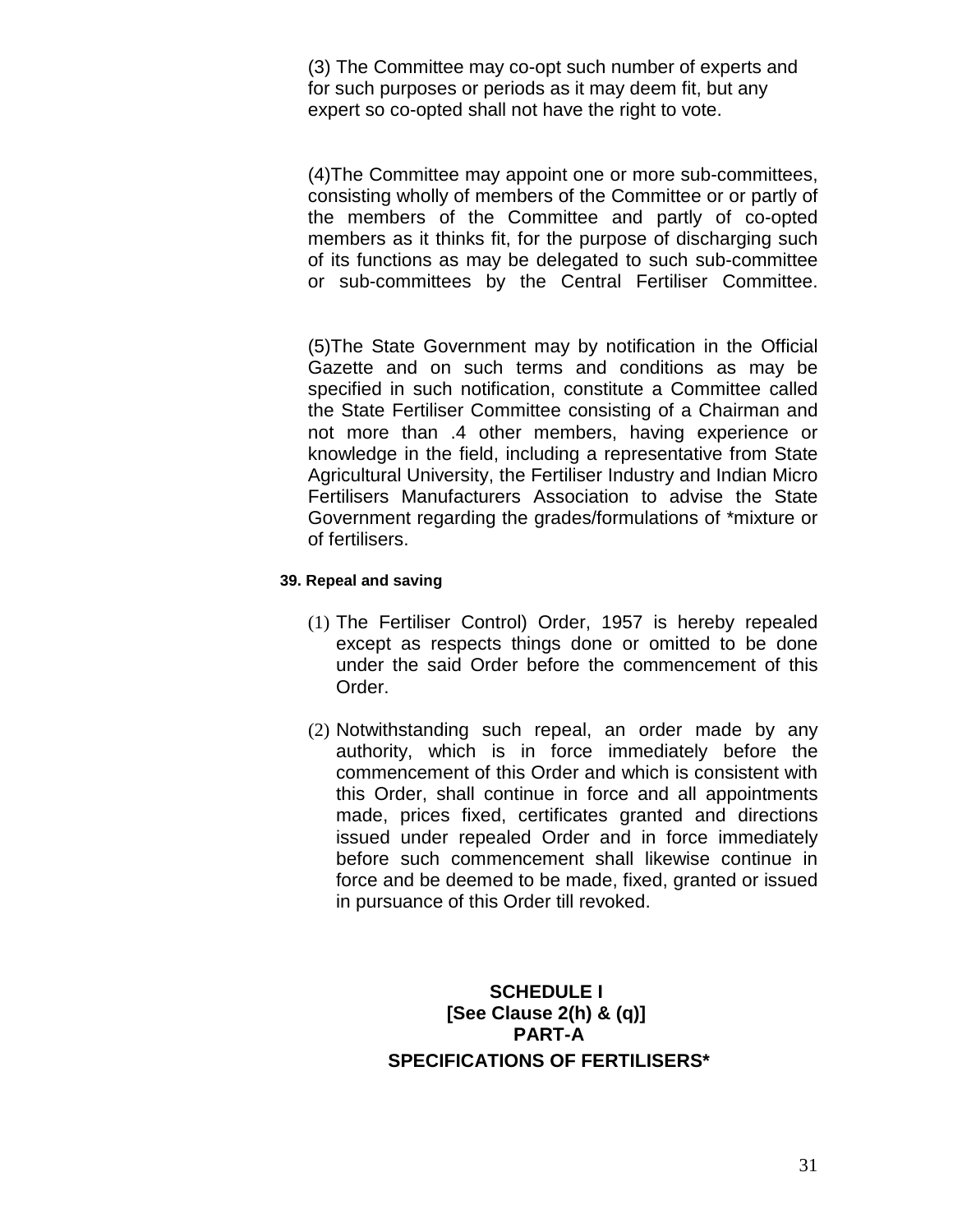(3) The Committee may co-opt such number of experts and for such purposes or periods as it may deem fit, but any expert so co-opted shall not have the right to vote.

(4)The Committee may appoint one or more sub-committees, consisting wholly of members of the Committee or or partly of the members of the Committee and partly of co-opted members as it thinks fit, for the purpose of discharging such of its functions as may be delegated to such sub-committee or sub-committees by the Central Fertiliser Committee.

(5)The State Government may by notification in the Official Gazette and on such terms and conditions as may be specified in such notification, constitute a Committee called the State Fertiliser Committee consisting of a Chairman and not more than .4 other members, having experience or knowledge in the field, including a representative from State Agricultural University, the Fertiliser Industry and Indian Micro Fertilisers Manufacturers Association to advise the State Government regarding the grades/formulations of *mixture or of fertilisers.

**39. Repeal and saving**

(1) The Fertiliser Control) Order, 1957 is hereby repealed except as respects things done or omitted to be done under the said Order before the commencement of this Order.

(2) Notwithstanding such repeal, an order made by any authority, which is in force immediately before the commencement of this Order and which is consistent with this Order, shall continue in force and all appointments made, prices fixed, certificates granted and directions issued under repealed Order and in force immediately before such commencement shall likewise continue in force and be deemed to be made, fixed, granted or issued in pursuance of this Order till revoked.

## SCHEDULE I
## [See Clause 2(h) & (q)]
## PART-A
## SPECIFICATIONS OF FERTILISERS*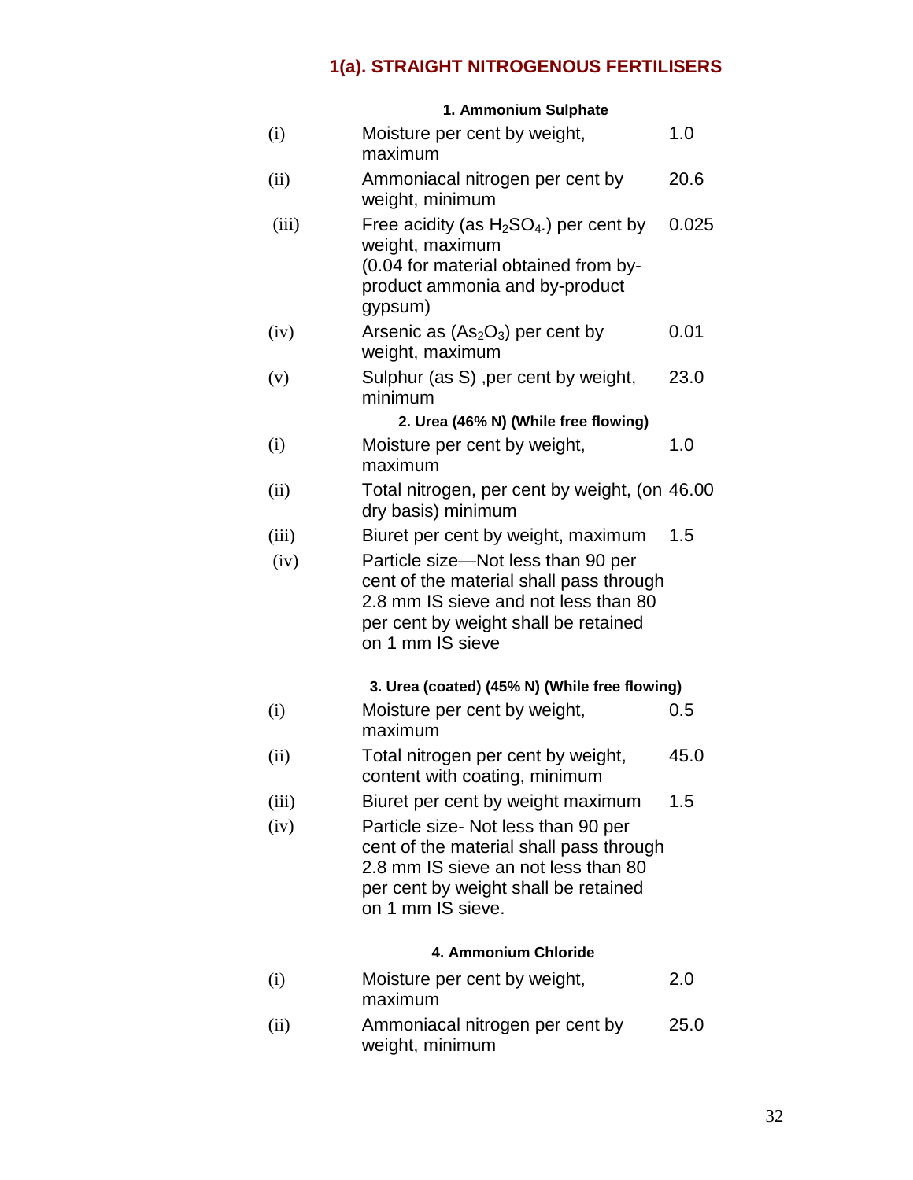## 1(a). STRAIGHT NITROGENOUS FERTILISERS

### 1. Ammonium Sulphate

| | | |
|---|---|---|
| (i) | Moisture per cent by weight, maximum | 1.0 |
| (ii) | Ammoniacal nitrogen per cent by weight, minimum | 20.6 |
| (iii) | Free acidity (as $H_2SO_4$.) per cent by weight, maximum (0.04 for material obtained from by-product ammonia and by-product gypsum) | 0.025 |
| (iv) | Arsenic as ($As_2O_3$) per cent by weight, maximum | 0.01 |
| (v) | Sulphur (as S) ,per cent by weight, minimum | 23.0 |

### 2. Urea (46% N) (While free flowing)

| | | |
|---|---|---|
| (i) | Moisture per cent by weight, maximum | 1.0 |
| (ii) | Total nitrogen, per cent by weight, (on dry basis) minimum | 46.00 |
| (iii) | Biuret per cent by weight, maximum | 1.5 |
| (iv) | Particle size—Not less than 90 per cent of the material shall pass through 2.8 mm IS sieve and not less than 80 per cent by weight shall be retained on 1 mm IS sieve | |

### 3. Urea (coated) (45% N) (While free flowing)

| | | |
|---|---|---|
| (i) | Moisture per cent by weight, maximum | 0.5 |
| (ii) | Total nitrogen per cent by weight, content with coating, minimum | 45.0 |
| (iii) | Biuret per cent by weight maximum | 1.5 |
| (iv) | Particle size- Not less than 90 per cent of the material shall pass through 2.8 mm IS sieve an not less than 80 per cent by weight shall be retained on 1 mm IS sieve. | |

### 4. Ammonium Chloride

| | | |
|---|---|---|
| (i) | Moisture per cent by weight, maximum | 2.0 |
| (ii) | Ammoniacal nitrogen per cent by weight, minimum | 25.0 |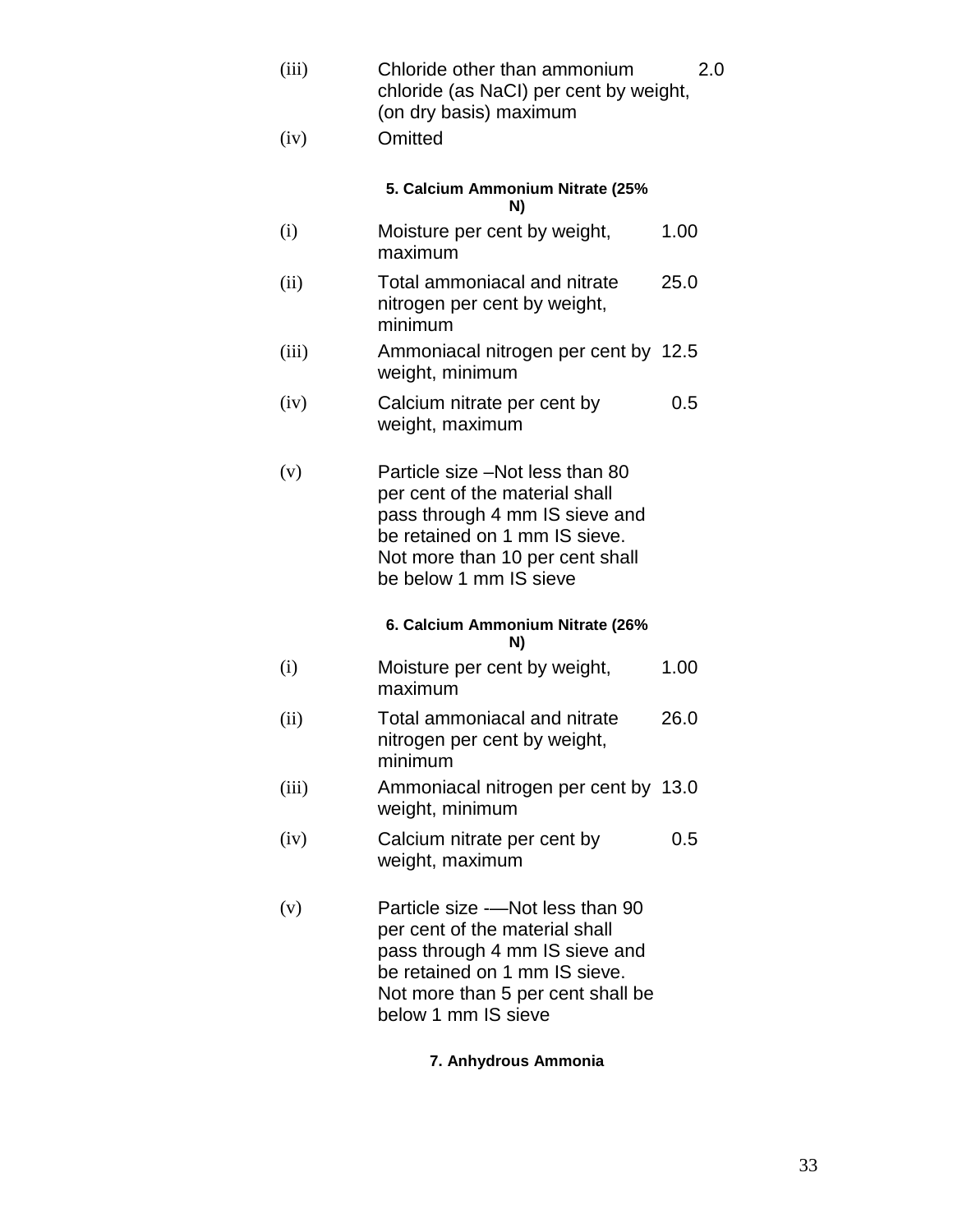| | | |
|---|---|---|
| (iii) | Chloride other than ammonium chloride (as NaCI) per cent by weight, (on dry basis) maximum | 2.0 |
| (iv) | Omitted | |

**5. Calcium Ammonium Nitrate (25% N)**

| | | |
|---|---|---|
| (i) | Moisture per cent by weight, maximum | 1.00 |
| (ii) | Total ammoniacal and nitrate nitrogen per cent by weight, minimum | 25.0 |
| (iii) | Ammoniacal nitrogen per cent by weight, minimum | 12.5 |
| (iv) | Calcium nitrate per cent by weight, maximum | 0.5 |
| (v) | Particle size –Not less than 80 per cent of the material shall pass through 4 mm IS sieve and be retained on 1 mm IS sieve. Not more than 10 per cent shall be below 1 mm IS sieve | |

**6. Calcium Ammonium Nitrate (26% N)**

| | | |
|---|---|---|
| (i) | Moisture per cent by weight, maximum | 1.00 |
| (ii) | Total ammoniacal and nitrate nitrogen per cent by weight, minimum | 26.0 |
| (iii) | Ammoniacal nitrogen per cent by weight, minimum | 13.0 |
| (iv) | Calcium nitrate per cent by weight, maximum | 0.5 |
| (v) | Particle size -—Not less than 90 per cent of the material shall pass through 4 mm IS sieve and be retained on 1 mm IS sieve. Not more than 5 per cent shall be below 1 mm IS sieve | |

**7. Anhydrous Ammonia**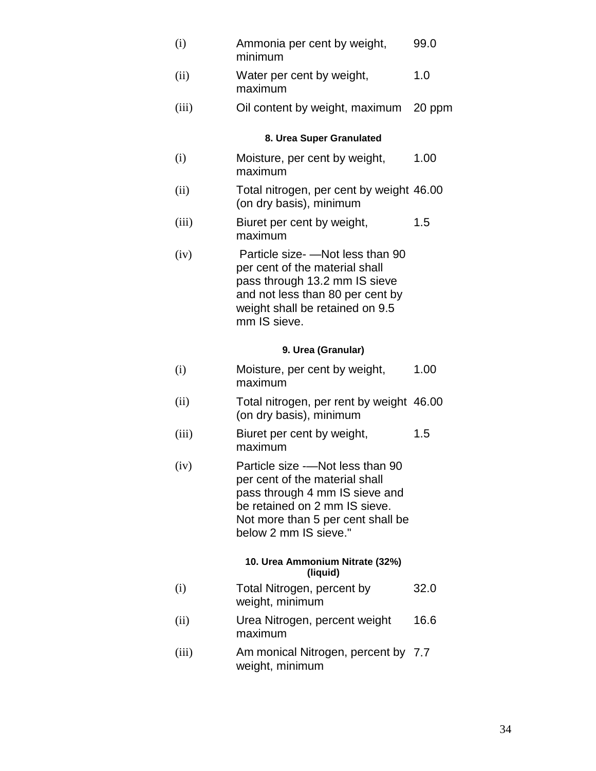| | | |
|---|---|---|
| (i) | Ammonia per cent by weight, minimum | 99.0 |
| (ii) | Water per cent by weight, maximum | 1.0 |
| (iii) | Oil content by weight, maximum | 20 ppm |

**8. Urea Super Granulated**

| | | |
|---|---|---|
| (i) | Moisture, per cent by weight, maximum | 1.00 |
| (ii) | Total nitrogen, per cent by weight (on dry basis), minimum | 46.00 |
| (iii) | Biuret per cent by weight, maximum | 1.5 |
| (iv) | Particle size- —Not less than 90 per cent of the material shall pass through 13.2 mm IS sieve and not less than 80 per cent by weight shall be retained on 9.5 mm IS sieve. | |

**9. Urea (Granular)**

| | | |
|---|---|---|
| (i) | Moisture, per cent by weight, maximum | 1.00 |
| (ii) | Total nitrogen, per rent by weight (on dry basis), minimum | 46.00 |
| (iii) | Biuret per cent by weight, maximum | 1.5 |
| (iv) | Particle size -—Not less than 90 per cent of the material shall pass through 4 mm IS sieve and be retained on 2 mm IS sieve. Not more than 5 per cent shall be below 2 mm IS sieve." | |

**10. Urea Ammonium Nitrate (32%) (liquid)**

| | | |
|---|---|---|
| (i) | Total Nitrogen, percent by weight, minimum | 32.0 |
| (ii) | Urea Nitrogen, percent weight maximum | 16.6 |
| (iii) | Am monical Nitrogen, percent by weight, minimum | 7.7 |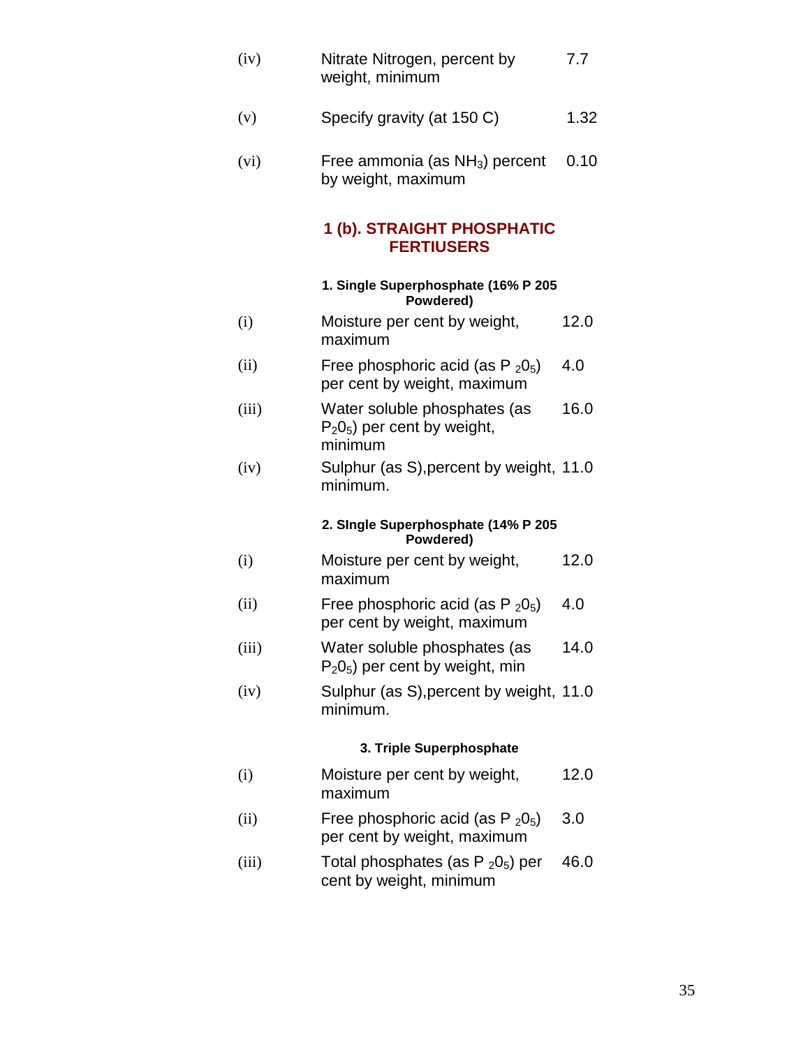| | | |
|---|---|---|
| (iv) | Nitrate Nitrogen, percent by weight, minimum | 7.7 |
| (v) | Specify gravity (at 150 C) | 1.32 |
| (vi) | Free ammonia (as $NH_3$) percent by weight, maximum | 0.10 |

## 1 (b). STRAIGHT PHOSPHATIC FERTIUSERS

**1. Single Superphosphate (16% P 205 Powdered)**

| | | |
|---|---|---|
| (i) | Moisture per cent by weight, maximum | 12.0 |
| (ii) | Free phosphoric acid (as $P_2 0_5$) per cent by weight, maximum | 4.0 |
| (iii) | Water soluble phosphates (as $P_2 0_5$) per cent by weight, minimum | 16.0 |
| (iv) | Sulphur (as S),percent by weight, minimum. | 11.0 |

**2. SIngle Superphosphate (14% P 205 Powdered)**

| | | |
|---|---|---|
| (i) | Moisture per cent by weight, maximum | 12.0 |
| (ii) | Free phosphoric acid (as $P_2 0_5$) per cent by weight, maximum | 4.0 |
| (iii) | Water soluble phosphates (as $P_2 0_5$) per cent by weight, min | 14.0 |
| (iv) | Sulphur (as S),percent by weight, minimum. | 11.0 |

**3. Triple Superphosphate**

| | | |
|---|---|---|
| (i) | Moisture per cent by weight, maximum | 12.0 |
| (ii) | Free phosphoric acid (as $P_2 0_5$) per cent by weight, maximum | 3.0 |
| (iii) | Total phosphates (as $P_2 0_5$) per cent by weight, minimum | 46.0 |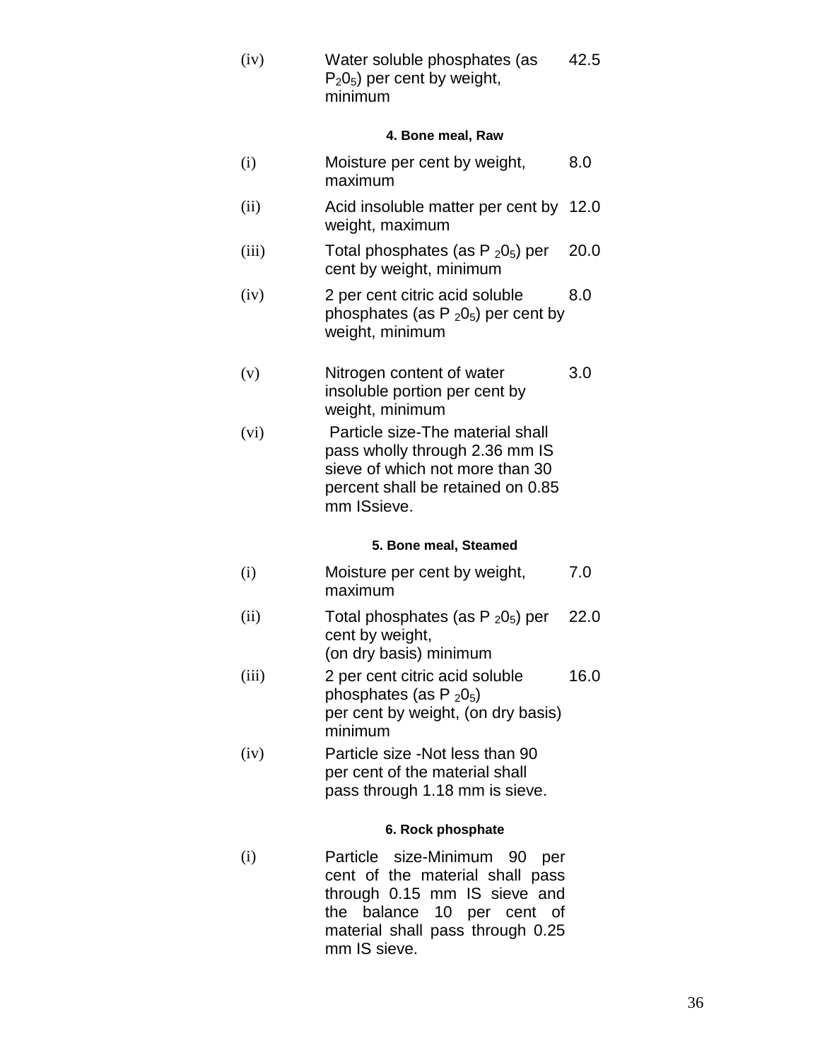| | | |
|---|---|---|
| (iv) | Water soluble phosphates (as $P_2O_5$) per cent by weight, minimum | 42.5 |

**4. Bone meal, Raw**

| | | |
|---|---|---|
| (i) | Moisture per cent by weight, maximum | 8.0 |
| (ii) | Acid insoluble matter per cent by weight, maximum | 12.0 |
| (iii) | Total phosphates (as $P_2O_5$) per cent by weight, minimum | 20.0 |
| (iv) | 2 per cent citric acid soluble phosphates (as $P_2O_5$) per cent by weight, minimum | 8.0 |
| (v) | Nitrogen content of water insoluble portion per cent by weight, minimum | 3.0 |
| (vi) | Particle size-The material shall pass wholly through 2.36 mm IS sieve of which not more than 30 percent shall be retained on 0.85 mm ISsieve. | |

**5. Bone meal, Steamed**

| | | |
|---|---|---|
| (i) | Moisture per cent by weight, maximum | 7.0 |
| (ii) | Total phosphates (as $P_2O_5$) per cent by weight, (on dry basis) minimum | 22.0 |
| (iii) | 2 per cent citric acid soluble phosphates (as $P_2O_5$) per cent by weight, (on dry basis) minimum | 16.0 |
| (iv) | Particle size -Not less than 90 per cent of the material shall pass through 1.18 mm is sieve. | |

**6. Rock phosphate**

| | | |
|---|---|---|
| (i) | Particle size-Minimum 90 per cent of the material shall pass through 0.15 mm IS sieve and the balance 10 per cent of material shall pass through 0.25 mm IS sieve. | |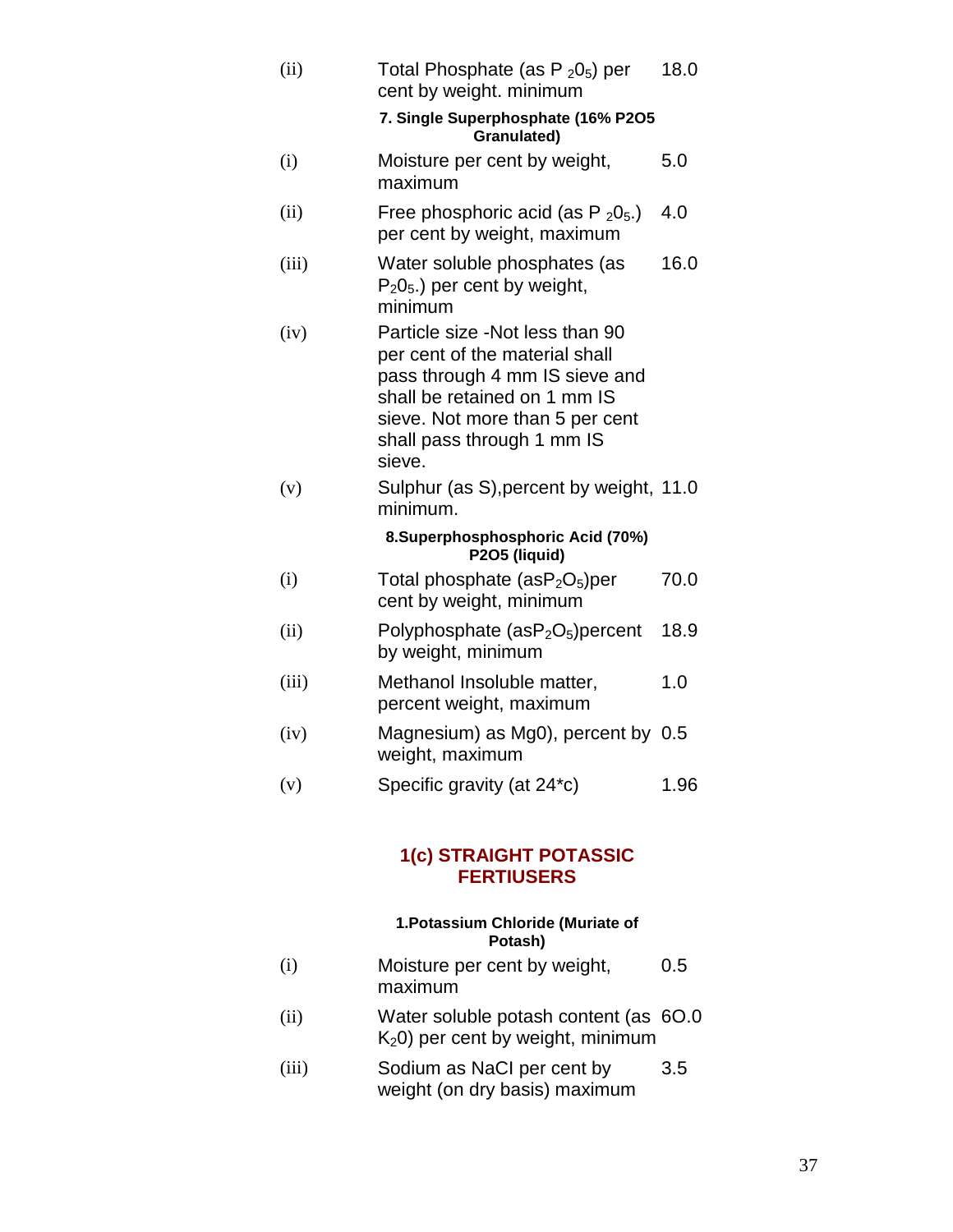| | | |
|---|---|---|
| (ii) | Total Phosphate (as $P_2O_5$) per cent by weight. minimum | 18.0 |
| | **7. Single Superphosphate (16% P2O5 Granulated)** | |
| (i) | Moisture per cent by weight, maximum | 5.0 |
| (ii) | Free phosphoric acid (as $P_2O_5$.) per cent by weight, maximum | 4.0 |
| (iii) | Water soluble phosphates (as $P_2O_5$.) per cent by weight, minimum | 16.0 |
| (iv) | Particle size -Not less than 90 per cent of the material shall pass through 4 mm IS sieve and shall be retained on 1 mm IS sieve. Not more than 5 per cent shall pass through 1 mm IS sieve. | |
| (v) | Sulphur (as S),percent by weight, minimum. | 11.0 |
| | **8.Superphosphophoric Acid (70%) P2O5 (liquid)** | |
| (i) | Total phosphate (as$P_2O_5$)per cent by weight, minimum | 70.0 |
| (ii) | Polyphosphate (as$P_2O_5$)percent by weight, minimum | 18.9 |
| (iii) | Methanol Insoluble matter, percent weight, maximum | 1.0 |
| (iv) | Magnesium) as Mg0), percent by weight, maximum | 0.5 |
| (v) | Specific gravity (at 24*c) | 1.96 |

## 1(c) STRAIGHT POTASSIC FERTIUSERS

| | | |
|---|---|---|
| | **1.Potassium Chloride (Muriate of Potash)** | |
| (i) | Moisture per cent by weight, maximum | 0.5 |
| (ii) | Water soluble potash content (as $K_2O$) per cent by weight, minimum | 6O.0 |
| (iii) | Sodium as NaCI per cent by weight (on dry basis) maximum | 3.5 |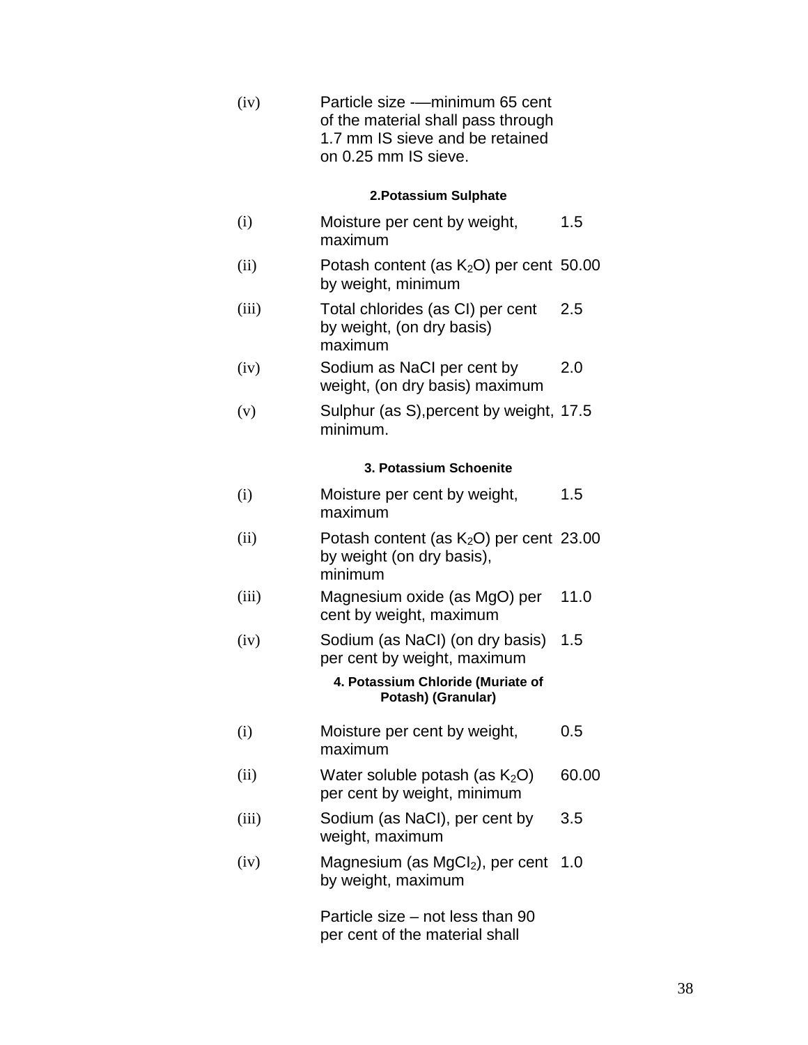| | | |
|---|---|---|
| (iv) | Particle size -—minimum 65 cent of the material shall pass through 1.7 mm IS sieve and be retained on 0.25 mm IS sieve. | |

**2.Potassium Sulphate**

| | | |
|---|---|---|
| (i) | Moisture per cent by weight, maximum | 1.5 |
| (ii) | Potash content (as $K_2O$) per cent by weight, minimum | 50.00 |
| (iii) | Total chlorides (as CI) per cent by weight, (on dry basis) maximum | 2.5 |
| (iv) | Sodium as NaCI per cent by weight, (on dry basis) maximum | 2.0 |
| (v) | Sulphur (as S),percent by weight, minimum. | 17.5 |

**3. Potassium Schoenite**

| | | |
|---|---|---|
| (i) | Moisture per cent by weight, maximum | 1.5 |
| (ii) | Potash content (as $K_2O$) per cent by weight (on dry basis), minimum | 23.00 |
| (iii) | Magnesium oxide (as MgO) per cent by weight, maximum | 11.0 |
| (iv) | Sodium (as NaCI) (on dry basis) per cent by weight, maximum | 1.5 |

**4. Potassium Chloride (Muriate of Potash) (Granular)**

| | | |
|---|---|---|
| (i) | Moisture per cent by weight, maximum | 0.5 |
| (ii) | Water soluble potash (as $K_2O$) per cent by weight, minimum | 60.00 |
| (iii) | Sodium (as NaCI), per cent by weight, maximum | 3.5 |
| (iv) | Magnesium (as $MgCI_2$), per cent by weight, maximum | 1.0 |
| | Particle size – not less than 90 per cent of the material shall | |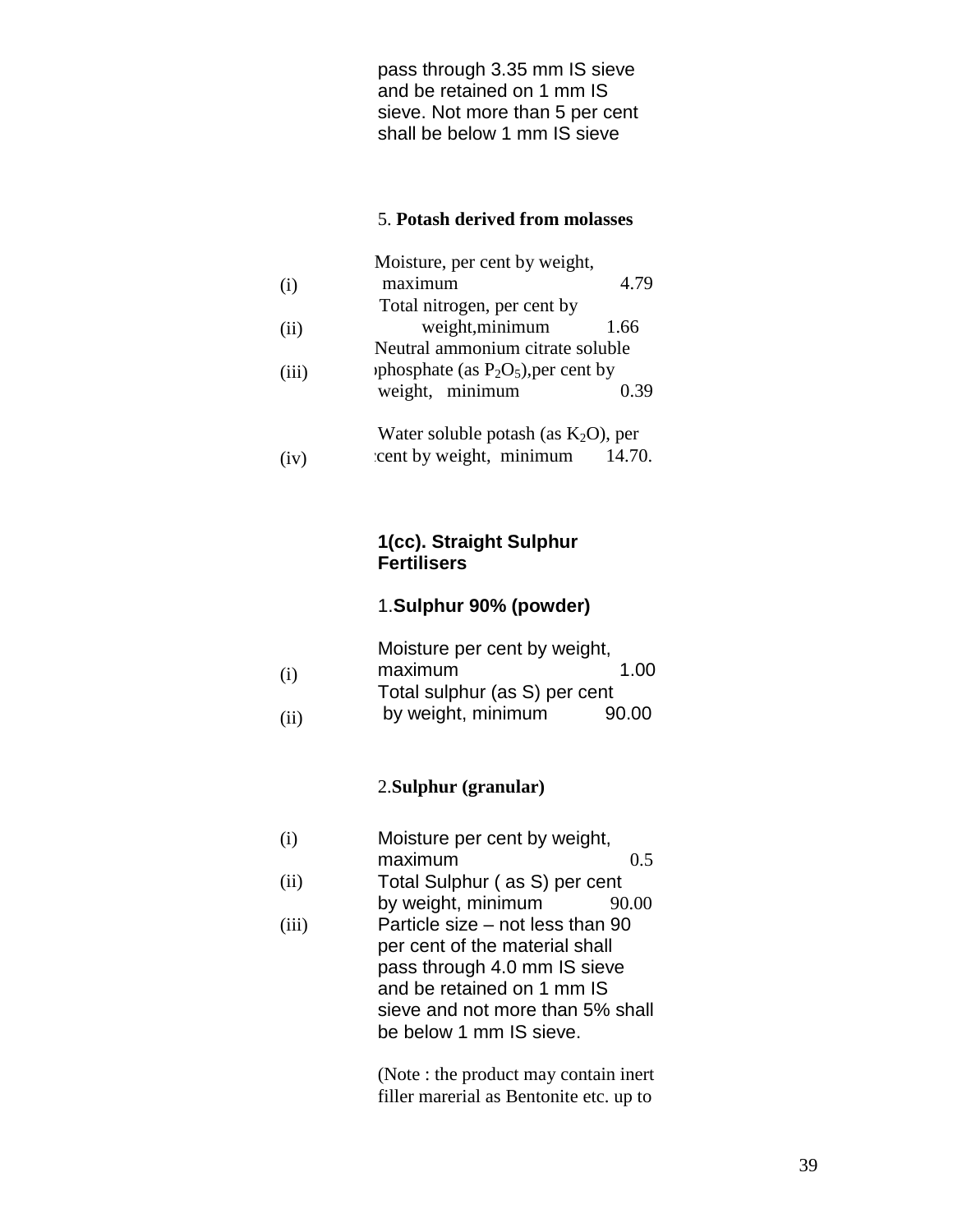pass through 3.35 mm IS sieve and be retained on 1 mm IS sieve. Not more than 5 per cent shall be below 1 mm IS sieve

5. **Potash derived from molasses**

| | | |
|---|---|---|
| (i) | Moisture, per cent by weight, maximum | 4.79 |
| (ii) | Total nitrogen, per cent by weight,minimum | 1.66 |
| (iii) | Neutral ammonium citrate soluble phosphate (as $P_2O_5$),per cent by weight, minimum | 0.39 |
| (iv) | Water soluble potash (as $K_2O$), per cent by weight, minimum | 14.70. |

**1(cc). Straight Sulphur Fertilisers**

1.**Sulphur 90% (powder)**

| | | |
|---|---|---|
| (i) | Moisture per cent by weight, maximum | 1.00 |
| (ii) | Total sulphur (as S) per cent by weight, minimum | 90.00 |

2.**Sulphur (granular)**

| | | |
|---|---|---|
| (i) | Moisture per cent by weight, maximum | 0.5 |
| (ii) | Total Sulphur ( as S) per cent by weight, minimum | 90.00 |
| (iii) | Particle size – not less than 90 per cent of the material shall pass through 4.0 mm IS sieve and be retained on 1 mm IS sieve and not more than 5% shall be below 1 mm IS sieve. | |

(Note : the product may contain inert filler marerial as Bentonite etc. up to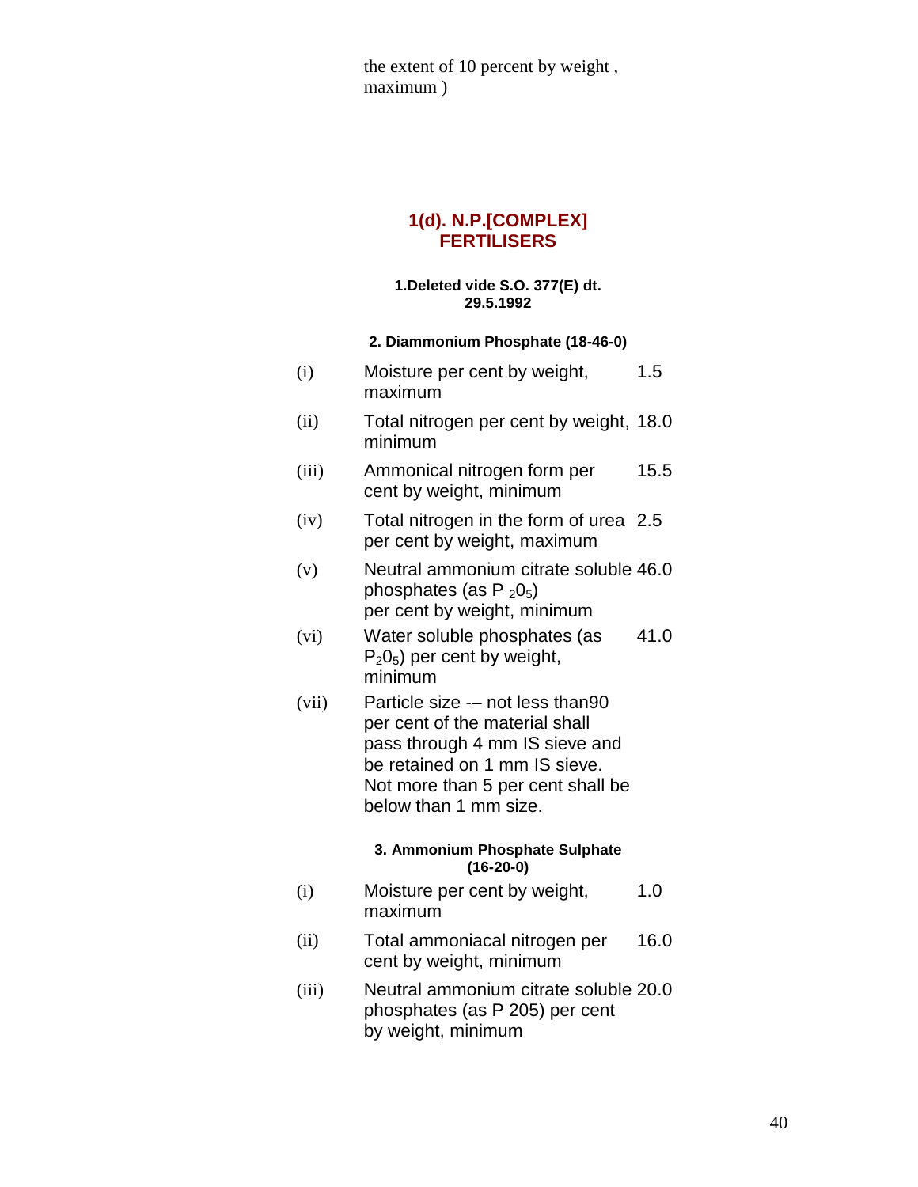the extent of 10 percent by weight , maximum )

## 1(d). N.P.[COMPLEX] FERTILISERS

**1.Deleted vide S.O. 377(E) dt. 29.5.1992**

**2. Diammonium Phosphate (18-46-0)**

| | | |
|---|---|---|
| (i) | Moisture per cent by weight, maximum | 1.5 |
| (ii) | Total nitrogen per cent by weight, minimum | 18.0 |
| (iii) | Ammonical nitrogen form per cent by weight, minimum | 15.5 |
| (iv) | Total nitrogen in the form of urea per cent by weight, maximum | 2.5 |
| (v) | Neutral ammonium citrate soluble phosphates (as $P_20_5$) per cent by weight, minimum | 46.0 |
| (vi) | Water soluble phosphates (as $P_20_5$) per cent by weight, minimum | 41.0 |
| (vii) | Particle size -– not less than90 per cent of the material shall pass through 4 mm IS sieve and be retained on 1 mm IS sieve. Not more than 5 per cent shall be below than 1 mm size. | |

**3. Ammonium Phosphate Sulphate (16-20-0)**

| | | |
|---|---|---|
| (i) | Moisture per cent by weight, maximum | 1.0 |
| (ii) | Total ammoniacal nitrogen per cent by weight, minimum | 16.0 |
| (iii) | Neutral ammonium citrate soluble phosphates (as P 205) per cent by weight, minimum | 20.0 |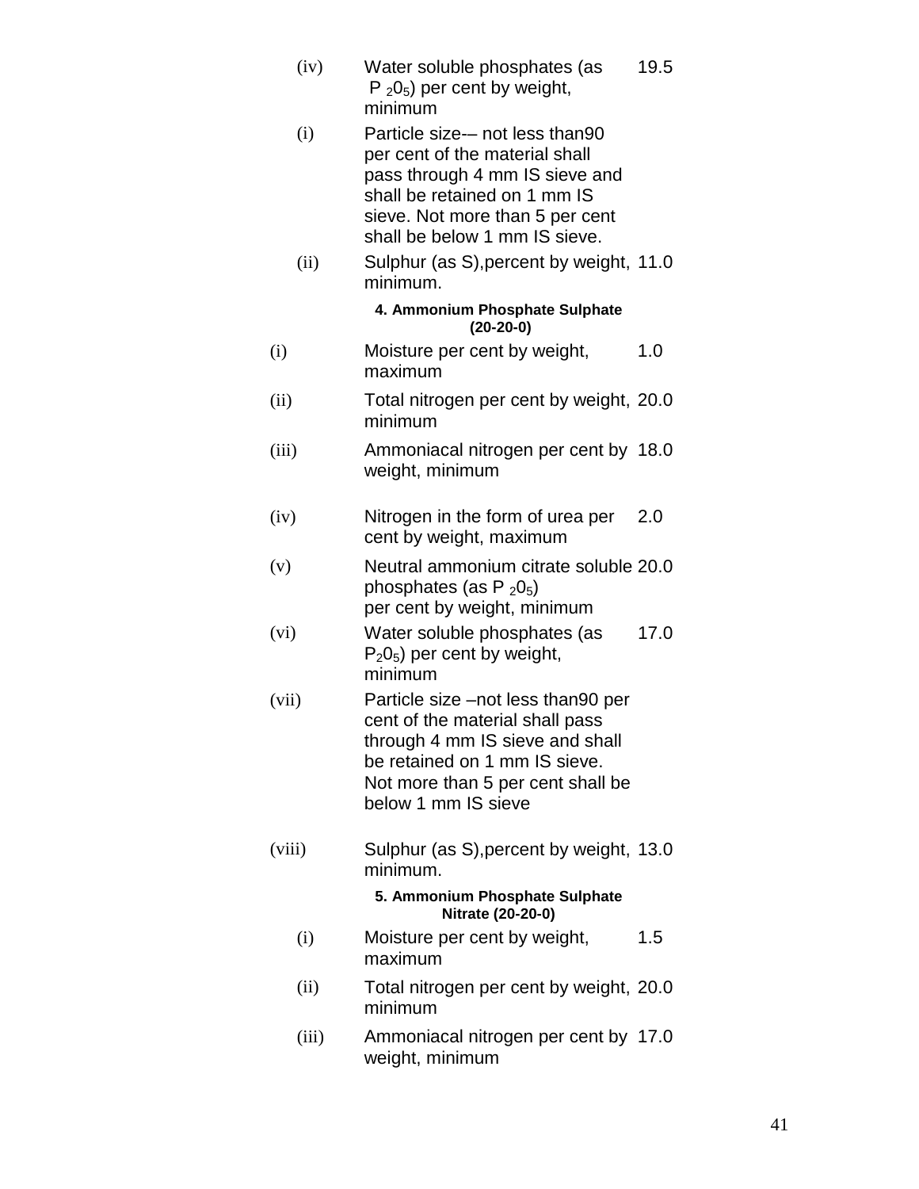| | | |
|---|---|---|
| (iv) | Water soluble phosphates (as $P_2O_5$) per cent by weight, minimum | 19.5 |
| (i) | Particle size-– not less than90 per cent of the material shall pass through 4 mm IS sieve and shall be retained on 1 mm IS sieve. Not more than 5 per cent shall be below 1 mm IS sieve. | |
| (ii) | Sulphur (as S),percent by weight, minimum. | 11.0 |

**4. Ammonium Phosphate Sulphate (20-20-0)**

| | | |
|---|---|---|
| (i) | Moisture per cent by weight, maximum | 1.0 |
| (ii) | Total nitrogen per cent by weight, minimum | 20.0 |
| (iii) | Ammoniacal nitrogen per cent by weight, minimum | 18.0 |
| (iv) | Nitrogen in the form of urea per cent by weight, maximum | 2.0 |
| (v) | Neutral ammonium citrate soluble phosphates (as $P_2O_5$) per cent by weight, minimum | 20.0 |
| (vi) | Water soluble phosphates (as $P_2O_5$) per cent by weight, minimum | 17.0 |
| (vii) | Particle size –not less than90 per cent of the material shall pass through 4 mm IS sieve and shall be retained on 1 mm IS sieve. Not more than 5 per cent shall be below 1 mm IS sieve | |
| (viii) | Sulphur (as S),percent by weight, minimum. | 13.0 |

**5. Ammonium Phosphate Sulphate Nitrate (20-20-0)**

| | | |
|---|---|---|
| (i) | Moisture per cent by weight, maximum | 1.5 |
| (ii) | Total nitrogen per cent by weight, minimum | 20.0 |
| (iii) | Ammoniacal nitrogen per cent by weight, minimum | 17.0 |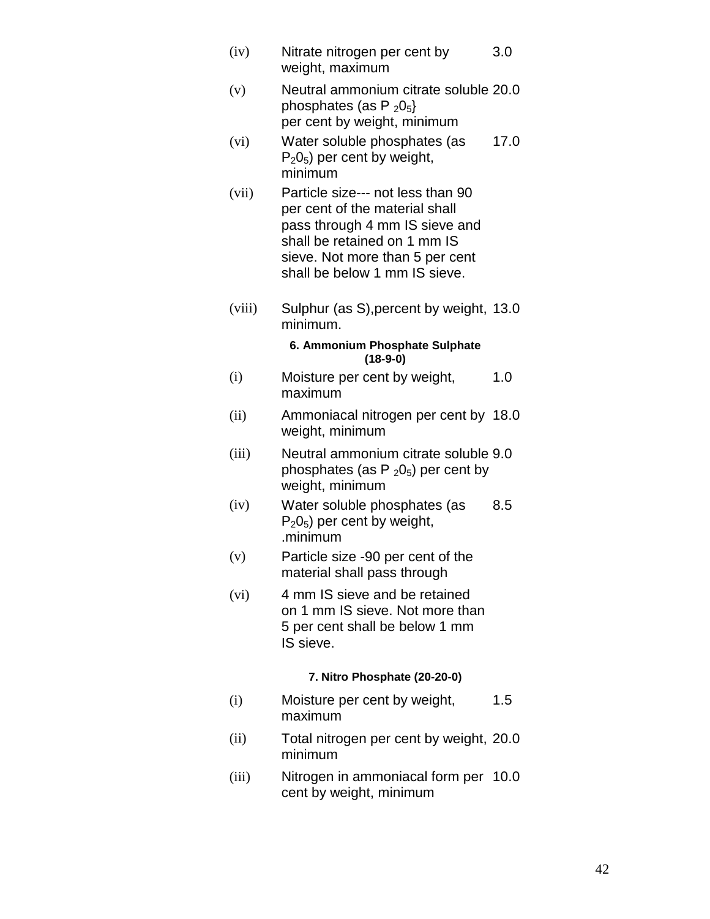| | | |
|---|---|---|
| (iv) | Nitrate nitrogen per cent by weight, maximum | 3.0 |
| (v) | Neutral ammonium citrate soluble phosphates (as $P_2 0_5$} per cent by weight, minimum | 20.0 |
| (vi) | Water soluble phosphates (as $P_2 0_5$) per cent by weight, minimum | 17.0 |
| (vii) | Particle size--- not less than 90 per cent of the material shall pass through 4 mm IS sieve and shall be retained on 1 mm IS sieve. Not more than 5 per cent shall be below 1 mm IS sieve. | |
| (viii) | Sulphur (as S),percent by weight, minimum. | 13.0 |

**6. Ammonium Phosphate Sulphate (18-9-0)**

| | | |
|---|---|---|
| (i) | Moisture per cent by weight, maximum | 1.0 |
| (ii) | Ammoniacal nitrogen per cent by weight, minimum | 18.0 |
| (iii) | Neutral ammonium citrate soluble phosphates (as $P_2 0_5$) per cent by weight, minimum | 9.0 |
| (iv) | Water soluble phosphates (as $P_2 0_5$) per cent by weight, .minimum | 8.5 |
| (v) | Particle size -90 per cent of the material shall pass through | |
| (vi) | 4 mm IS sieve and be retained on 1 mm IS sieve. Not more than 5 per cent shall be below 1 mm IS sieve. | |

**7. Nitro Phosphate (20-20-0)**

| | | |
|---|---|---|
| (i) | Moisture per cent by weight, maximum | 1.5 |
| (ii) | Total nitrogen per cent by weight, minimum | 20.0 |
| (iii) | Nitrogen in ammoniacal form per cent by weight, minimum | 10.0 |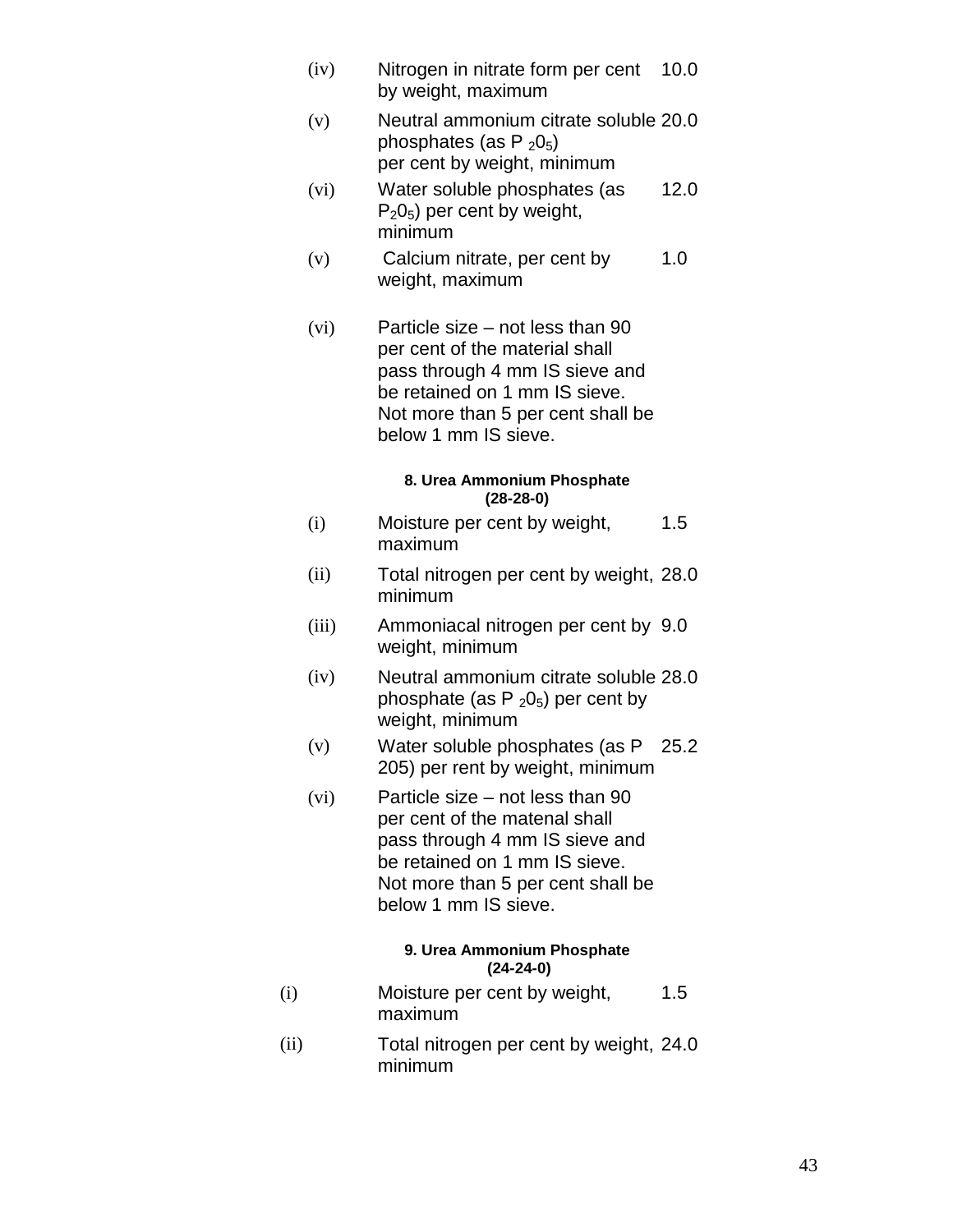| | | |
|---|---|---|
| (iv) | Nitrogen in nitrate form per cent by weight, maximum | 10.0 |
| (v) | Neutral ammonium citrate soluble phosphates (as $P_2 0_5$) per cent by weight, minimum | 20.0 |
| (vi) | Water soluble phosphates (as $P_2 0_5$) per cent by weight, minimum | 12.0 |
| (v) | Calcium nitrate, per cent by weight, maximum | 1.0 |
| (vi) | Particle size – not less than 90 per cent of the material shall pass through 4 mm IS sieve and be retained on 1 mm IS sieve. Not more than 5 per cent shall be below 1 mm IS sieve. | |

**8. Urea Ammonium Phosphate (28-28-0)**

| | | |
|---|---|---|
| (i) | Moisture per cent by weight, maximum | 1.5 |
| (ii) | Total nitrogen per cent by weight, minimum | 28.0 |
| (iii) | Ammoniacal nitrogen per cent by weight, minimum | 9.0 |
| (iv) | Neutral ammonium citrate soluble phosphate (as $P_2 0_5$) per cent by weight, minimum | 28.0 |
| (v) | Water soluble phosphates (as P 205) per rent by weight, minimum | 25.2 |
| (vi) | Particle size – not less than 90 per cent of the matenal shall pass through 4 mm IS sieve and be retained on 1 mm IS sieve. Not more than 5 per cent shall be below 1 mm IS sieve. | |

**9. Urea Ammonium Phosphate (24-24-0)**

| | | |
|---|---|---|
| (i) | Moisture per cent by weight, maximum | 1.5 |
| (ii) | Total nitrogen per cent by weight, minimum | 24.0 |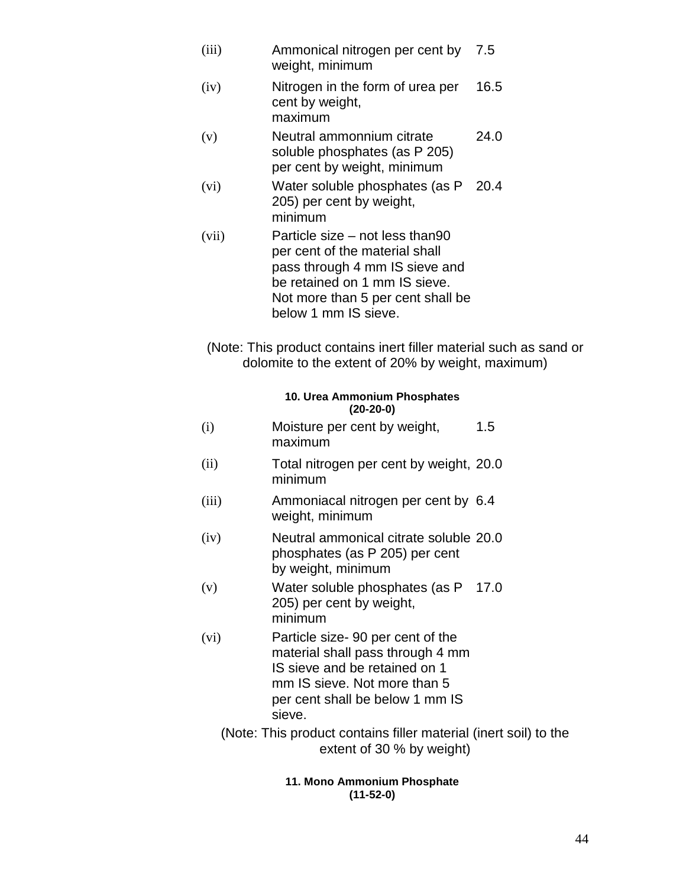| | | |
|---|---|---|
| (iii) | Ammonical nitrogen per cent by weight, minimum | 7.5 |
| (iv) | Nitrogen in the form of urea per cent by weight, maximum | 16.5 |
| (v) | Neutral ammonnium citrate soluble phosphates (as P 205) per cent by weight, minimum | 24.0 |
| (vi) | Water soluble phosphates (as P 205) per cent by weight, minimum | 20.4 |
| (vii) | Particle size – not less than90 per cent of the material shall pass through 4 mm IS sieve and be retained on 1 mm IS sieve. Not more than 5 per cent shall be below 1 mm IS sieve. | |

(Note: This product contains inert filler material such as sand or dolomite to the extent of 20% by weight, maximum)

**10. Urea Ammonium Phosphates (20-20-0)**

| | | |
|---|---|---|
| (i) | Moisture per cent by weight, maximum | 1.5 |
| (ii) | Total nitrogen per cent by weight, minimum | 20.0 |
| (iii) | Ammoniacal nitrogen per cent by weight, minimum | 6.4 |
| (iv) | Neutral ammonical citrate soluble phosphates (as P 205) per cent by weight, minimum | 20.0 |
| (v) | Water soluble phosphates (as P 205) per cent by weight, minimum | 17.0 |
| (vi) | Particle size- 90 per cent of the material shall pass through 4 mm IS sieve and be retained on 1 mm IS sieve. Not more than 5 per cent shall be below 1 mm IS sieve. | |

(Note: This product contains filler material (inert soil) to the extent of 30 % by weight)

**11. Mono Ammonium Phosphate (11-52-0)**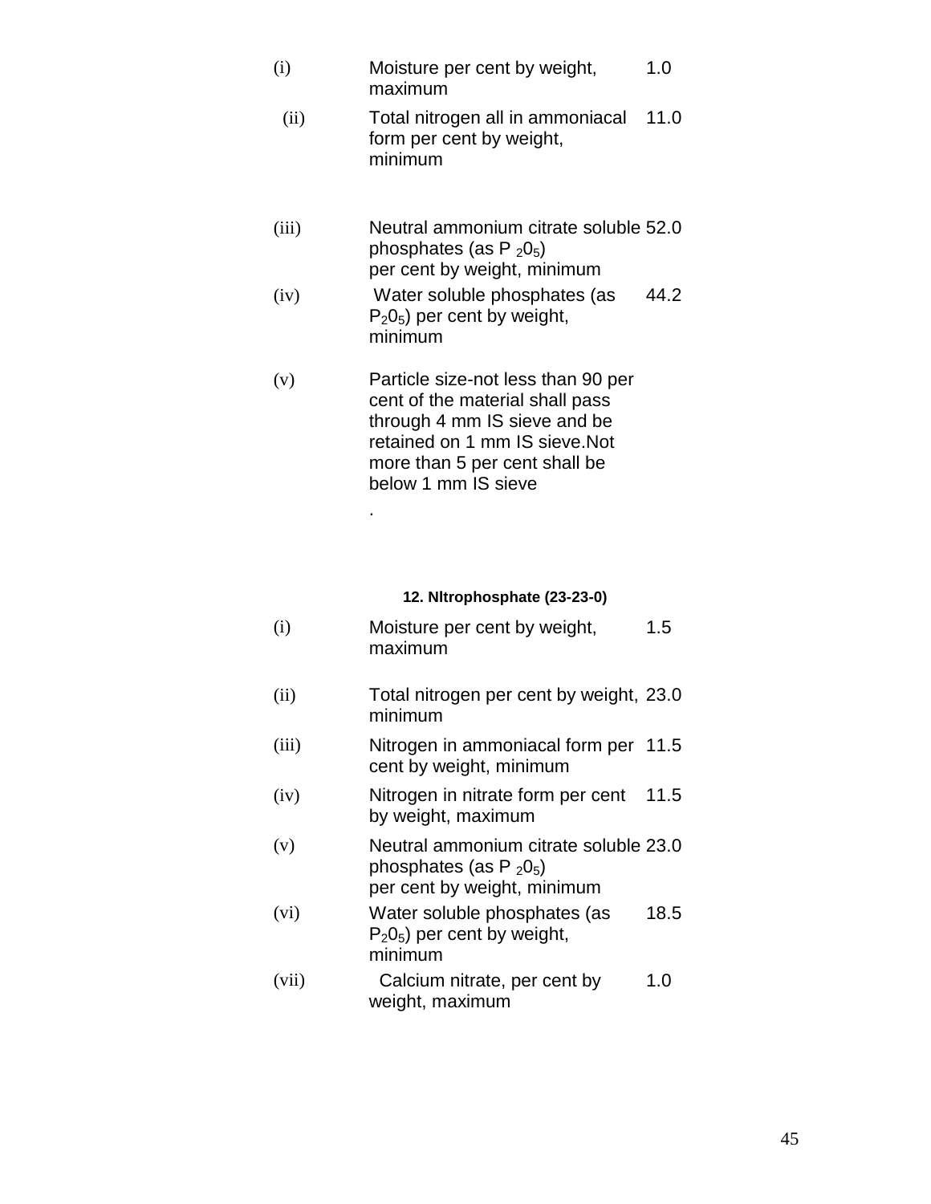| | | |
|---|---|---|
| (i) | Moisture per cent by weight, maximum | 1.0 |
| (ii) | Total nitrogen all in ammoniacal form per cent by weight, minimum | 11.0 |
| (iii) | Neutral ammonium citrate soluble phosphates (as $P_2O_5$) per cent by weight, minimum | 52.0 |
| (iv) | Water soluble phosphates (as $P_2O_5$) per cent by weight, minimum | 44.2 |
| (v) | Particle size-not less than 90 per cent of the material shall pass through 4 mm IS sieve and be retained on 1 mm IS sieve.Not more than 5 per cent shall be below 1 mm IS sieve | |

.

**12. Nltrophosphate (23-23-0)**

| | | |
|---|---|---|
| (i) | Moisture per cent by weight, maximum | 1.5 |
| (ii) | Total nitrogen per cent by weight, minimum | 23.0 |
| (iii) | Nitrogen in ammoniacal form per cent by weight, minimum | 11.5 |
| (iv) | Nitrogen in nitrate form per cent by weight, maximum | 11.5 |
| (v) | Neutral ammonium citrate soluble phosphates (as $P_2O_5$) per cent by weight, minimum | 23.0 |
| (vi) | Water soluble phosphates (as $P_2O_5$) per cent by weight, minimum | 18.5 |
| (vii) | Calcium nitrate, per cent by weight, maximum | 1.0 |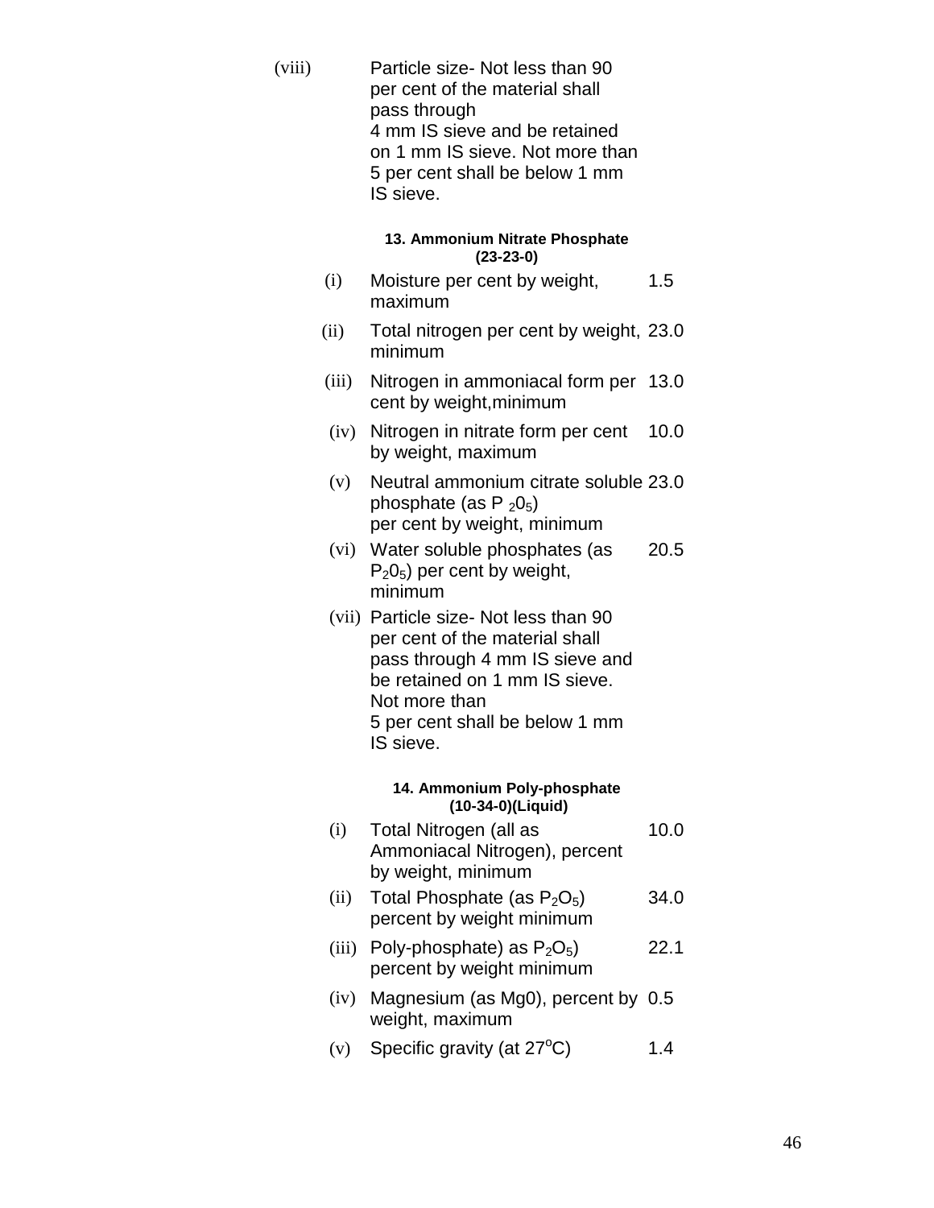| | | |
|---|---|---|
| (viii) | Particle size- Not less than 90 per cent of the material shall pass through 4 mm IS sieve and be retained on 1 mm IS sieve. Not more than 5 per cent shall be below 1 mm IS sieve. | |

**13. Ammonium Nitrate Phosphate (23-23-0)**

| | | |
|---|---|---|
| (i) | Moisture per cent by weight, maximum | 1.5 |
| (ii) | Total nitrogen per cent by weight, minimum | 23.0 |
| (iii) | Nitrogen in ammoniacal form per cent by weight,minimum | 13.0 |
| (iv) | Nitrogen in nitrate form per cent by weight, maximum | 10.0 |
| (v) | Neutral ammonium citrate soluble phosphate (as $P_20_5$) per cent by weight, minimum | 23.0 |
| (vi) | Water soluble phosphates (as $P_20_5$) per cent by weight, minimum | 20.5 |
| (vii) | Particle size- Not less than 90 per cent of the material shall pass through 4 mm IS sieve and be retained on 1 mm IS sieve. Not more than 5 per cent shall be below 1 mm IS sieve. | |

**14. Ammonium Poly-phosphate (10-34-0)(Liquid)**

| | | |
|---|---|---|
| (i) | Total Nitrogen (all as Ammoniacal Nitrogen), percent by weight, minimum | 10.0 |
| (ii) | Total Phosphate (as $P_2O_5$) percent by weight minimum | 34.0 |
| (iii) | Poly-phosphate) as $P_2O_5$) percent by weight minimum | 22.1 |
| (iv) | Magnesium (as Mg0), percent by weight, maximum | 0.5 |
| (v) | Specific gravity (at 27$^oC$) | 1.4 |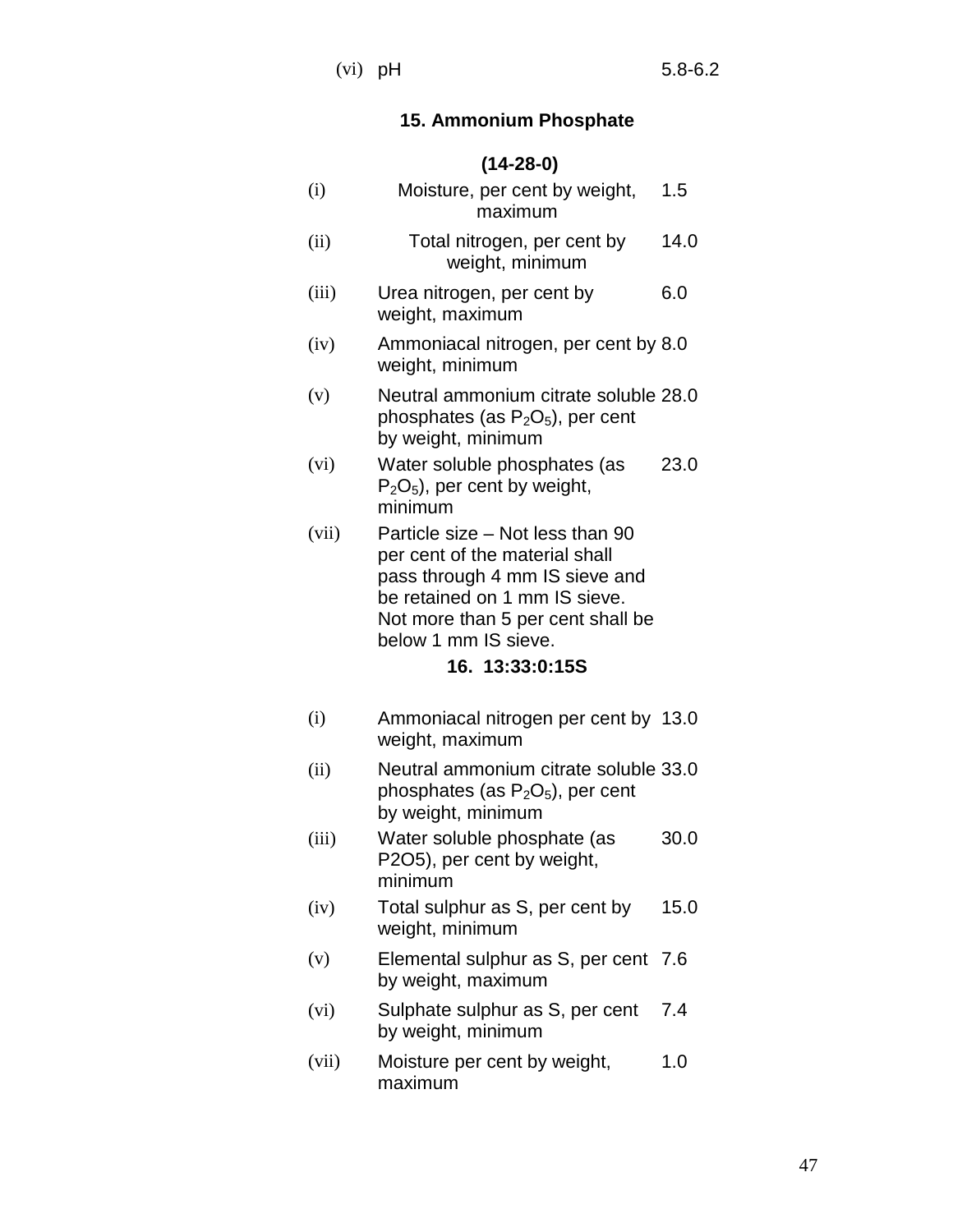| | | |
|---|---|---|
| (vi) | pH | 5.8-6.2 |

**15. Ammonium Phosphate**

**(14-28-0)**

| | | |
|---|---|---|
| (i) | Moisture, per cent by weight, maximum | 1.5 |
| (ii) | Total nitrogen, per cent by weight, minimum | 14.0 |
| (iii) | Urea nitrogen, per cent by weight, maximum | 6.0 |
| (iv) | Ammoniacal nitrogen, per cent by weight, minimum | 8.0 |
| (v) | Neutral ammonium citrate soluble phosphates (as $P_2O_5$), per cent by weight, minimum | 28.0 |
| (vi) | Water soluble phosphates (as $P_2O_5$), per cent by weight, minimum | 23.0 |
| (vii) | Particle size – Not less than 90 per cent of the material shall pass through 4 mm IS sieve and be retained on 1 mm IS sieve. Not more than 5 per cent shall be below 1 mm IS sieve. | |

**16. 13:33:0:15S**

| | | |
|---|---|---|
| (i) | Ammoniacal nitrogen per cent by weight, maximum | 13.0 |
| (ii) | Neutral ammonium citrate soluble phosphates (as $P_2O_5$), per cent by weight, minimum | 33.0 |
| (iii) | Water soluble phosphate (as P2O5), per cent by weight, minimum | 30.0 |
| (iv) | Total sulphur as S, per cent by weight, minimum | 15.0 |
| (v) | Elemental sulphur as S, per cent by weight, maximum | 7.6 |
| (vi) | Sulphate sulphur as S, per cent by weight, minimum | 7.4 |
| (vii) | Moisture per cent by weight, maximum | 1.0 |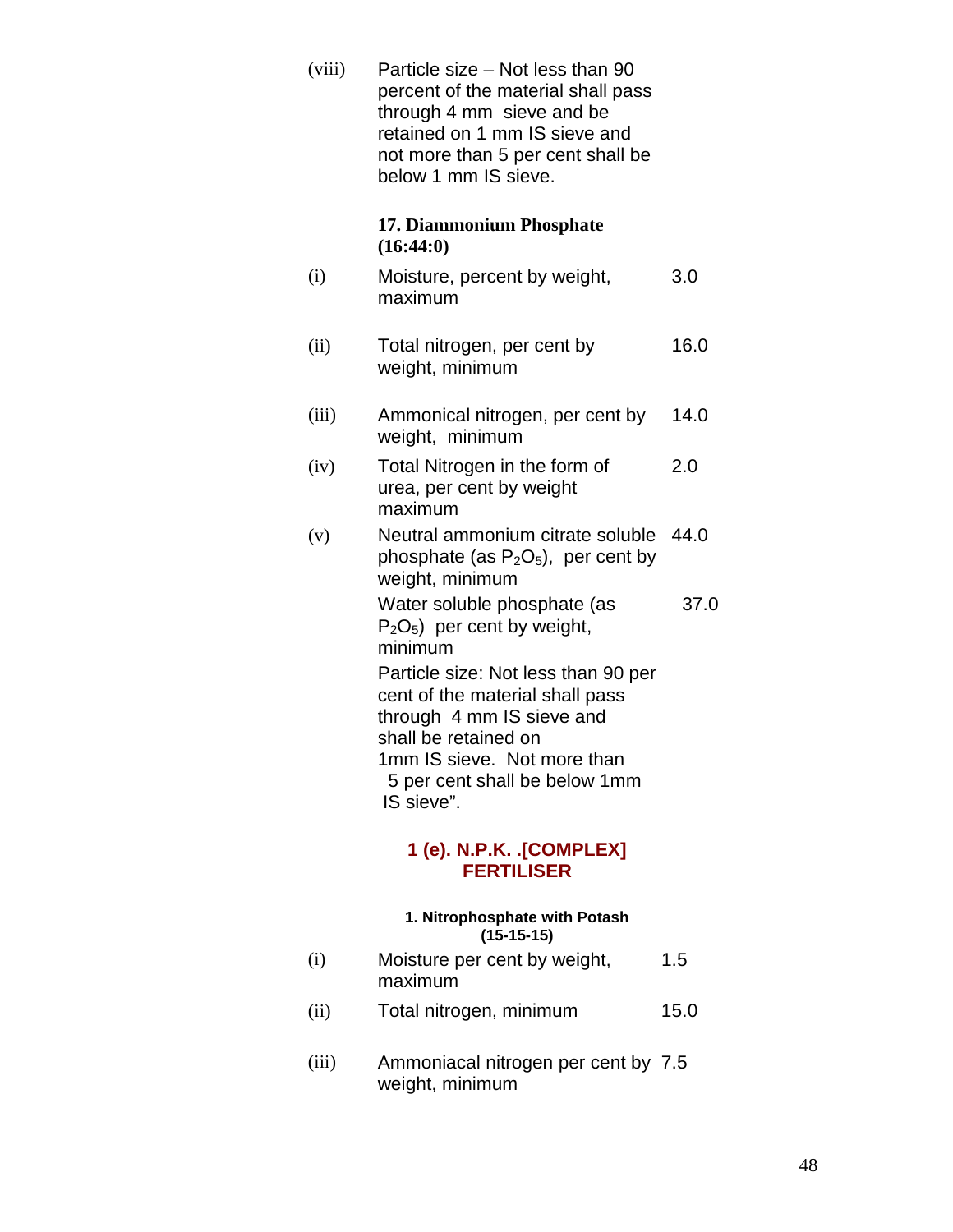| | | |
|---|---|---|
| (viii) | Particle size – Not less than 90 percent of the material shall pass through 4 mm sieve and be retained on 1 mm IS sieve and not more than 5 per cent shall be below 1 mm IS sieve. | |

**17. Diammonium Phosphate (16:44:0)**

| | | |
|---|---|---|
| (i) | Moisture, percent by weight, maximum | 3.0 |
| (ii) | Total nitrogen, per cent by weight, minimum | 16.0 |
| (iii) | Ammonical nitrogen, per cent by weight, minimum | 14.0 |
| (iv) | Total Nitrogen in the form of urea, per cent by weight maximum | 2.0 |
| (v) | Neutral ammonium citrate soluble phosphate (as $P_2O_5$), per cent by weight, minimum | 44.0 |
| | Water soluble phosphate (as $P_2O_5$) per cent by weight, minimum | 37.0 |
| | Particle size: Not less than 90 per cent of the material shall pass through 4 mm IS sieve and shall be retained on 1mm IS sieve. Not more than 5 per cent shall be below 1mm IS sieve". | |

## 1 (e). N.P.K. .[COMPLEX] FERTILISER

**1. Nitrophosphate with Potash (15-15-15)**

| | | |
|---|---|---|
| (i) | Moisture per cent by weight, maximum | 1.5 |
| (ii) | Total nitrogen, minimum | 15.0 |
| (iii) | Ammoniacal nitrogen per cent by weight, minimum | 7.5 |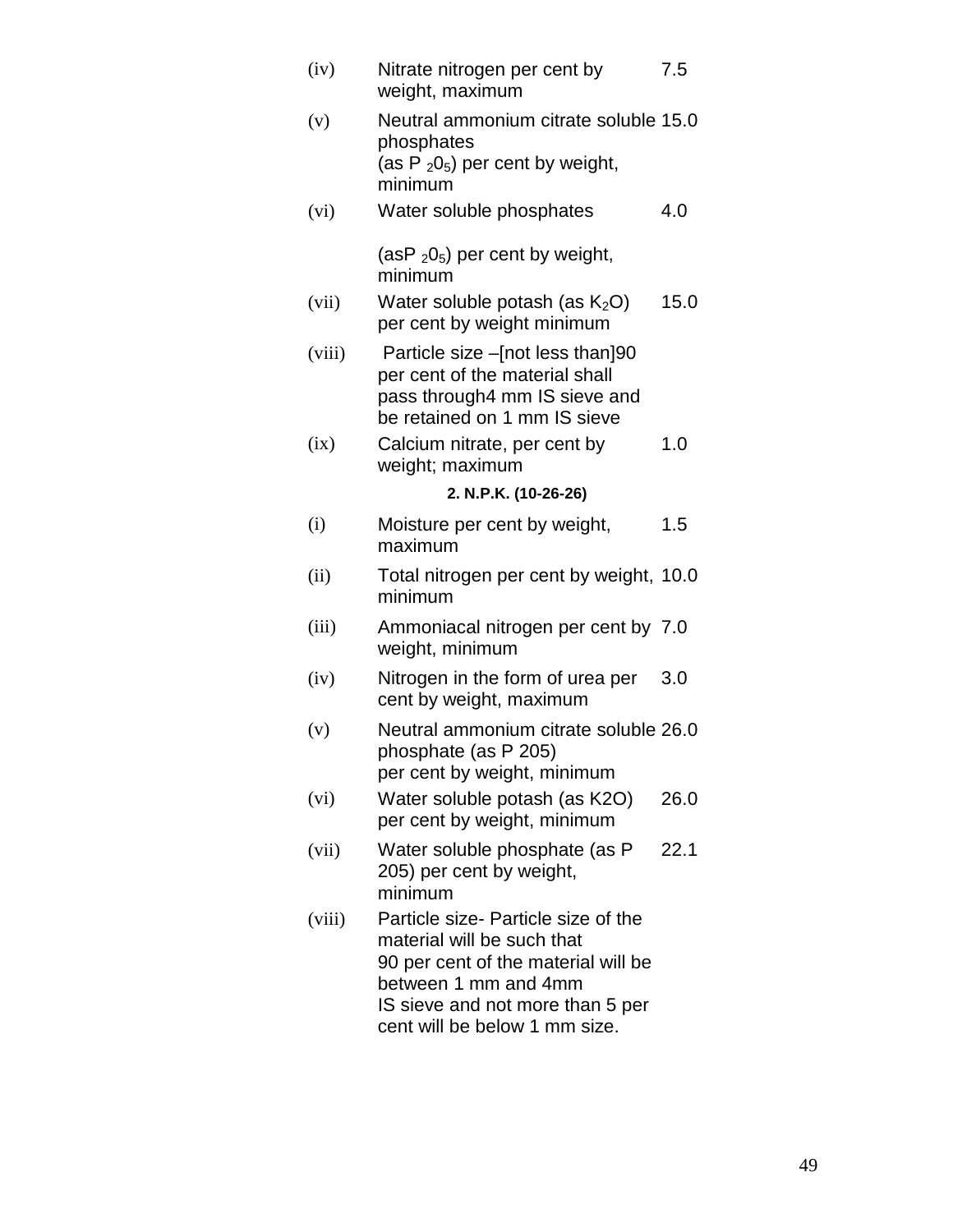| | | |
|---|---|---|
| (iv) | Nitrate nitrogen per cent by weight, maximum | 7.5 |
| (v) | Neutral ammonium citrate soluble phosphates (as $P_2 0_5$) per cent by weight, minimum | 15.0 |
| (vi) | Water soluble phosphates (as$P_2 0_5$) per cent by weight, minimum | 4.0 |
| (vii) | Water soluble potash (as $K_2O$) per cent by weight minimum | 15.0 |
| (viii) | Particle size –[not less than]90 per cent of the material shall pass through4 mm IS sieve and be retained on 1 mm IS sieve | |
| (ix) | Calcium nitrate, per cent by weight; maximum | 1.0 |

**2. N.P.K. (10-26-26)**

| | | |
|---|---|---|
| (i) | Moisture per cent by weight, maximum | 1.5 |
| (ii) | Total nitrogen per cent by weight, minimum | 10.0 |
| (iii) | Ammoniacal nitrogen per cent by weight, minimum | 7.0 |
| (iv) | Nitrogen in the form of urea per cent by weight, maximum | 3.0 |
| (v) | Neutral ammonium citrate soluble phosphate (as P 205) per cent by weight, minimum | 26.0 |
| (vi) | Water soluble potash (as K2O) per cent by weight, minimum | 26.0 |
| (vii) | Water soluble phosphate (as P 205) per cent by weight, minimum | 22.1 |
| (viii) | Particle size- Particle size of the material will be such that 90 per cent of the material will be between 1 mm and 4mm IS sieve and not more than 5 per cent will be below 1 mm size. | |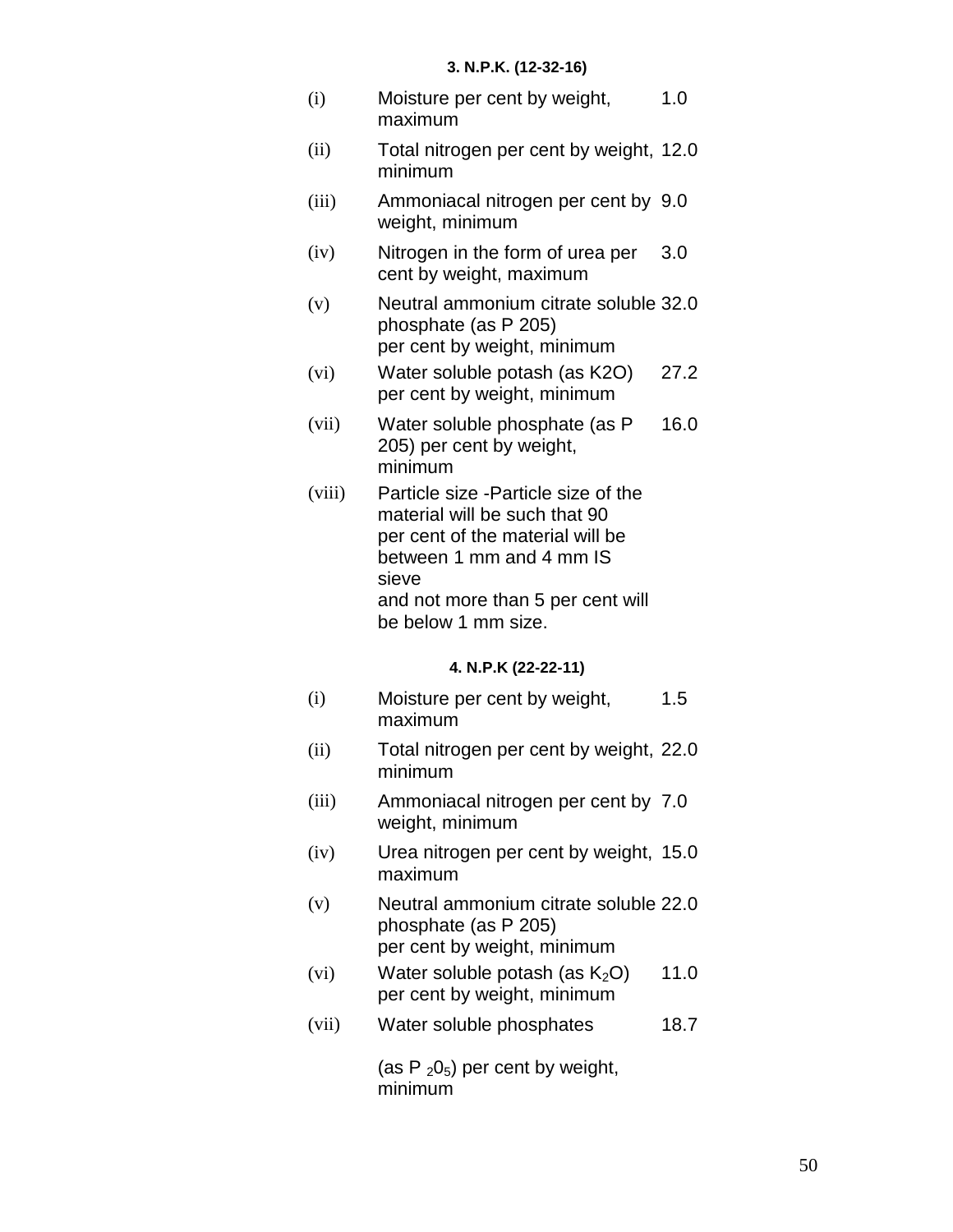### 3. N.P.K. (12-32-16)

| | | |
|---|---|---|
| (i) | Moisture per cent by weight, maximum | 1.0 |
| (ii) | Total nitrogen per cent by weight, minimum | 12.0 |
| (iii) | Ammoniacal nitrogen per cent by weight, minimum | 9.0 |
| (iv) | Nitrogen in the form of urea per cent by weight, maximum | 3.0 |
| (v) | Neutral ammonium citrate soluble phosphate (as P 205) per cent by weight, minimum | 32.0 |
| (vi) | Water soluble potash (as K2O) per cent by weight, minimum | 27.2 |
| (vii) | Water soluble phosphate (as P 205) per cent by weight, minimum | 16.0 |
| (viii) | Particle size -Particle size of the material will be such that 90 per cent of the material will be between 1 mm and 4 mm IS sieve and not more than 5 per cent will be below 1 mm size. | |

### 4. N.P.K (22-22-11)

| | | |
|---|---|---|
| (i) | Moisture per cent by weight, maximum | 1.5 |
| (ii) | Total nitrogen per cent by weight, minimum | 22.0 |
| (iii) | Ammoniacal nitrogen per cent by weight, minimum | 7.0 |
| (iv) | Urea nitrogen per cent by weight, maximum | 15.0 |
| (v) | Neutral ammonium citrate soluble phosphate (as P 205) per cent by weight, minimum | 22.0 |
| (vi) | Water soluble potash (as $K_2O$) per cent by weight, minimum | 11.0 |
| (vii) | Water soluble phosphates (as $P_2 0_5$) per cent by weight, minimum | 18.7 |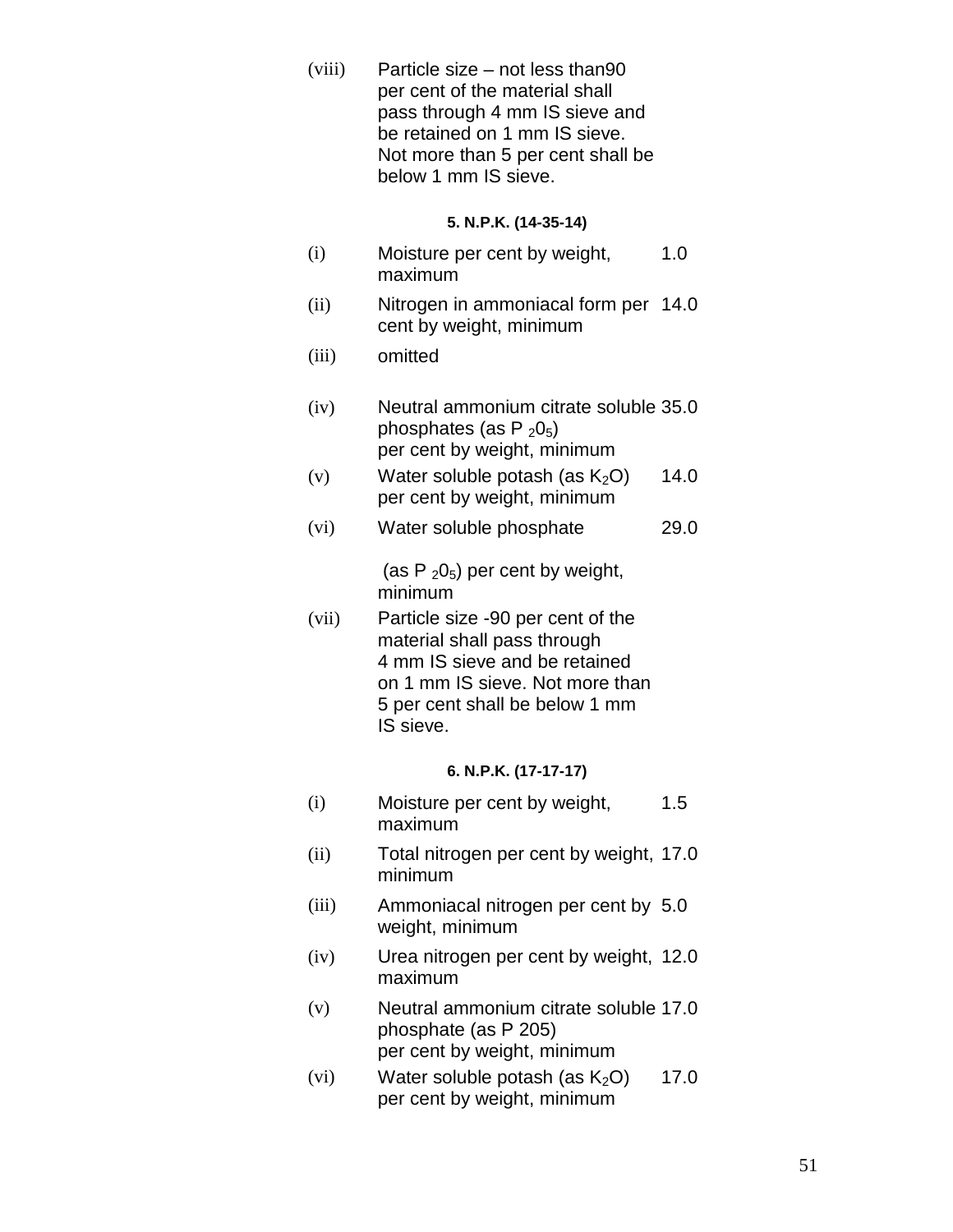| | | |
|---|---|---|
| (viii) | Particle size – not less than90 per cent of the material shall pass through 4 mm IS sieve and be retained on 1 mm IS sieve. Not more than 5 per cent shall be below 1 mm IS sieve. | |

**5. N.P.K. (14-35-14)**

| | | |
|---|---|---|
| (i) | Moisture per cent by weight, maximum | 1.0 |
| (ii) | Nitrogen in ammoniacal form per cent by weight, minimum | 14.0 |
| (iii) | omitted | |
| (iv) | Neutral ammonium citrate soluble phosphates (as $P_2O_5$) per cent by weight, minimum | 35.0 |
| (v) | Water soluble potash (as $K_2O$) per cent by weight, minimum | 14.0 |
| (vi) | Water soluble phosphate (as $P_2O_5$) per cent by weight, minimum | 29.0 |
| (vii) | Particle size -90 per cent of the material shall pass through 4 mm IS sieve and be retained on 1 mm IS sieve. Not more than 5 per cent shall be below 1 mm IS sieve. | |

**6. N.P.K. (17-17-17)**

| | | |
|---|---|---|
| (i) | Moisture per cent by weight, maximum | 1.5 |
| (ii) | Total nitrogen per cent by weight, minimum | 17.0 |
| (iii) | Ammoniacal nitrogen per cent by weight, minimum | 5.0 |
| (iv) | Urea nitrogen per cent by weight, maximum | 12.0 |
| (v) | Neutral ammonium citrate soluble phosphate (as P 205) per cent by weight, minimum | 17.0 |
| (vi) | Water soluble potash (as $K_2O$) per cent by weight, minimum | 17.0 |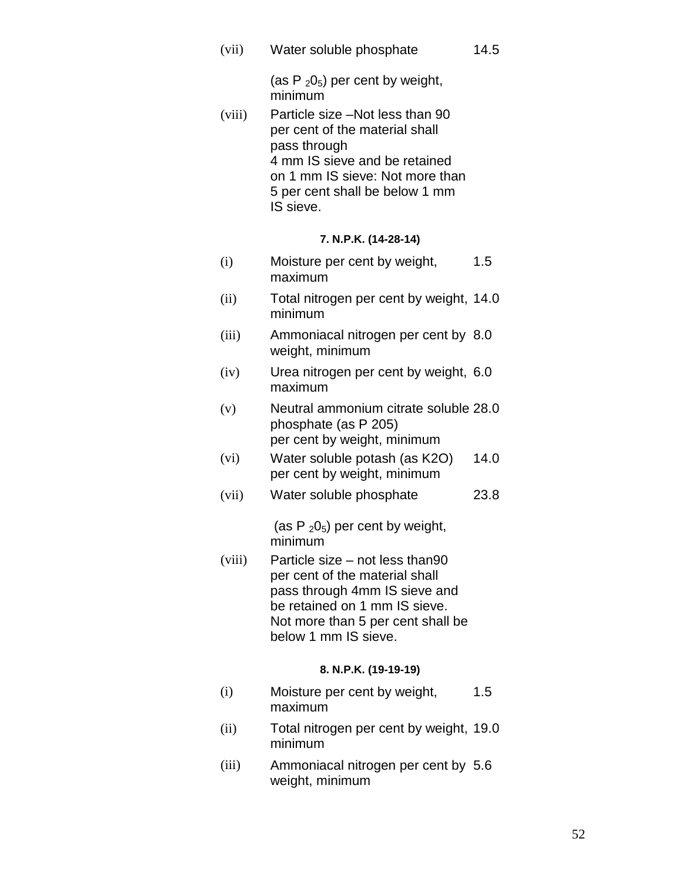| | | |
|---|---|---|
| (vii) | Water soluble phosphate (as $P_2O_5$) per cent by weight, minimum | 14.5 |
| (viii) | Particle size –Not less than 90 per cent of the material shall pass through 4 mm IS sieve and be retained on 1 mm IS sieve: Not more than 5 per cent shall be below 1 mm IS sieve. | |

**7. N.P.K. (14-28-14)**

| | | |
|---|---|---|
| (i) | Moisture per cent by weight, maximum | 1.5 |
| (ii) | Total nitrogen per cent by weight, minimum | 14.0 |
| (iii) | Ammoniacal nitrogen per cent by weight, minimum | 8.0 |
| (iv) | Urea nitrogen per cent by weight, maximum | 6.0 |
| (v) | Neutral ammonium citrate soluble phosphate (as P 205) per cent by weight, minimum | 28.0 |
| (vi) | Water soluble potash (as K2O) per cent by weight, minimum | 14.0 |
| (vii) | Water soluble phosphate (as $P_2O_5$) per cent by weight, minimum | 23.8 |
| (viii) | Particle size – not less than90 per cent of the material shall pass through 4mm IS sieve and be retained on 1 mm IS sieve. Not more than 5 per cent shall be below 1 mm IS sieve. | |

**8. N.P.K. (19-19-19)**

| | | |
|---|---|---|
| (i) | Moisture per cent by weight, maximum | 1.5 |
| (ii) | Total nitrogen per cent by weight, minimum | 19.0 |
| (iii) | Ammoniacal nitrogen per cent by weight, minimum | 5.6 |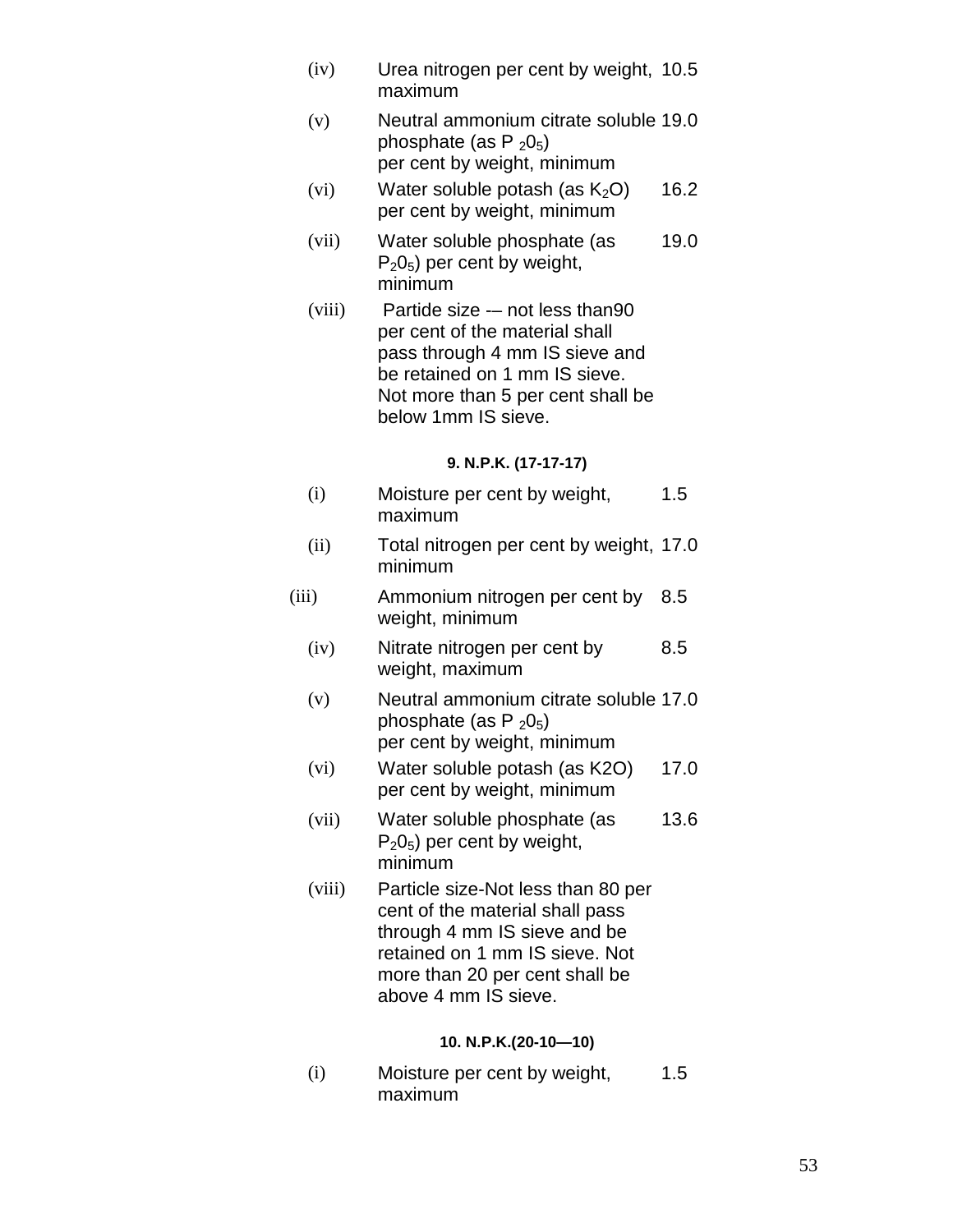| | | |
|---|---|---|
| (iv) | Urea nitrogen per cent by weight, maximum | 10.5 |
| (v) | Neutral ammonium citrate soluble phosphate (as $P_2O_5$) per cent by weight, minimum | 19.0 |
| (vi) | Water soluble potash (as $K_2O$) per cent by weight, minimum | 16.2 |
| (vii) | Water soluble phosphate (as $P_2O_5$) per cent by weight, minimum | 19.0 |
| (viii) | Partide size -– not less than90 per cent of the material shall pass through 4 mm IS sieve and be retained on 1 mm IS sieve. Not more than 5 per cent shall be below 1mm IS sieve. | |

**9. N.P.K. (17-17-17)**

| | | |
|---|---|---|
| (i) | Moisture per cent by weight, maximum | 1.5 |
| (ii) | Total nitrogen per cent by weight, minimum | 17.0 |
| (iii) | Ammonium nitrogen per cent by weight, minimum | 8.5 |
| (iv) | Nitrate nitrogen per cent by weight, maximum | 8.5 |
| (v) | Neutral ammonium citrate soluble phosphate (as $P_2O_5$) per cent by weight, minimum | 17.0 |
| (vi) | Water soluble potash (as K2O) per cent by weight, minimum | 17.0 |
| (vii) | Water soluble phosphate (as $P_2O_5$) per cent by weight, minimum | 13.6 |
| (viii) | Particle size-Not less than 80 per cent of the material shall pass through 4 mm IS sieve and be retained on 1 mm IS sieve. Not more than 20 per cent shall be above 4 mm IS sieve. | |

**10. N.P.K.(20-10—10)**

| | | |
|---|---|---|
| (i) | Moisture per cent by weight, maximum | 1.5 |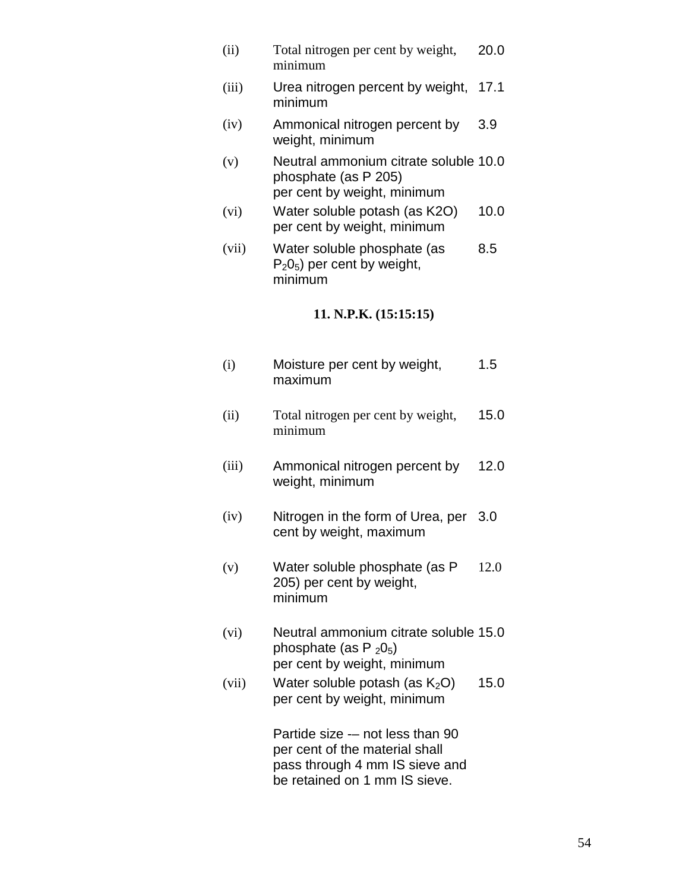| | | |
|---|---|---|
| (ii) | Total nitrogen per cent by weight, minimum | 20.0 |
| (iii) | Urea nitrogen percent by weight, minimum | 17.1 |
| (iv) | Ammonical nitrogen percent by weight, minimum | 3.9 |
| (v) | Neutral ammonium citrate soluble phosphate (as P 205) per cent by weight, minimum | 10.0 |
| (vi) | Water soluble potash (as K2O) per cent by weight, minimum | 10.0 |
| (vii) | Water soluble phosphate (as $P_2O_5$) per cent by weight, minimum | 8.5 |

**11. N.P.K. (15:15:15)**

| | | |
|---|---|---|
| (i) | Moisture per cent by weight, maximum | 1.5 |
| (ii) | Total nitrogen per cent by weight, minimum | 15.0 |
| (iii) | Ammonical nitrogen percent by weight, minimum | 12.0 |
| (iv) | Nitrogen in the form of Urea, per cent by weight, maximum | 3.0 |
| (v) | Water soluble phosphate (as P 205) per cent by weight, minimum | 12.0 |
| (vi) | Neutral ammonium citrate soluble phosphate (as $P_2O_5$) per cent by weight, minimum | 15.0 |
| (vii) | Water soluble potash (as $K_2O$) per cent by weight, minimum | 15.0 |
| | Partide size -– not less than 90 per cent of the material shall pass through 4 mm IS sieve and be retained on 1 mm IS sieve. | |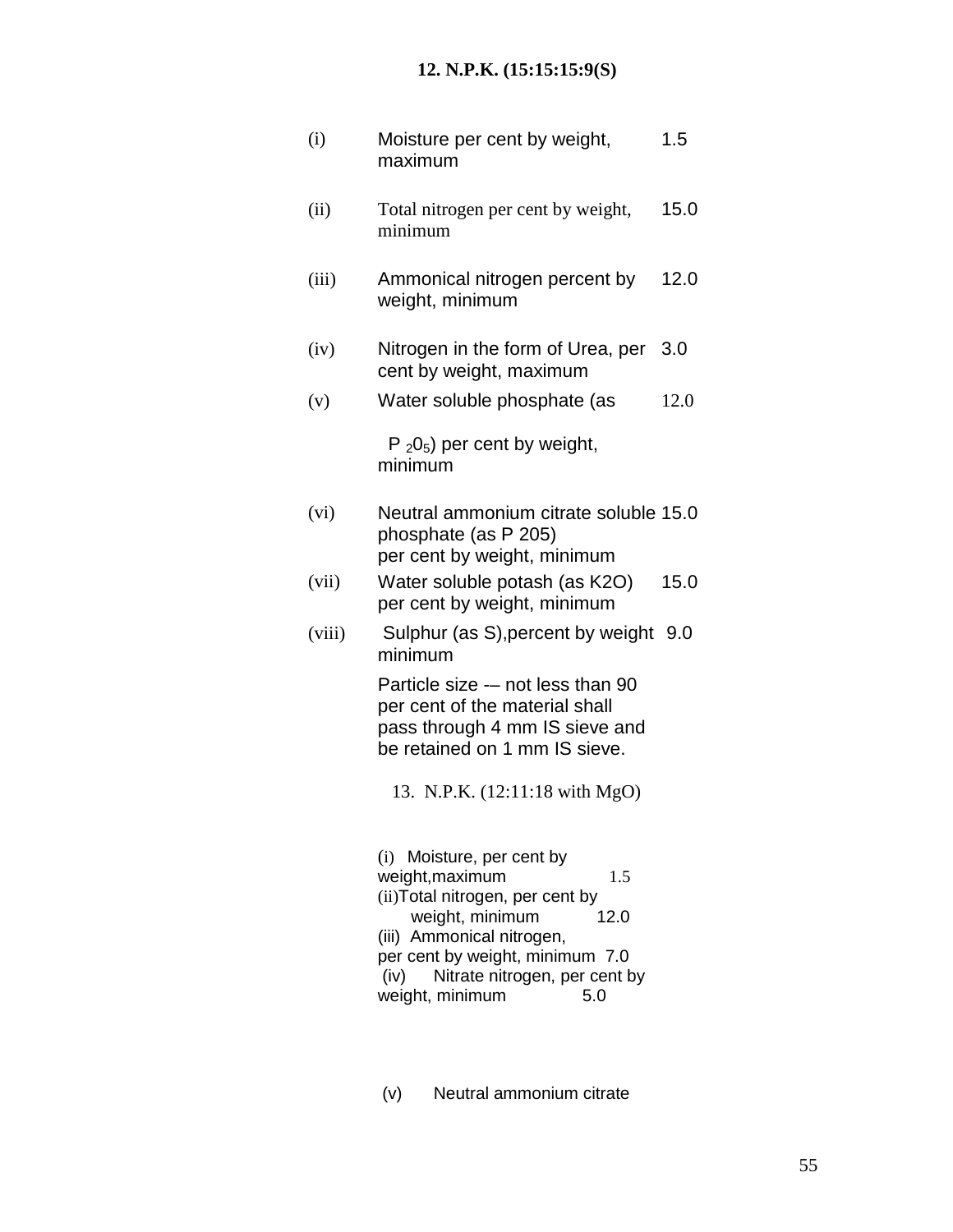### 12. N.P.K. (15:15:15:9(S)

| | | |
|---|---|---|
| (i) | Moisture per cent by weight, maximum | 1.5 |
| (ii) | Total nitrogen per cent by weight, minimum | 15.0 |
| (iii) | Ammonical nitrogen percent by weight, minimum | 12.0 |
| (iv) | Nitrogen in the form of Urea, per cent by weight, maximum | 3.0 |
| (v) | Water soluble phosphate (as $P_2O_5$) per cent by weight, minimum | 12.0 |
| (vi) | Neutral ammonium citrate soluble phosphate (as P 205) per cent by weight, minimum | 15.0 |
| (vii) | Water soluble potash (as K2O) per cent by weight, minimum | 15.0 |
| (viii) | Sulphur (as S),percent by weight minimum | 9.0 |
| | Particle size -– not less than 90 per cent of the material shall pass through 4 mm IS sieve and be retained on 1 mm IS sieve. | |

### 13. N.P.K. (12:11:18 with MgO)

| | | |
|---|---|---|
| (i) | Moisture, per cent by weight,maximum | 1.5 |
| (ii) | Total nitrogen, per cent by weight, minimum | 12.0 |
| (iii) | Ammonical nitrogen, per cent by weight, minimum | 7.0 |
| (iv) | Nitrate nitrogen, per cent by weight, minimum | 5.0 |

(v) Neutral ammonium citrate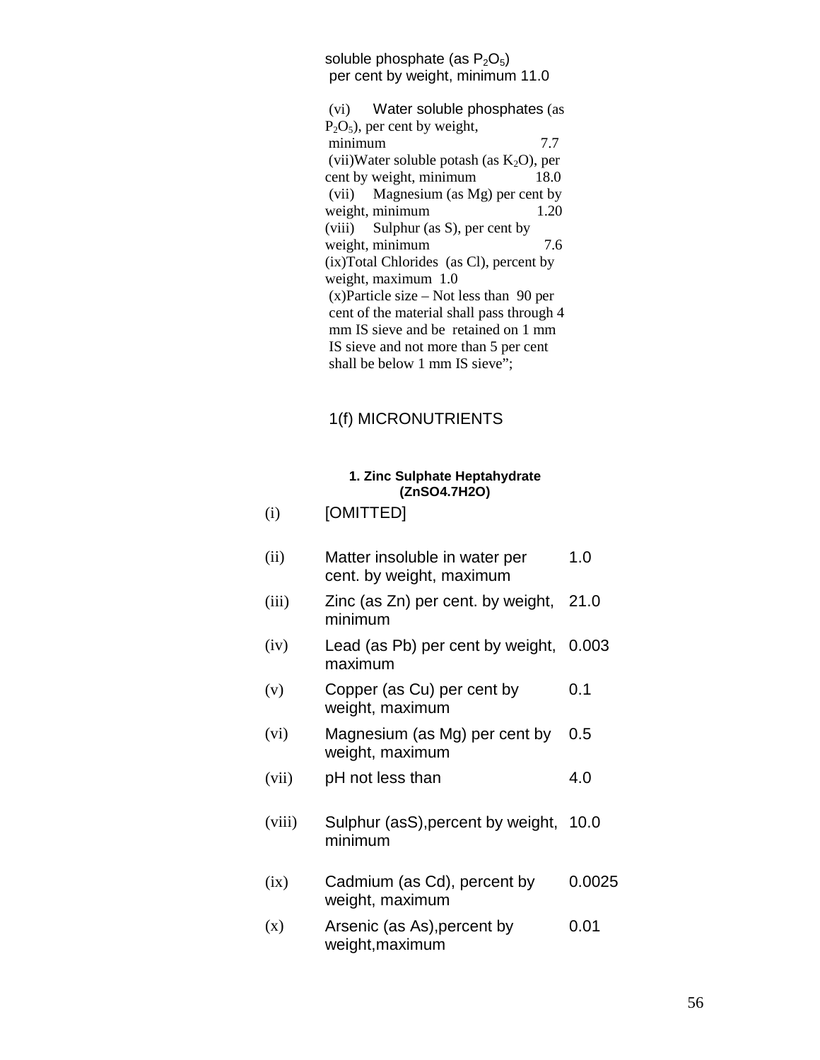soluble phosphate (as $P_2O_5$) per cent by weight, minimum 11.0

(vi) Water soluble phosphates (as $P_2O_5$), per cent by weight, minimum 7.7

(vii) Water soluble potash (as $K_2O$), per cent by weight, minimum 18.0

(vii) Magnesium (as Mg) per cent by weight, minimum 1.20

(viii) Sulphur (as S), per cent by weight, minimum 7.6

(ix) Total Chlorides (as Cl), percent by weight, maximum 1.0

(x) Particle size – Not less than 90 per cent of the material shall pass through 4 mm IS sieve and be retained on 1 mm IS sieve and not more than 5 per cent shall be below 1 mm IS sieve";

## 1(f) MICRONUTRIENTS

### 1. Zinc Sulphate Heptahydrate ($ZnSO_4.7H_2O$)

| | | |
|---|---|---|
| (i) | [OMITTED] | |
| (ii) | Matter insoluble in water per cent. by weight, maximum | 1.0 |
| (iii) | Zinc (as Zn) per cent. by weight, minimum | 21.0 |
| (iv) | Lead (as Pb) per cent by weight, maximum | 0.003 |
| (v) | Copper (as Cu) per cent by weight, maximum | 0.1 |
| (vi) | Magnesium (as Mg) per cent by weight, maximum | 0.5 |
| (vii) | pH not less than | 4.0 |
| (viii) | Sulphur (asS),percent by weight, minimum | 10.0 |
| (ix) | Cadmium (as Cd), percent by weight, maximum | 0.0025 |
| (x) | Arsenic (as As),percent by weight,maximum | 0.01 |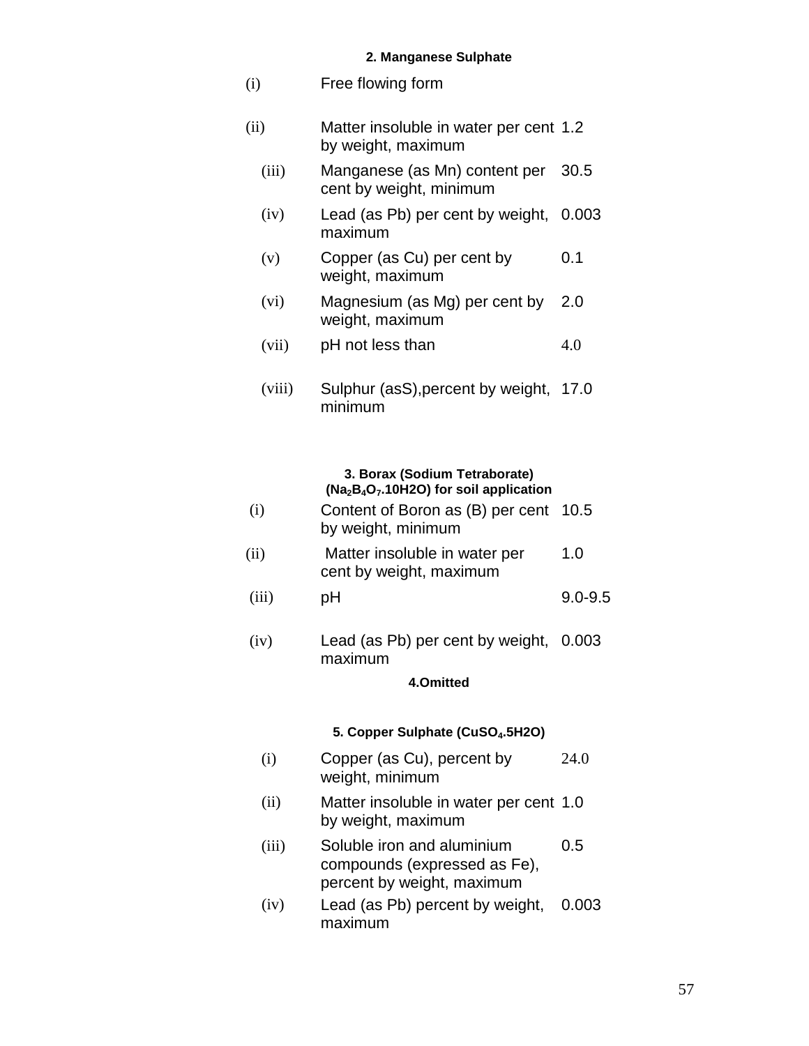**2. Manganese Sulphate**

| | | |
|---|---|---|
| (i) | Free flowing form | |
| (ii) | Matter insoluble in water per cent by weight, maximum | 1.2 |
| (iii) | Manganese (as Mn) content per cent by weight, minimum | 30.5 |
| (iv) | Lead (as Pb) per cent by weight, maximum | 0.003 |
| (v) | Copper (as Cu) per cent by weight, maximum | 0.1 |
| (vi) | Magnesium (as Mg) per cent by weight, maximum | 2.0 |
| (vii) | pH not less than | 4.0 |
| (viii) | Sulphur (asS),percent by weight, minimum | 17.0 |

**3. Borax (Sodium Tetraborate) ($Na_2B_4O_7$.10H2O) for soil application**

| | | |
|---|---|---|
| (i) | Content of Boron as (B) per cent by weight, minimum | 10.5 |
| (ii) | Matter insoluble in water per cent by weight, maximum | 1.0 |
| (iii) | pH | 9.0-9.5 |
| (iv) | Lead (as Pb) per cent by weight, maximum | 0.003 |

**4.Omitted**

**5. Copper Sulphate ($CuSO_4$.5H2O)**

| | | |
|---|---|---|
| (i) | Copper (as Cu), percent by weight, minimum | 24.0 |
| (ii) | Matter insoluble in water per cent by weight, maximum | 1.0 |
| (iii) | Soluble iron and aluminium compounds (expressed as Fe), percent by weight, maximum | 0.5 |
| (iv) | Lead (as Pb) percent by weight, maximum | 0.003 |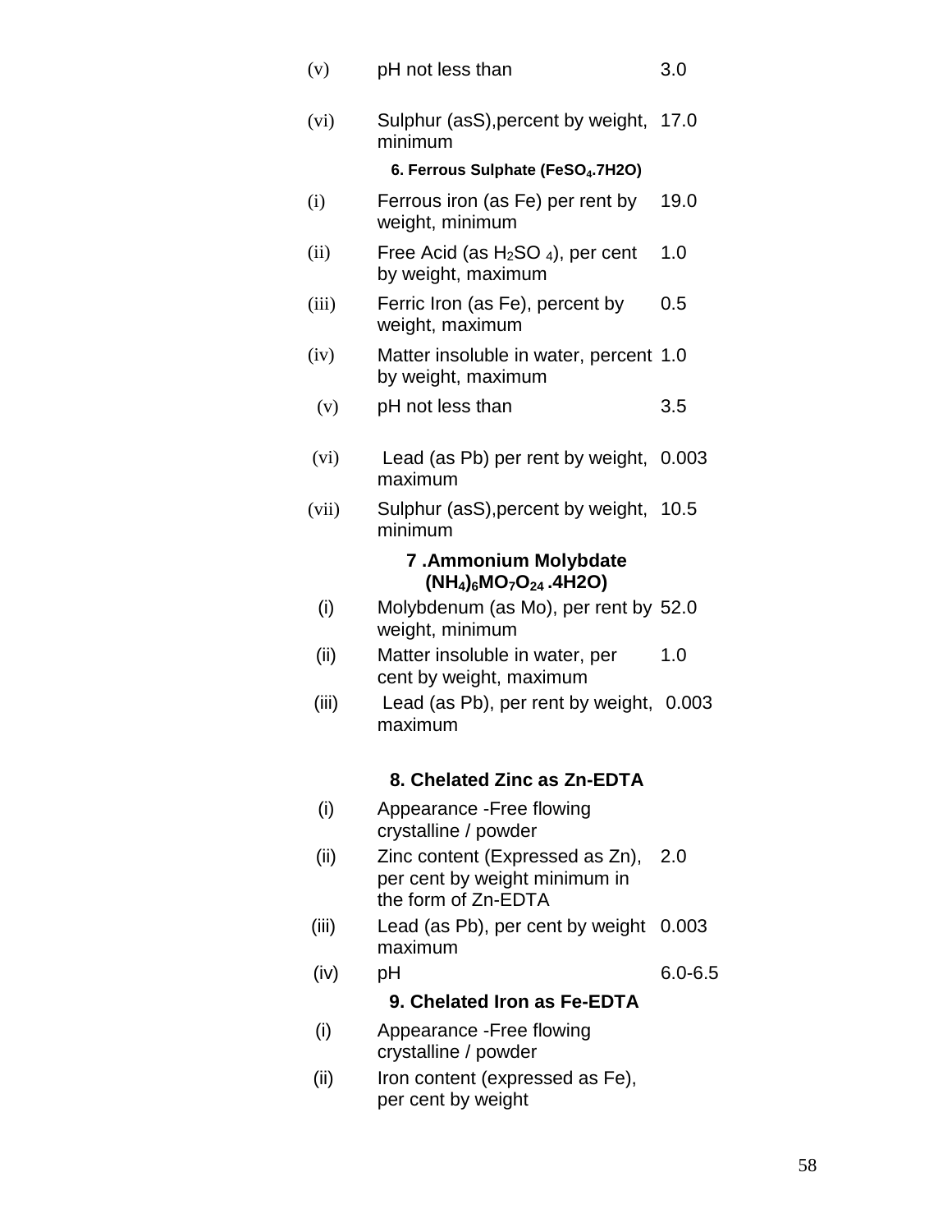| | | |
|---|---|---|
| (v) | pH not less than | 3.0 |
| (vi) | Sulphur (asS),percent by weight, minimum | 17.0 |

**6. Ferrous Sulphate ($FeSO_4$.7H2O)**

| | | |
|---|---|---|
| (i) | Ferrous iron (as Fe) per rent by weight, minimum | 19.0 |
| (ii) | Free Acid (as $H_2SO_4$), per cent by weight, maximum | 1.0 |
| (iii) | Ferric Iron (as Fe), percent by weight, maximum | 0.5 |
| (iv) | Matter insoluble in water, percent by weight, maximum | 1.0 |
| (v) | pH not less than | 3.5 |
| (vi) | Lead (as Pb) per rent by weight, maximum | 0.003 |
| (vii) | Sulphur (asS),percent by weight, minimum | 10.5 |

**7 .Ammonium Molybdate $(NH_4)_6MO_7O_{24}$ .4H2O)**

| | | |
|---|---|---|
| (i) | Molybdenum (as Mo), per rent by weight, minimum | 52.0 |
| (ii) | Matter insoluble in water, per cent by weight, maximum | 1.0 |
| (iii) | Lead (as Pb), per rent by weight, maximum | 0.003 |

**8. Chelated Zinc as Zn-EDTA**

| | | |
|---|---|---|
| (i) | Appearance -Free flowing crystalline / powder | |
| (ii) | Zinc content (Expressed as Zn), per cent by weight minimum in the form of Zn-EDTA | 2.0 |
| (iii) | Lead (as Pb), per cent by weight maximum | 0.003 |
| (iv) | pH | 6.0-6.5 |

**9. Chelated Iron as Fe-EDTA**

| | | |
|---|---|---|
| (i) | Appearance -Free flowing crystalline / powder | |
| (ii) | Iron content (expressed as Fe), per cent by weight | |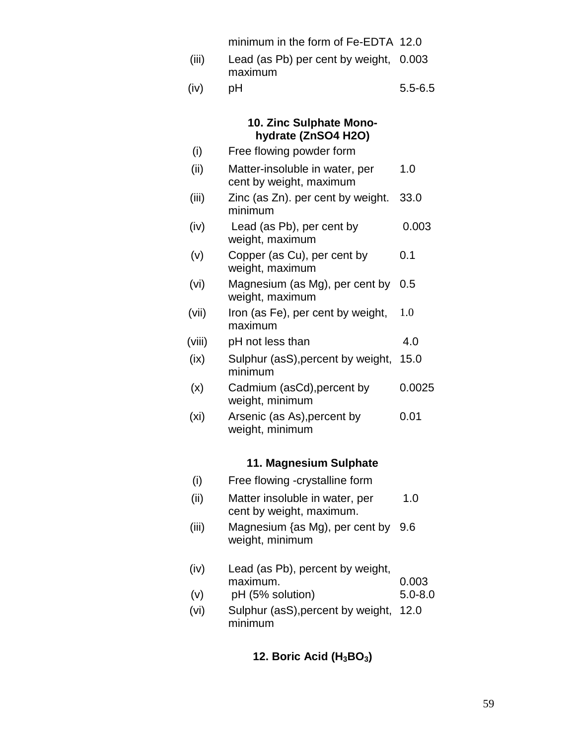| | | |
|---|---|---|
| | minimum in the form of Fe-EDTA | 12.0 |
| (iii) | Lead (as Pb) per cent by weight, maximum | 0.003 |
| (iv) | pH | 5.5-6.5 |

### 10. Zinc Sulphate Mono-hydrate ($ZnSO_4$ $H_2O$)

| | | |
|---|---|---|
| (i) | Free flowing powder form | |
| (ii) | Matter-insoluble in water, per cent by weight, maximum | 1.0 |
| (iii) | Zinc (as Zn). per cent by weight. minimum | 33.0 |
| (iv) | Lead (as Pb), per cent by weight, maximum | 0.003 |
| (v) | Copper (as Cu), per cent by weight, maximum | 0.1 |
| (vi) | Magnesium (as Mg), per cent by weight, maximum | 0.5 |
| (vii) | Iron (as Fe), per cent by weight, maximum | 1.0 |
| (viii) | pH not less than | 4.0 |
| (ix) | Sulphur (asS),percent by weight, minimum | 15.0 |
| (x) | Cadmium (asCd),percent by weight, minimum | 0.0025 |
| (xi) | Arsenic (as As),percent by weight, minimum | 0.01 |

### 11. Magnesium Sulphate

| | | |
|---|---|---|
| (i) | Free flowing -crystalline form | |
| (ii) | Matter insoluble in water, per cent by weight, maximum. | 1.0 |
| (iii) | Magnesium {as Mg), per cent by weight, minimum | 9.6 |
| (iv) | Lead (as Pb), percent by weight, maximum. | 0.003 |
| (v) | pH (5% solution) | 5.0-8.0 |
| (vi) | Sulphur (asS),percent by weight, minimum | 12.0 |

### 12. Boric Acid ($H_3BO_3$)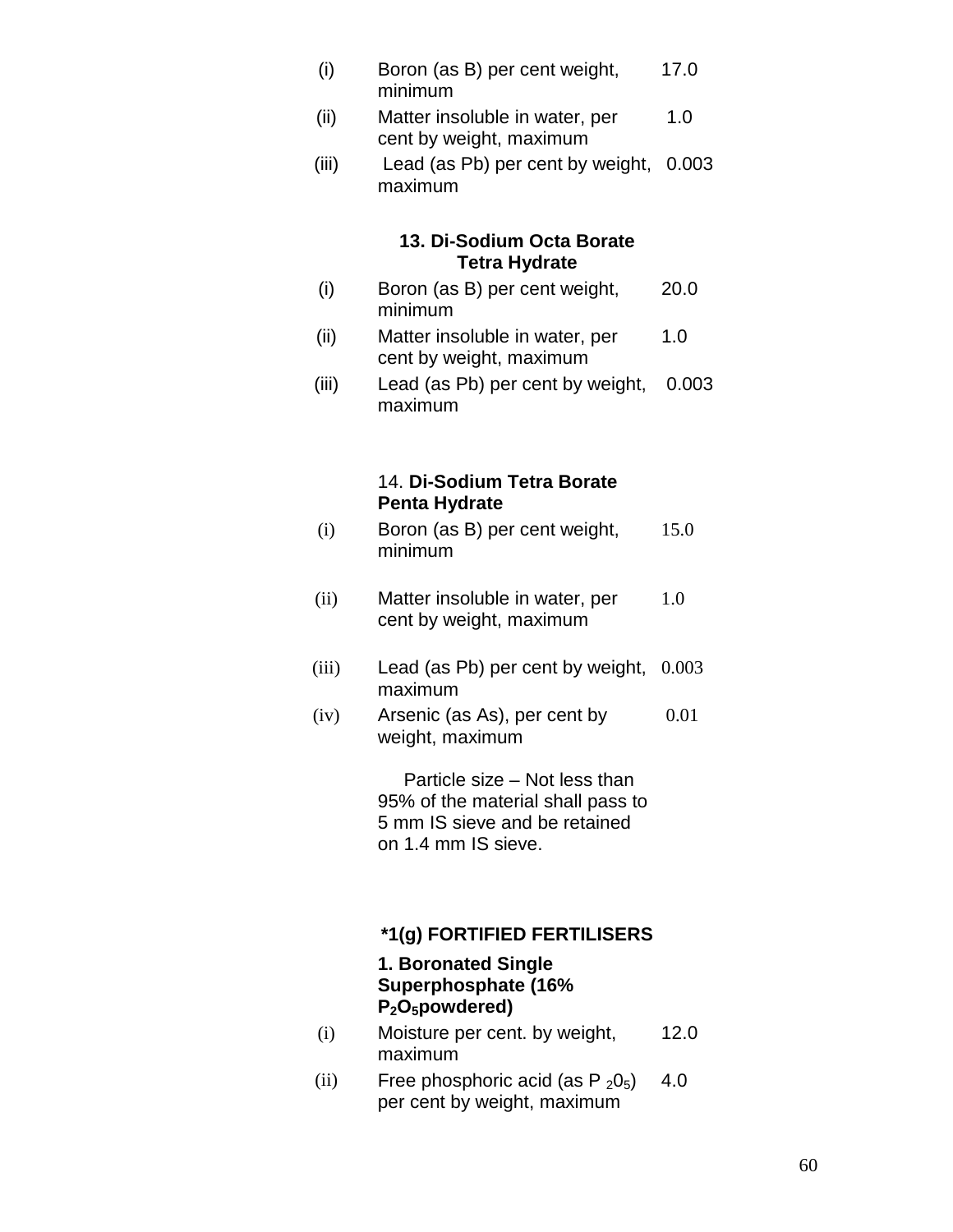| | | |
|---|---|---|
| (i) | Boron (as B) per cent weight, minimum | 17.0 |
| (ii) | Matter insoluble in water, per cent by weight, maximum | 1.0 |
| (iii) | Lead (as Pb) per cent by weight, maximum | 0.003 |

**13. Di-Sodium Octa Borate Tetra Hydrate**

| | | |
|---|---|---|
| (i) | Boron (as B) per cent weight, minimum | 20.0 |
| (ii) | Matter insoluble in water, per cent by weight, maximum | 1.0 |
| (iii) | Lead (as Pb) per cent by weight, maximum | 0.003 |

14. **Di-Sodium Tetra Borate Penta Hydrate**

| | | |
|---|---|---|
| (i) | Boron (as B) per cent weight, minimum | 15.0 |
| (ii) | Matter insoluble in water, per cent by weight, maximum | 1.0 |
| (iii) | Lead (as Pb) per cent by weight, maximum | 0.003 |
| (iv) | Arsenic (as As), per cent by weight, maximum | 0.01 |

Particle size – Not less than 95% of the material shall pass to 5 mm IS sieve and be retained on 1.4 mm IS sieve.

**\*1(g) FORTIFIED FERTILISERS**

**1. Boronated Single Superphosphate (16% $P_2O_5$powdered)**

| | | |
|---|---|---|
| (i) | Moisture per cent. by weight, maximum | 12.0 |
| (ii) | Free phosphoric acid (as $P_2O_5$) per cent by weight, maximum | 4.0 |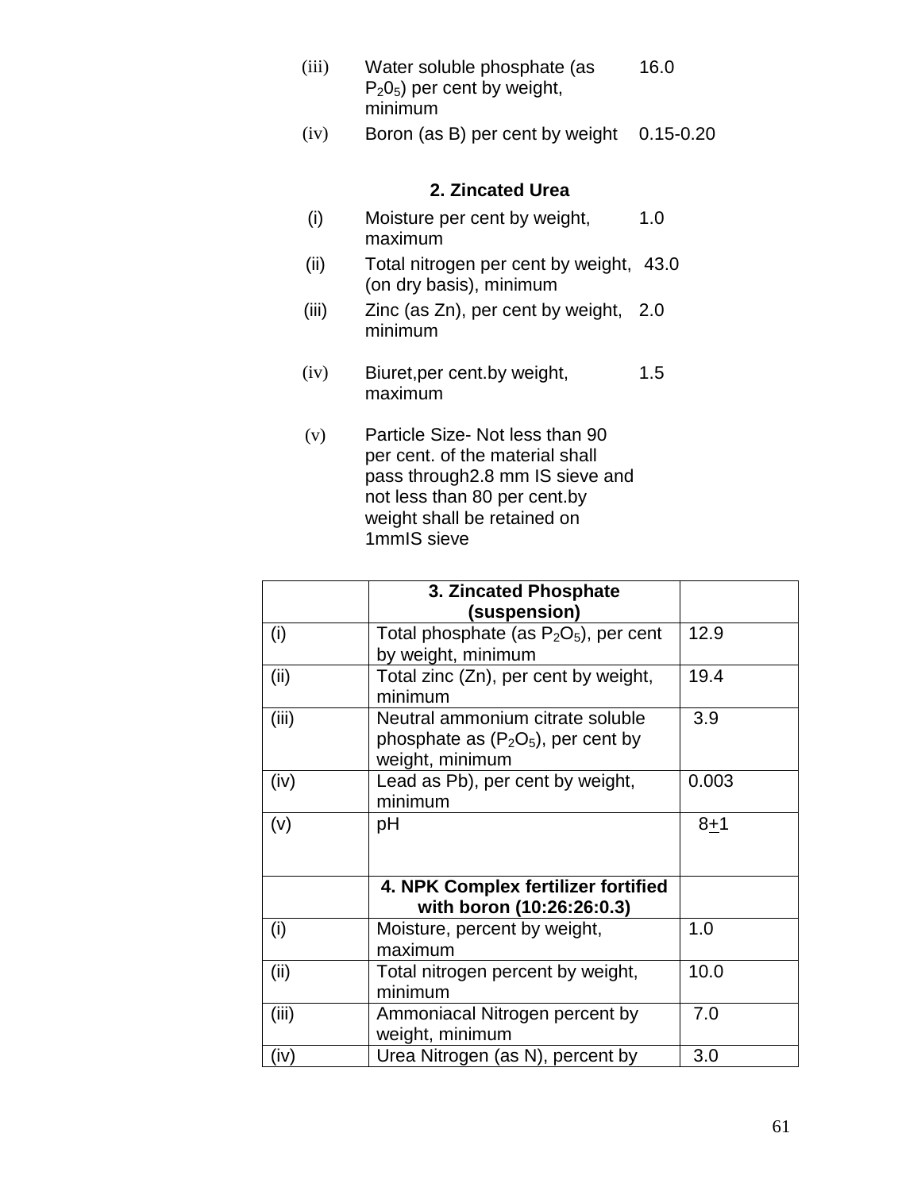| | | |
|---|---|---|
| (iii) | Water soluble phosphate (as $P_2O_5$) per cent by weight, minimum | 16.0 |
| (iv) | Boron (as B) per cent by weight | 0.15-0.20 |

### 2. Zincated Urea

| | | |
|---|---|---|
| (i) | Moisture per cent by weight, maximum | 1.0 |
| (ii) | Total nitrogen per cent by weight, (on dry basis), minimum | 43.0 |
| (iii) | Zinc (as Zn), per cent by weight, minimum | 2.0 |
| (iv) | Biuret,per cent.by weight, maximum | 1.5 |
| (v) | Particle Size- Not less than 90 per cent. of the material shall pass through2.8 mm IS sieve and not less than 80 per cent.by weight shall be retained on 1mmIS sieve | |

| | **3. Zincated Phosphate (suspension)** | |
|---|---|---|
| (i) | Total phosphate (as $P_2O_5$), per cent by weight, minimum | 12.9 |
| (ii) | Total zinc (Zn), per cent by weight, minimum | 19.4 |
| (iii) | Neutral ammonium citrate soluble phosphate as ($P_2O_5$), per cent by weight, minimum | 3.9 |
| (iv) | Lead as Pb), per cent by weight, minimum | 0.003 |
| (v) | pH | $8\pm1$ |
| | **4. NPK Complex fertilizer fortified with boron (10:26:26:0.3)** | |
| (i) | Moisture, percent by weight, maximum | 1.0 |
| (ii) | Total nitrogen percent by weight, minimum | 10.0 |
| (iii) | Ammoniacal Nitrogen percent by weight, minimum | 7.0 |
| (iv) | Urea Nitrogen (as N), percent by | 3.0 |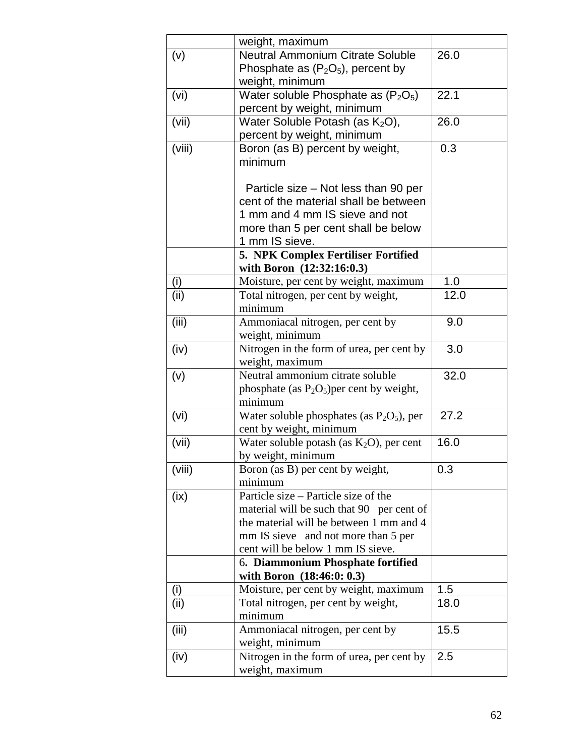| | | |
|---|---|---|
| | weight, maximum | |
| (v) | Neutral Ammonium Citrate Soluble Phosphate as ($P_2O_5$), percent by weight, minimum | 26.0 |
| (vi) | Water soluble Phosphate as ($P_2O_5$) percent by weight, minimum | 22.1 |
| (vii) | Water Soluble Potash (as $K_2O$), percent by weight, minimum | 26.0 |
| (viii) | Boron (as B) percent by weight, minimum<br><br>Particle size – Not less than 90 per cent of the material shall be between 1 mm and 4 mm IS sieve and not more than 5 per cent shall be below 1 mm IS sieve. | 0.3 |
| | **5. NPK Complex Fertiliser Fortified with Boron (12:32:16:0.3)** | |
| (i) | Moisture, per cent by weight, maximum | 1.0 |
| (ii) | Total nitrogen, per cent by weight, minimum | 12.0 |
| (iii) | Ammoniacal nitrogen, per cent by weight, minimum | 9.0 |
| (iv) | Nitrogen in the form of urea, per cent by weight, maximum | 3.0 |
| (v) | Neutral ammonium citrate soluble phosphate (as $P_2O_5$)per cent by weight, minimum | 32.0 |
| (vi) | Water soluble phosphates (as $P_2O_5$), per cent by weight, minimum | 27.2 |
| (vii) | Water soluble potash (as $K_2O$), per cent by weight, minimum | 16.0 |
| (viii) | Boron (as B) per cent by weight, minimum | 0.3 |
| (ix) | Particle size – Particle size of the material will be such that 90 per cent of the material will be between 1 mm and 4 mm IS sieve and not more than 5 per cent will be below 1 mm IS sieve. | |
| | **6. Diammonium Phosphate fortified with Boron (18:46:0: 0.3)** | |
| (i) | Moisture, per cent by weight, maximum | 1.5 |
| (ii) | Total nitrogen, per cent by weight, minimum | 18.0 |
| (iii) | Ammoniacal nitrogen, per cent by weight, minimum | 15.5 |
| (iv) | Nitrogen in the form of urea, per cent by weight, maximum | 2.5 |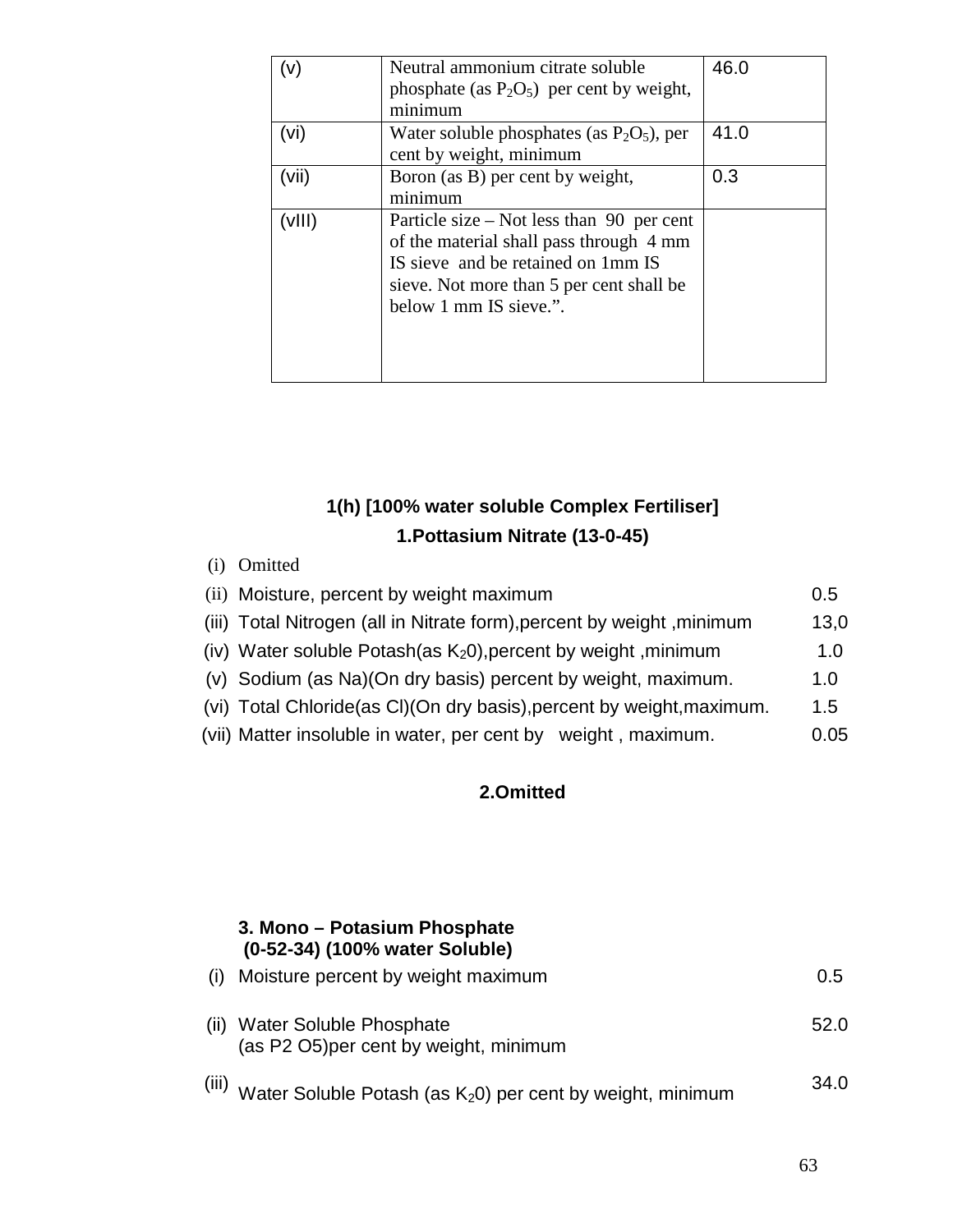| (v) | Neutral ammonium citrate soluble phosphate (as $P_2O_5$) per cent by weight, minimum | 46.0 |
|---|---|---|
| (vi) | Water soluble phosphates (as $P_2O_5$), per cent by weight, minimum | 41.0 |
| (vii) | Boron (as B) per cent by weight, minimum | 0.3 |
| (vIII) | Particle size – Not less than 90 per cent of the material shall pass through 4 mm IS sieve and be retained on 1mm IS sieve. Not more than 5 per cent shall be below 1 mm IS sieve.". | |

## 1(h) [100% water soluble Complex Fertiliser]

### 1.Pottasium Nitrate (13-0-45)

| | | |
|---|---|---|
| (i) | Omitted | |
| (ii) | Moisture, percent by weight maximum | 0.5 |
| (iii) | Total Nitrogen (all in Nitrate form),percent by weight ,minimum | 13,0 |
| (iv) | Water soluble Potash(as $K_20$),percent by weight ,minimum | 1.0 |
| (v) | Sodium (as Na)(On dry basis) percent by weight, maximum. | 1.0 |
| (vi) | Total Chloride(as Cl)(On dry basis),percent by weight,maximum. | 1.5 |
| (vii) | Matter insoluble in water, per cent by weight , maximum. | 0.05 |

### 2.Omitted

### 3. Mono – Potasium Phosphate (0-52-34) (100% water Soluble)

| | | |
|---|---|---|
| (i) | Moisture percent by weight maximum | 0.5 |
| (ii) | Water Soluble Phosphate (as P2 O5)per cent by weight, minimum | 52.0 |
| (iii) | Water Soluble Potash (as $K_20$) per cent by weight, minimum | 34.0 |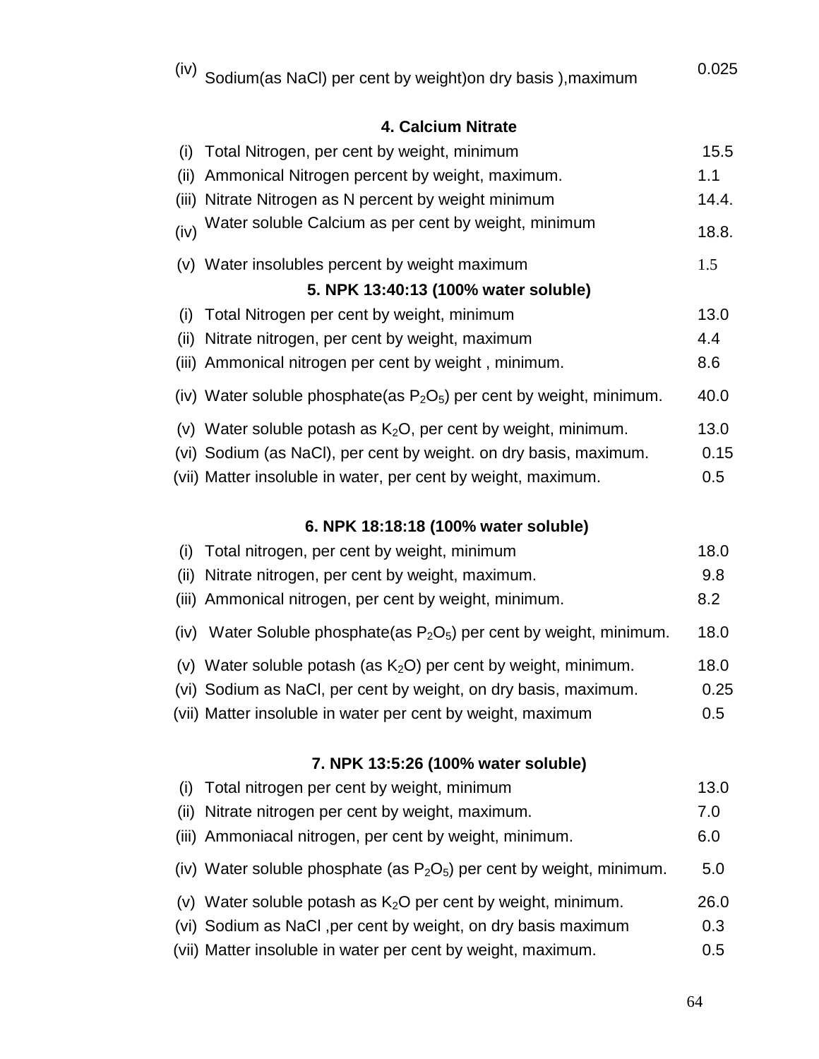| | | |
|---|---|---|
| (iv) | Sodium(as NaCl) per cent by weight)on dry basis ),maximum | 0.025 |

### 4. Calcium Nitrate

| | | |
|---|---|---|
| (i) | Total Nitrogen, per cent by weight, minimum | 15.5 |
| (ii) | Ammonical Nitrogen percent by weight, maximum. | 1.1 |
| (iii) | Nitrate Nitrogen as N percent by weight minimum | 14.4. |
| (iv) | Water soluble Calcium as per cent by weight, minimum | 18.8. |
| (v) | Water insolubles percent by weight maximum | 1.5 |

### 5. NPK 13:40:13 (100% water soluble)

| | | |
|---|---|---|
| (i) | Total Nitrogen per cent by weight, minimum | 13.0 |
| (ii) | Nitrate nitrogen, per cent by weight, maximum | 4.4 |
| (iii) | Ammonical nitrogen per cent by weight , minimum. | 8.6 |
| (iv) | Water soluble phosphate(as $P_2O_5$) per cent by weight, minimum. | 40.0 |
| (v) | Water soluble potash as $K_2O$, per cent by weight, minimum. | 13.0 |
| (vi) | Sodium (as NaCl), per cent by weight. on dry basis, maximum. | 0.15 |
| (vii) | Matter insoluble in water, per cent by weight, maximum. | 0.5 |

### 6. NPK 18:18:18 (100% water soluble)

| | | |
|---|---|---|
| (i) | Total nitrogen, per cent by weight, minimum | 18.0 |
| (ii) | Nitrate nitrogen, per cent by weight, maximum. | 9.8 |
| (iii) | Ammonical nitrogen, per cent by weight, minimum. | 8.2 |
| (iv) | Water Soluble phosphate(as $P_2O_5$) per cent by weight, minimum. | 18.0 |
| (v) | Water soluble potash (as $K_2O$) per cent by weight, minimum. | 18.0 |
| (vi) | Sodium as NaCl, per cent by weight, on dry basis, maximum. | 0.25 |
| (vii) | Matter insoluble in water per cent by weight, maximum | 0.5 |

### 7. NPK 13:5:26 (100% water soluble)

| | | |
|---|---|---|
| (i) | Total nitrogen per cent by weight, minimum | 13.0 |
| (ii) | Nitrate nitrogen per cent by weight, maximum. | 7.0 |
| (iii) | Ammoniacal nitrogen, per cent by weight, minimum. | 6.0 |
| (iv) | Water soluble phosphate (as $P_2O_5$) per cent by weight, minimum. | 5.0 |
| (v) | Water soluble potash as $K_2O$ per cent by weight, minimum. | 26.0 |
| (vi) | Sodium as NaCl ,per cent by weight, on dry basis maximum | 0.3 |
| (vii) | Matter insoluble in water per cent by weight, maximum. | 0.5 |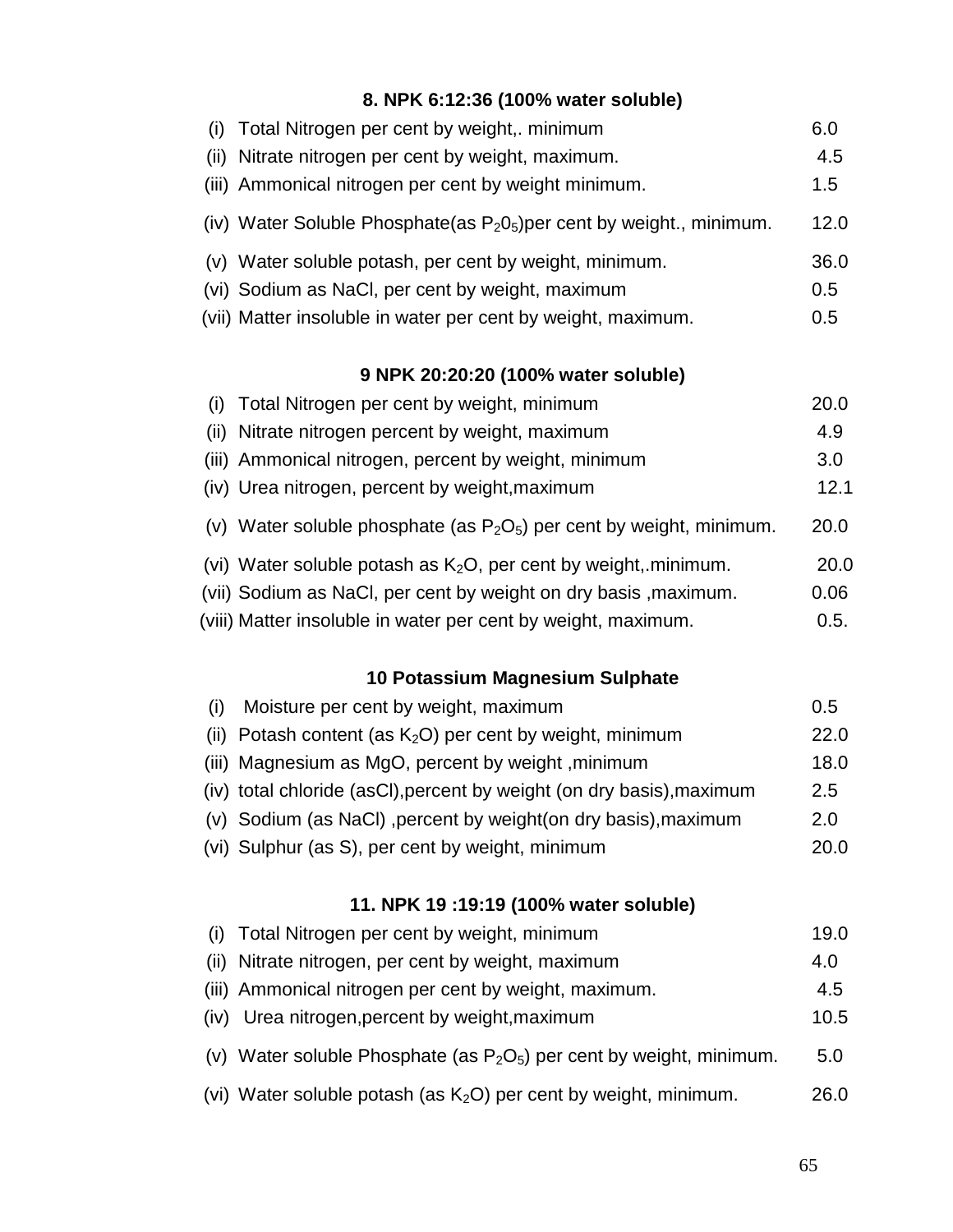**8. NPK 6:12:36 (100% water soluble)**

| | | |
|---|---|---|
| (i) | Total Nitrogen per cent by weight,. minimum | 6.0 |
| (ii) | Nitrate nitrogen per cent by weight, maximum. | 4.5 |
| (iii) | Ammonical nitrogen per cent by weight minimum. | 1.5 |
| (iv) | Water Soluble Phosphate(as $P_2 0_5$)per cent by weight., minimum. | 12.0 |
| (v) | Water soluble potash, per cent by weight, minimum. | 36.0 |
| (vi) | Sodium as NaCl, per cent by weight, maximum | 0.5 |
| (vii) | Matter insoluble in water per cent by weight, maximum. | 0.5 |

**9 NPK 20:20:20 (100% water soluble)**

| | | |
|---|---|---|
| (i) | Total Nitrogen per cent by weight, minimum | 20.0 |
| (ii) | Nitrate nitrogen percent by weight, maximum | 4.9 |
| (iii) | Ammonical nitrogen, percent by weight, minimum | 3.0 |
| (iv) | Urea nitrogen, percent by weight,maximum | 12.1 |
| (v) | Water soluble phosphate (as $P_2O_5$) per cent by weight, minimum. | 20.0 |
| (vi) | Water soluble potash as $K_2O$, per cent by weight,.minimum. | 20.0 |
| (vii) | Sodium as NaCl, per cent by weight on dry basis ,maximum. | 0.06 |
| (viii) | Matter insoluble in water per cent by weight, maximum. | 0.5. |

**10 Potassium Magnesium Sulphate**

| | | |
|---|---|---|
| (i) | Moisture per cent by weight, maximum | 0.5 |
| (ii) | Potash content (as $K_2O$) per cent by weight, minimum | 22.0 |
| (iii) | Magnesium as MgO, percent by weight ,minimum | 18.0 |
| (iv) | total chloride (asCl),percent by weight (on dry basis),maximum | 2.5 |
| (v) | Sodium (as NaCl) ,percent by weight(on dry basis),maximum | 2.0 |
| (vi) | Sulphur (as S), per cent by weight, minimum | 20.0 |

**11. NPK 19 :19:19 (100% water soluble)**

| | | |
|---|---|---|
| (i) | Total Nitrogen per cent by weight, minimum | 19.0 |
| (ii) | Nitrate nitrogen, per cent by weight, maximum | 4.0 |
| (iii) | Ammonical nitrogen per cent by weight, maximum. | 4.5 |
| (iv) | Urea nitrogen,percent by weight,maximum | 10.5 |
| (v) | Water soluble Phosphate (as $P_2O_5$) per cent by weight, minimum. | 5.0 |
| (vi) | Water soluble potash (as $K_2O$) per cent by weight, minimum. | 26.0 |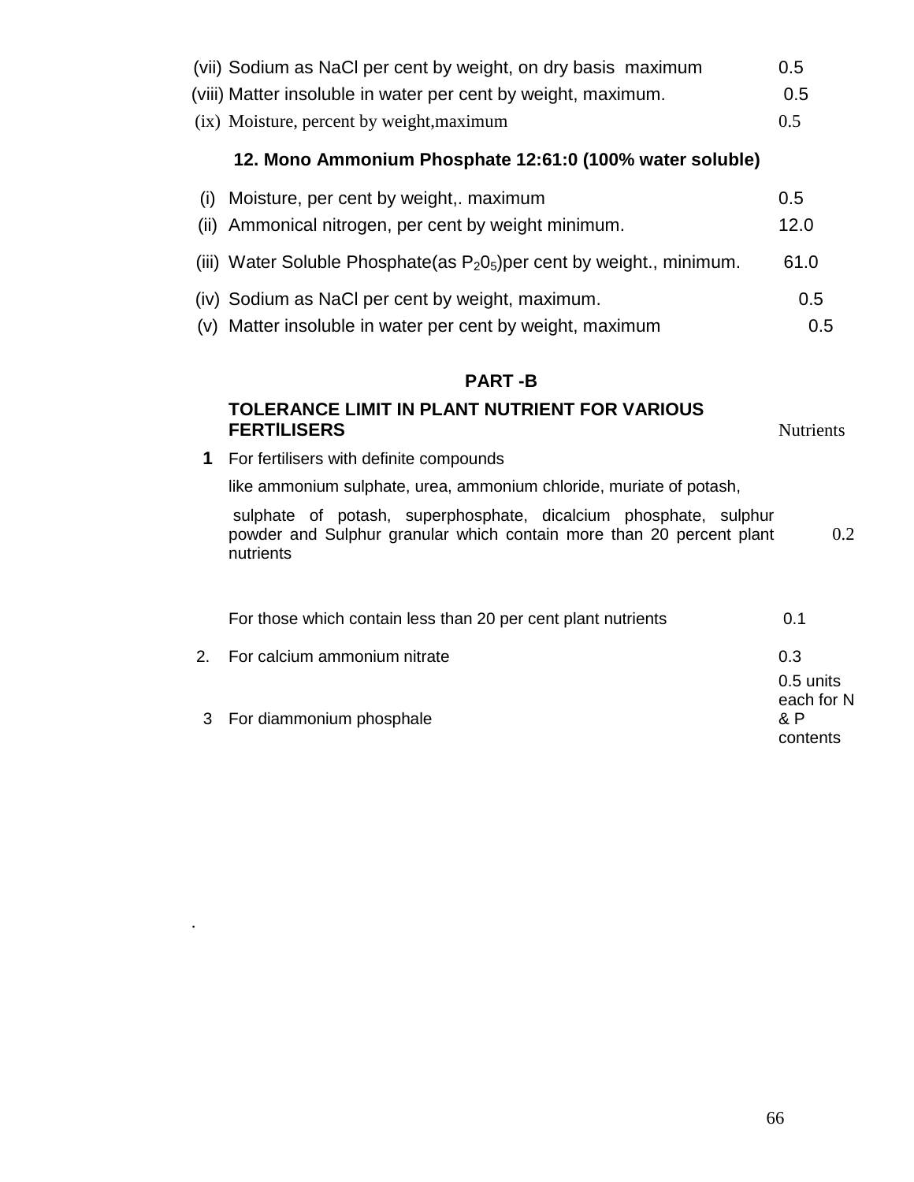| | | |
|---|---|---|
| (vii) | Sodium as NaCl per cent by weight, on dry basis maximum | 0.5 |
| (viii) | Matter insoluble in water per cent by weight, maximum. | 0.5 |
| (ix) | Moisture, percent by weight,maximum | 0.5 |

**12. Mono Ammonium Phosphate 12:61:0 (100% water soluble)**

| | | |
|---|---|---|
| (i) | Moisture, per cent by weight,. maximum | 0.5 |
| (ii) | Ammonical nitrogen, per cent by weight minimum. | 12.0 |
| (iii) | Water Soluble Phosphate(as $P_2O_5$)per cent by weight., minimum. | 61.0 |
| (iv) | Sodium as NaCl per cent by weight, maximum. | 0.5 |
| (v) | Matter insoluble in water per cent by weight, maximum | 0.5 |

## PART -B

| | **TOLERANCE LIMIT IN PLANT NUTRIENT FOR VARIOUS FERTILISERS** | Nutrients |
|---|---|---|
| **1** | For fertilisers with definite compounds like ammonium sulphate, urea, ammonium chloride, muriate of potash, sulphate of potash, superphosphate, dicalcium phosphate, sulphur powder and Sulphur granular which contain more than 20 percent plant nutrients | 0.2 |
| | For those which contain less than 20 per cent plant nutrients | 0.1 |
| 2. | For calcium ammonium nitrate | 0.3 |
| 3 | For diammonium phosphale | 0.5 units each for N & P contents |

.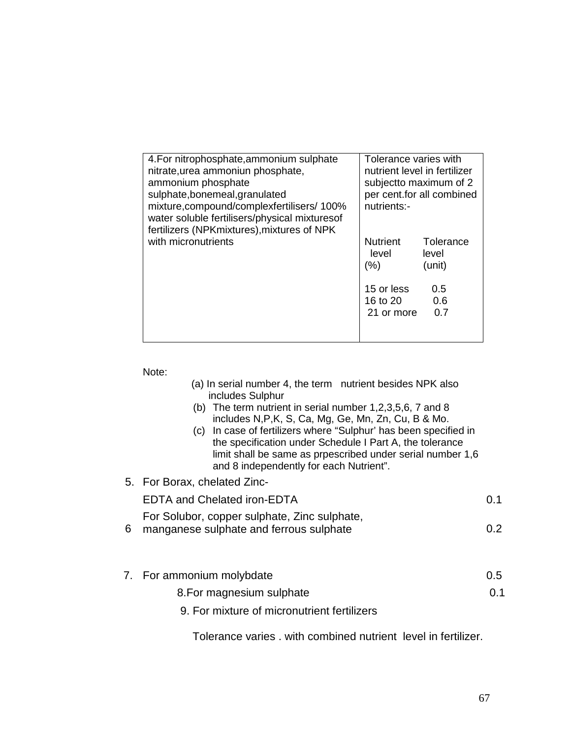| 4.For nitrophosphate,ammonium sulphate nitrate,urea ammoniun phosphate, ammonium phosphate sulphate,bonemeal,granulated mixture,compound/complexfertilisers/ 100% water soluble fertilisers/physical mixturesof fertilizers (NPKmixtures),mixtures of NPK with micronutrients | Tolerance varies with nutrient level in fertilizer subjectto maximum of 2 per cent.for all combined nutrients:-<br><br>Nutrient level (%) — Tolerance level (unit)<br>15 or less — 0.5<br>16 to 20 — 0.6<br>21 or more — 0.7 |
|---|---|

Note:

(a) In serial number 4, the term nutrient besides NPK also includes Sulphur

(b) The term nutrient in serial number 1,2,3,5,6, 7 and 8 includes N,P,K, S, Ca, Mg, Ge, Mn, Zn, Cu, B & Mo.

(c) In case of fertilizers where "Sulphur' has been specified in the specification under Schedule I Part A, the tolerance limit shall be same as prpescribed under serial number 1,6 and 8 independently for each Nutrient".

| | | |
|---|---|---|
| 5. | For Borax, chelated Zinc-EDTA and Chelated iron-EDTA | 0.1 |
| 6 | For Solubor, copper sulphate, Zinc sulphate, manganese sulphate and ferrous sulphate | 0.2 |
| 7. | For ammonium molybdate | 0.5 |
| 8. | For magnesium sulphate | 0.1 |
| 9. | For mixture of micronutrient fertilizers | |

Tolerance varies . with combined nutrient level in fertilizer.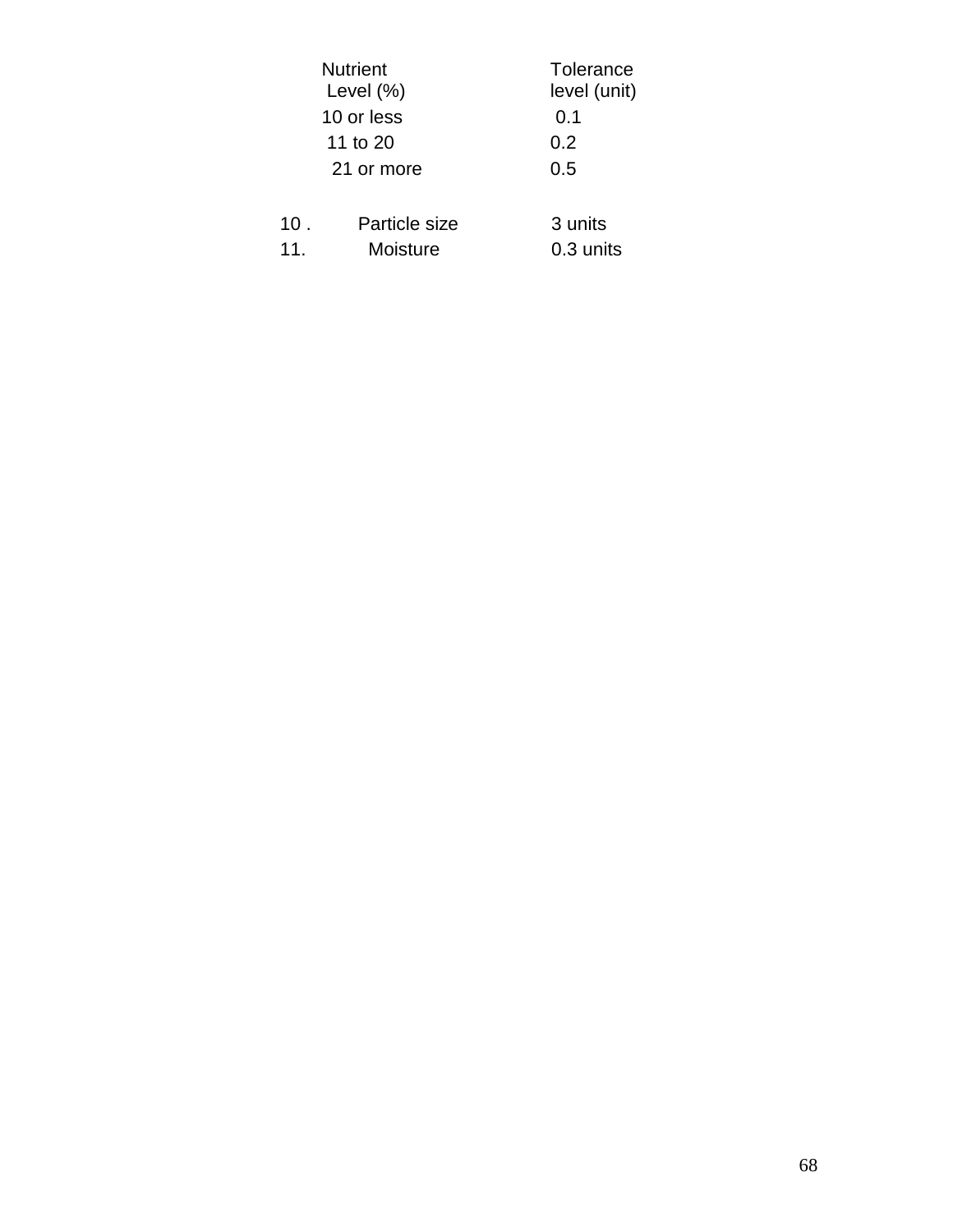| Nutrient Level (%) | Tolerance level (unit) |
|---|---|
| 10 or less | 0.1 |
| 11 to 20 | 0.2 |
| 21 or more | 0.5 |

10 . Particle size 3 units

11. Moisture 0.3 units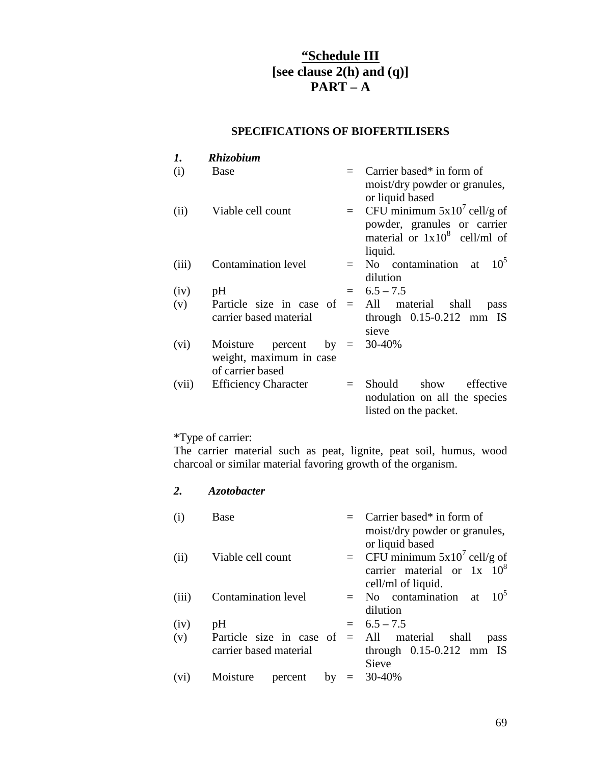# “Schedule III
## [see clause 2(h) and (q)]
## PART – A

### SPECIFICATIONS OF BIOFERTILISERS

***1. Rhizobium***

| | | | |
|---|---|---|---|
| (i) | Base | = | Carrier based* in form of moist/dry powder or granules, or liquid based |
| (ii) | Viable cell count | = | CFU minimum $5x10^7$ cell/g of powder, granules or carrier material or $1x10^8$ cell/ml of liquid. |
| (iii) | Contamination level | = | No contamination at $10^5$ dilution |
| (iv) | pH | = | 6.5 – 7.5 |
| (v) | Particle size in case of carrier based material | = | All material shall pass through 0.15-0.212 mm IS sieve |
| (vi) | Moisture percent by weight, maximum in case of carrier based | = | 30-40% |
| (vii) | Efficiency Character | = | Should show effective nodulation on all the species listed on the packet. |

*Type of carrier:
The carrier material such as peat, lignite, peat soil, humus, wood charcoal or similar material favoring growth of the organism.

***2. Azotobacter***

| | | | |
|---|---|---|---|
| (i) | Base | = | Carrier based* in form of moist/dry powder or granules, or liquid based |
| (ii) | Viable cell count | = | CFU minimum $5x10^7$ cell/g of carrier material or $1x 10^8$ cell/ml of liquid. |
| (iii) | Contamination level | = | No contamination at $10^5$ dilution |
| (iv) | pH | = | 6.5 – 7.5 |
| (v) | Particle size in case of carrier based material | = | All material shall pass through 0.15-0.212 mm IS Sieve |
| (vi) | Moisture percent by | = | 30-40% |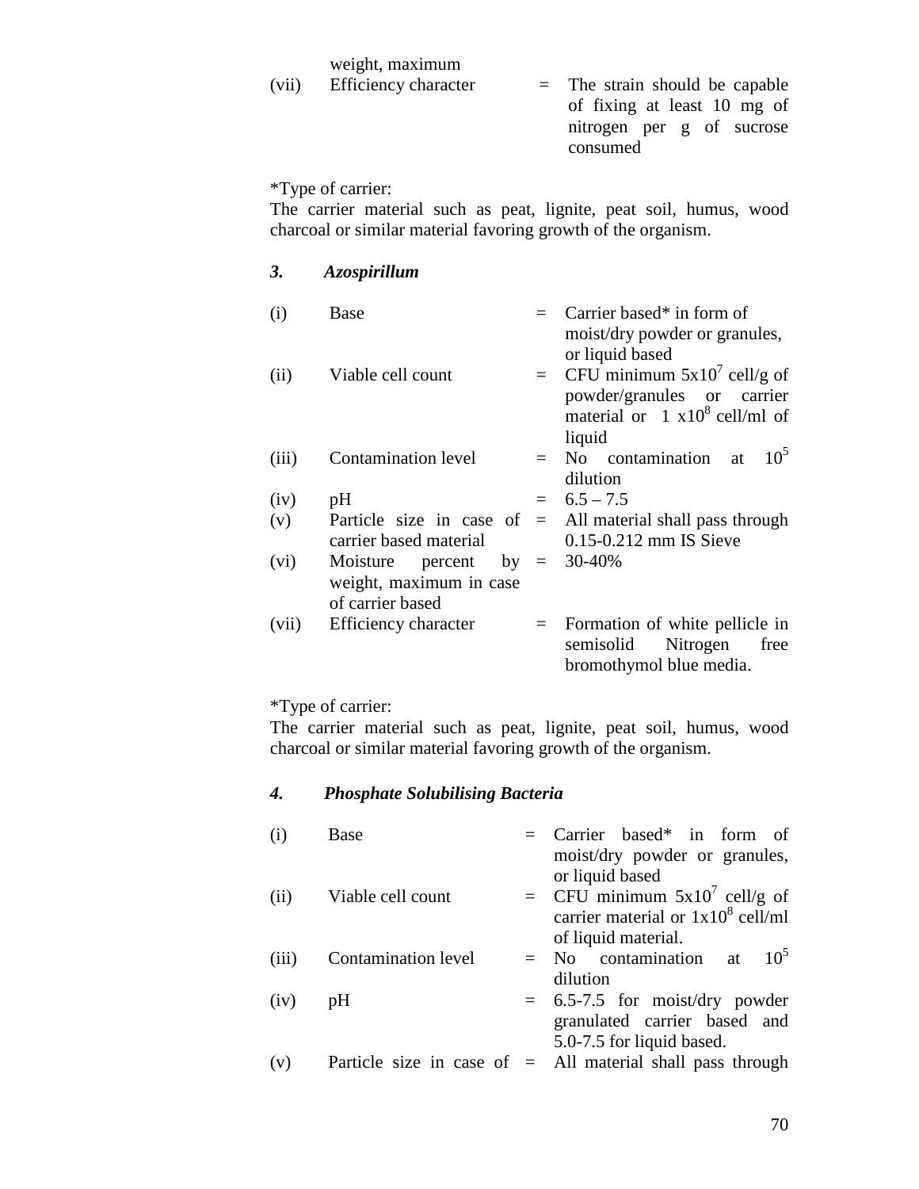| | weight, maximum | | |
|---|---|---|---|
| (vii) | Efficiency character | = | The strain should be capable of fixing at least 10 mg of nitrogen per g of sucrose consumed |

*Type of carrier:
The carrier material such as peat, lignite, peat soil, humus, wood charcoal or similar material favoring growth of the organism.

### 3. *Azospirillum*

| | | | |
|---|---|---|---|
| (i) | Base | = | Carrier based* in form of moist/dry powder or granules, or liquid based |
| (ii) | Viable cell count | = | CFU minimum $5x10^7$ cell/g of powder/granules or carrier material or $1\ x10^8$ cell/ml of liquid |
| (iii) | Contamination level | = | No contamination at $10^5$ dilution |
| (iv) | pH | = | 6.5 – 7.5 |
| (v) | Particle size in case of carrier based material | = | All material shall pass through 0.15-0.212 mm IS Sieve |
| (vi) | Moisture percent by weight, maximum in case of carrier based | = | 30-40% |
| (vii) | Efficiency character | = | Formation of white pellicle in semisolid Nitrogen free bromothymol blue media. |

*Type of carrier:
The carrier material such as peat, lignite, peat soil, humus, wood charcoal or similar material favoring growth of the organism.

### 4. *Phosphate Solubilising Bacteria*

| | | | |
|---|---|---|---|
| (i) | Base | = | Carrier based* in form of moist/dry powder or granules, or liquid based |
| (ii) | Viable cell count | = | CFU minimum $5x10^7$ cell/g of carrier material or $1x10^8$ cell/ml of liquid material. |
| (iii) | Contamination level | = | No contamination at $10^5$ dilution |
| (iv) | pH | = | 6.5-7.5 for moist/dry powder granulated carrier based and 5.0-7.5 for liquid based. |
| (v) | Particle size in case of | = | All material shall pass through |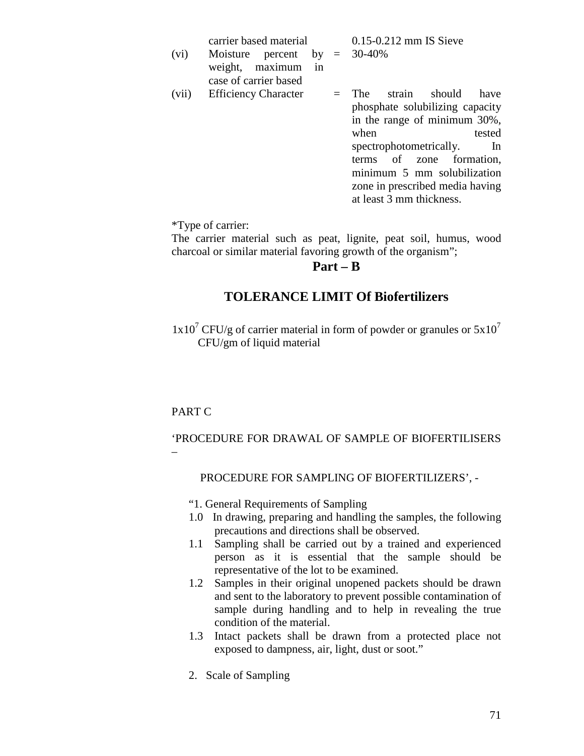|  |  |  |  |
|---|---|---|---|
|  | carrier based material |  | 0.15-0.212 mm IS Sieve |
| (vi) | Moisture percent by weight, maximum in case of carrier based | = | 30-40% |
| (vii) | Efficiency Character | = | The strain should have phosphate solubilizing capacity in the range of minimum 30%, when tested spectrophotometrically. In terms of zone formation, minimum 5 mm solubilization zone in prescribed media having at least 3 mm thickness. |

*Type of carrier:
The carrier material such as peat, lignite, peat soil, humus, wood charcoal or similar material favoring growth of the organism";

## Part – B

## TOLERANCE LIMIT Of Biofertilizers

$1x10^7$ CFU/g of carrier material in form of powder or granules or $5x10^7$ CFU/gm of liquid material

PART C

'PROCEDURE FOR DRAWAL OF SAMPLE OF BIOFERTILISERS –

PROCEDURE FOR SAMPLING OF BIOFERTILIZERS', -

"1. General Requirements of Sampling

1.0 In drawing, preparing and handling the samples, the following precautions and directions shall be observed.

1.1 Sampling shall be carried out by a trained and experienced person as it is essential that the sample should be representative of the lot to be examined.

1.2 Samples in their original unopened packets should be drawn and sent to the laboratory to prevent possible contamination of sample during handling and to help in revealing the true condition of the material.

1.3 Intact packets shall be drawn from a protected place not exposed to dampness, air, light, dust or soot."

2. Scale of Sampling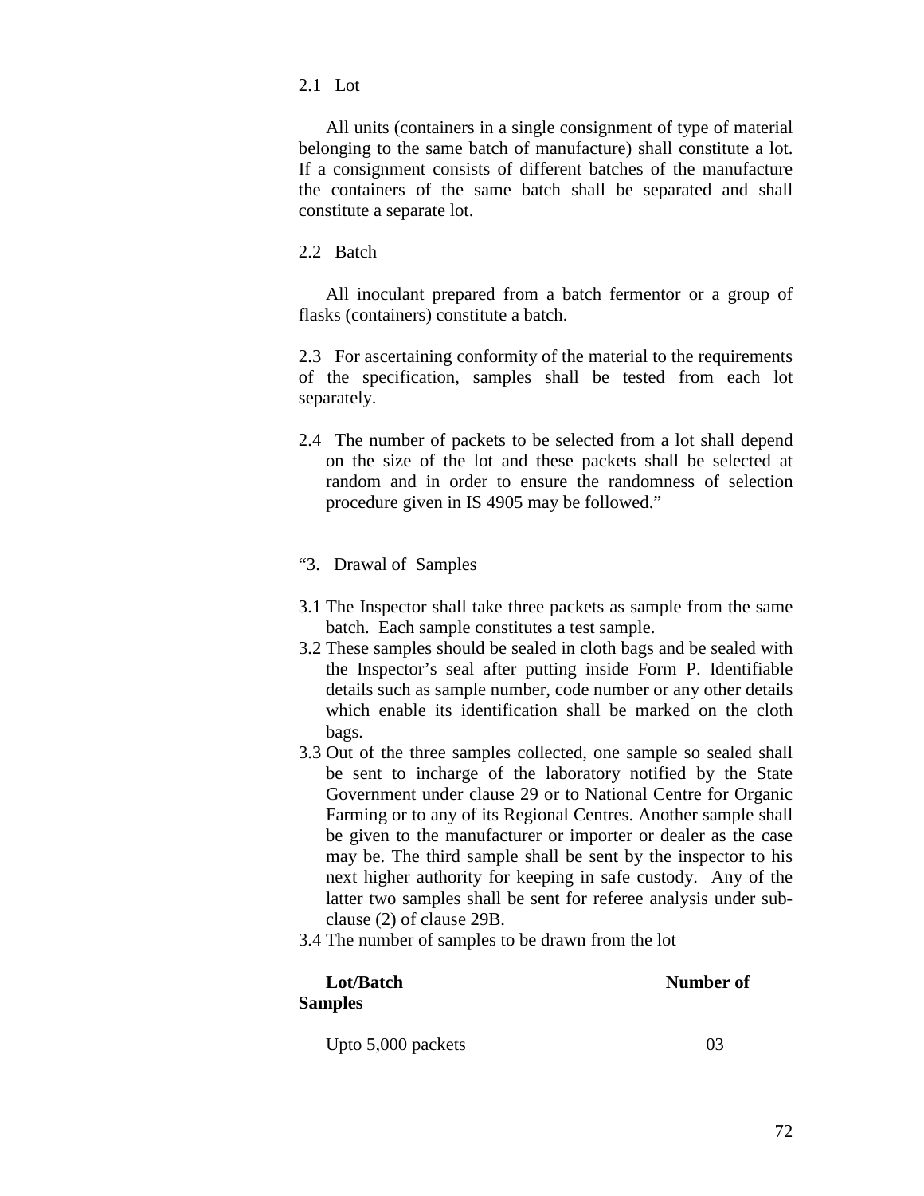2.1 Lot

All units (containers in a single consignment of type of material belonging to the same batch of manufacture) shall constitute a lot. If a consignment consists of different batches of the manufacture the containers of the same batch shall be separated and shall constitute a separate lot.

2.2 Batch

All inoculant prepared from a batch fermentor or a group of flasks (containers) constitute a batch.

2.3 For ascertaining conformity of the material to the requirements of the specification, samples shall be tested from each lot separately.

2.4 The number of packets to be selected from a lot shall depend on the size of the lot and these packets shall be selected at random and in order to ensure the randomness of selection procedure given in IS 4905 may be followed."

"3. Drawal of Samples

3.1 The Inspector shall take three packets as sample from the same batch. Each sample constitutes a test sample.

3.2 These samples should be sealed in cloth bags and be sealed with the Inspector's seal after putting inside Form P. Identifiable details such as sample number, code number or any other details which enable its identification shall be marked on the cloth bags.

3.3 Out of the three samples collected, one sample so sealed shall be sent to incharge of the laboratory notified by the State Government under clause 29 or to National Centre for Organic Farming or to any of its Regional Centres. Another sample shall be given to the manufacturer or importer or dealer as the case may be. The third sample shall be sent by the inspector to his next higher authority for keeping in safe custody. Any of the latter two samples shall be sent for referee analysis under sub-clause (2) of clause 29B.

3.4 The number of samples to be drawn from the lot

| **Lot/Batch** | **Number of Samples** |
|---|---|
| Upto 5,000 packets | 03 |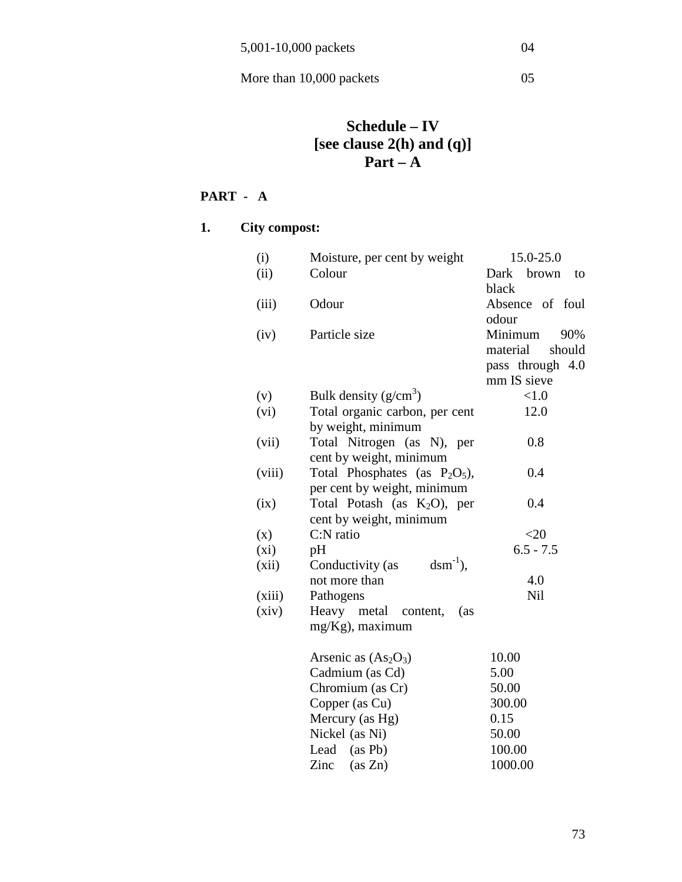| | |
|---|---|
| 5,001-10,000 packets | 04 |
| More than 10,000 packets | 05 |

# Schedule – IV
# [see clause 2(h) and (q)]
# Part – A

**PART - A**

**1. City compost:**

| | | |
|---|---|---|
| (i) | Moisture, per cent by weight | 15.0-25.0 |
| (ii) | Colour | Dark brown to black |
| (iii) | Odour | Absence of foul odour |
| (iv) | Particle size | Minimum 90% material should pass through 4.0 mm IS sieve |
| (v) | Bulk density ($g/cm^3$) | <1.0 |
| (vi) | Total organic carbon, per cent by weight, minimum | 12.0 |
| (vii) | Total Nitrogen (as N), per cent by weight, minimum | 0.8 |
| (viii) | Total Phosphates (as $P_2O_5$), per cent by weight, minimum | 0.4 |
| (ix) | Total Potash (as $K_2O$), per cent by weight, minimum | 0.4 |
| (x) | C:N ratio | <20 |
| (xi) | pH | 6.5 - 7.5 |
| (xii) | Conductivity (as $dsm^{-1}$), not more than | 4.0 |
| (xiii) | Pathogens | Nil |
| (xiv) | Heavy metal content, (as mg/Kg), maximum | |
| | Arsenic as ($As_2O_3$) | 10.00 |
| | Cadmium (as Cd) | 5.00 |
| | Chromium (as Cr) | 50.00 |
| | Copper (as Cu) | 300.00 |
| | Mercury (as Hg) | 0.15 |
| | Nickel (as Ni) | 50.00 |
| | Lead (as Pb) | 100.00 |
| | Zinc (as Zn) | 1000.00 |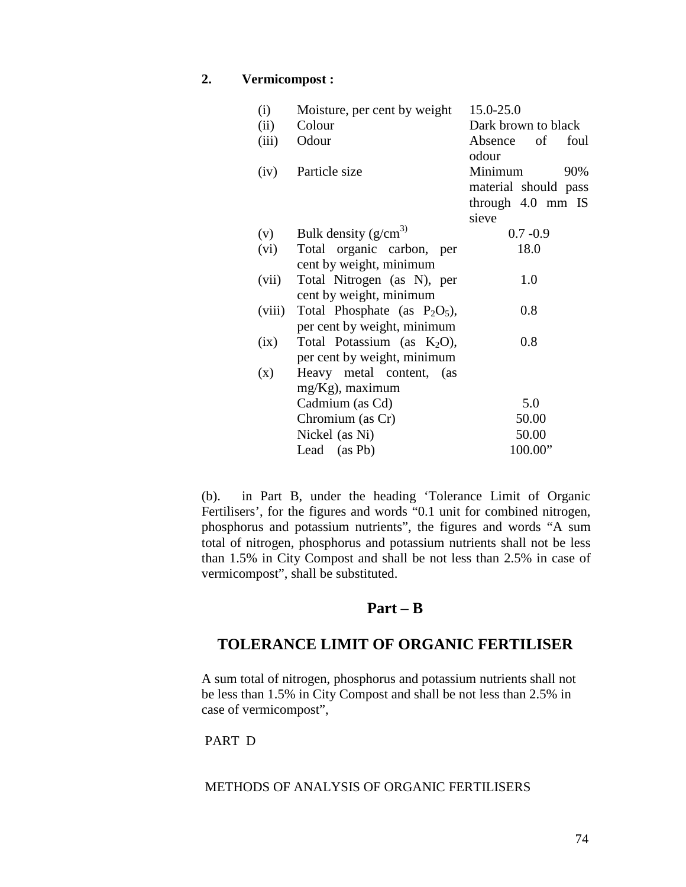**2. Vermicompost :**

| | | |
|---|---|---|
| (i) | Moisture, per cent by weight | 15.0-25.0 |
| (ii) | Colour | Dark brown to black |
| (iii) | Odour | Absence of foul odour |
| (iv) | Particle size | Minimum 90% material should pass through 4.0 mm IS sieve |
| (v) | Bulk density ($g/cm^{3)}$ | 0.7 -0.9 |
| (vi) | Total organic carbon, per cent by weight, minimum | 18.0 |
| (vii) | Total Nitrogen (as N), per cent by weight, minimum | 1.0 |
| (viii) | Total Phosphate (as $P_2O_5$), per cent by weight, minimum | 0.8 |
| (ix) | Total Potassium (as $K_2O$), per cent by weight, minimum | 0.8 |
| (x) | Heavy metal content, (as mg/Kg), maximum | |
| | Cadmium (as Cd) | 5.0 |
| | Chromium (as Cr) | 50.00 |
| | Nickel (as Ni) | 50.00 |
| | Lead (as Pb) | 100.00" |

(b). in Part B, under the heading 'Tolerance Limit of Organic Fertilisers', for the figures and words "0.1 unit for combined nitrogen, phosphorus and potassium nutrients", the figures and words "A sum total of nitrogen, phosphorus and potassium nutrients shall not be less than 1.5% in City Compost and shall be not less than 2.5% in case of vermicompost", shall be substituted.

## Part – B

## TOLERANCE LIMIT OF ORGANIC FERTILISER

A sum total of nitrogen, phosphorus and potassium nutrients shall not be less than 1.5% in City Compost and shall be not less than 2.5% in case of vermicompost",

PART D

METHODS OF ANALYSIS OF ORGANIC FERTILISERS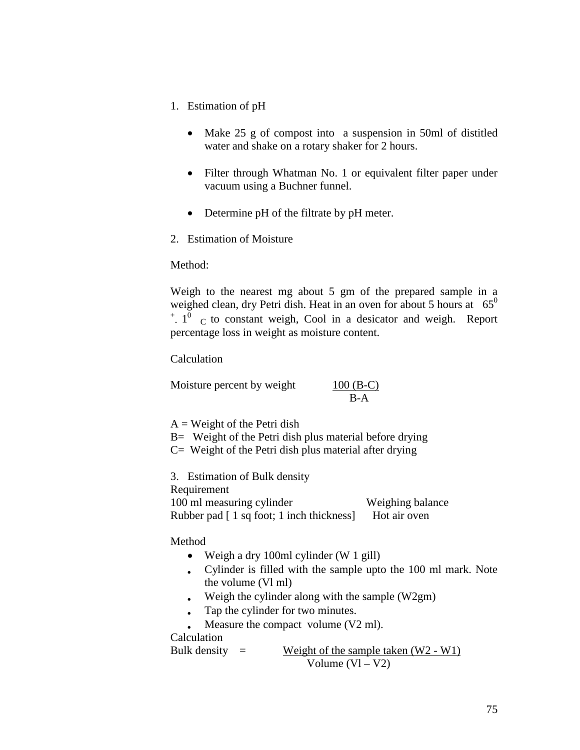1. Estimation of pH

   - Make 25 g of compost into a suspension in 50ml of distitled water and shake on a rotary shaker for 2 hours.
   - Filter through Whatman No. 1 or equivalent filter paper under vacuum using a Buchner funnel.
   - Determine pH of the filtrate by pH meter.

2. Estimation of Moisture

Method:

Weigh to the nearest mg about 5 gm of the prepared sample in a weighed clean, dry Petri dish. Heat in an oven for about 5 hours at $65^0 \pm 1^0$ C to constant weigh, Cool in a desicator and weigh. Report percentage loss in weight as moisture content.

Calculation

Moisture percent by weight $$\frac{100\,(B-C)}{B-A}$$

A = Weight of the Petri dish
B= Weight of the Petri dish plus material before drying
C= Weight of the Petri dish plus material after drying

3. Estimation of Bulk density

Requirement
100 ml measuring cylinder  Weighing balance
Rubber pad [ 1 sq foot; 1 inch thickness]  Hot air oven

Method

- Weigh a dry 100ml cylinder (W 1 gill)
- Cylinder is filled with the sample upto the 100 ml mark. Note the volume (Vl ml)
- Weigh the cylinder along with the sample (W2gm)
- Tap the cylinder for two minutes.
- Measure the compact volume (V2 ml).

Calculation

$$\text{Bulk density} = \frac{\text{Weight of the sample taken } (W2 - W1)}{\text{Volume } (Vl - V2)}$$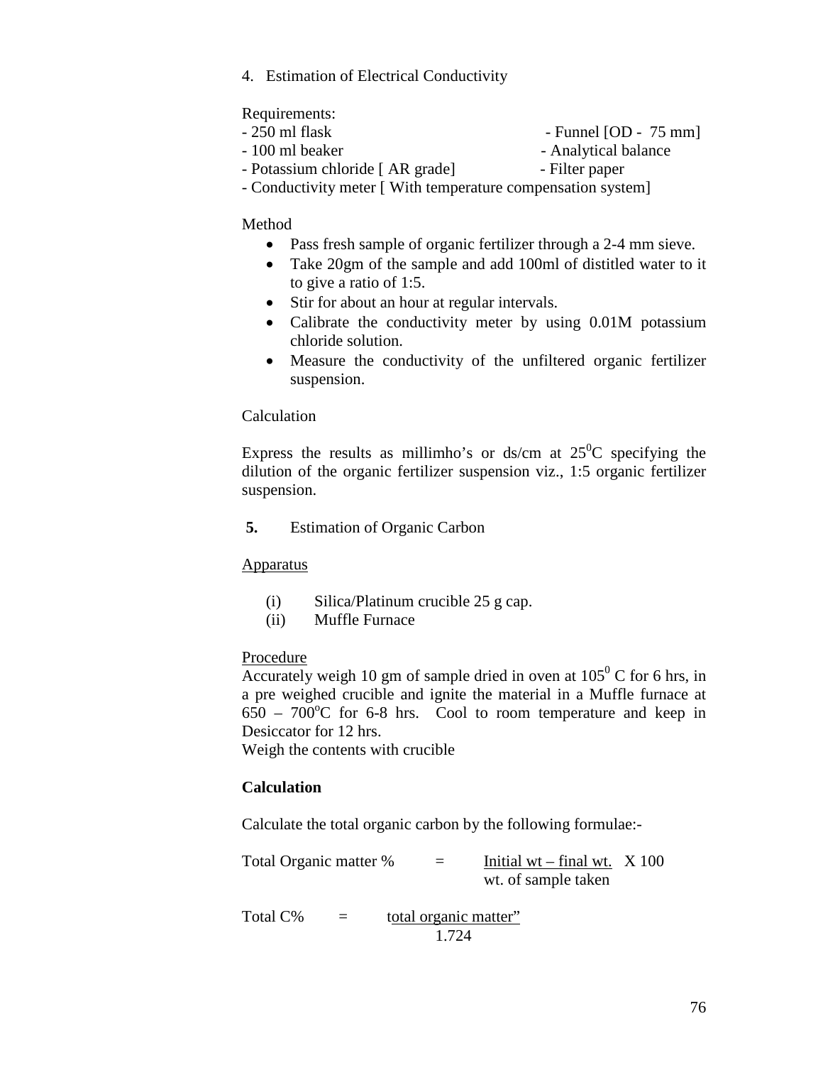4. Estimation of Electrical Conductivity

Requirements:

- 250 ml flask
- 100 ml beaker
- Potassium chloride [ AR grade]
- Conductivity meter [ With temperature compensation system]
- Funnel [OD - 75 mm]
- Analytical balance
- Filter paper

Method

- Pass fresh sample of organic fertilizer through a 2-4 mm sieve.
- Take 20gm of the sample and add 100ml of distilled water to it to give a ratio of 1:5.
- Stir for about an hour at regular intervals.
- Calibrate the conductivity meter by using 0.01M potassium chloride solution.
- Measure the conductivity of the unfiltered organic fertilizer suspension.

Calculation

Express the results as millimho's or ds/cm at $25^0$C specifying the dilution of the organic fertilizer suspension viz., 1:5 organic fertilizer suspension.

**5.** Estimation of Organic Carbon

Apparatus

(i) Silica/Platinum crucible 25 g cap.
(ii) Muffle Furnace

Procedure

Accurately weigh 10 gm of sample dried in oven at $105^0$ C for 6 hrs, in a pre weighed crucible and ignite the material in a Muffle furnace at 650 – $700^o$C for 6-8 hrs. Cool to room temperature and keep in Desiccator for 12 hrs.

Weigh the contents with crucible

**Calculation**

Calculate the total organic carbon by the following formulae:-

$$\text{Total Organic matter \%} = \frac{\text{Initial wt} - \text{final wt.}}{\text{wt. of sample taken}} \times 100$$

$$\text{Total C\%} = \frac{\text{total organic matter''}}{1.724}$$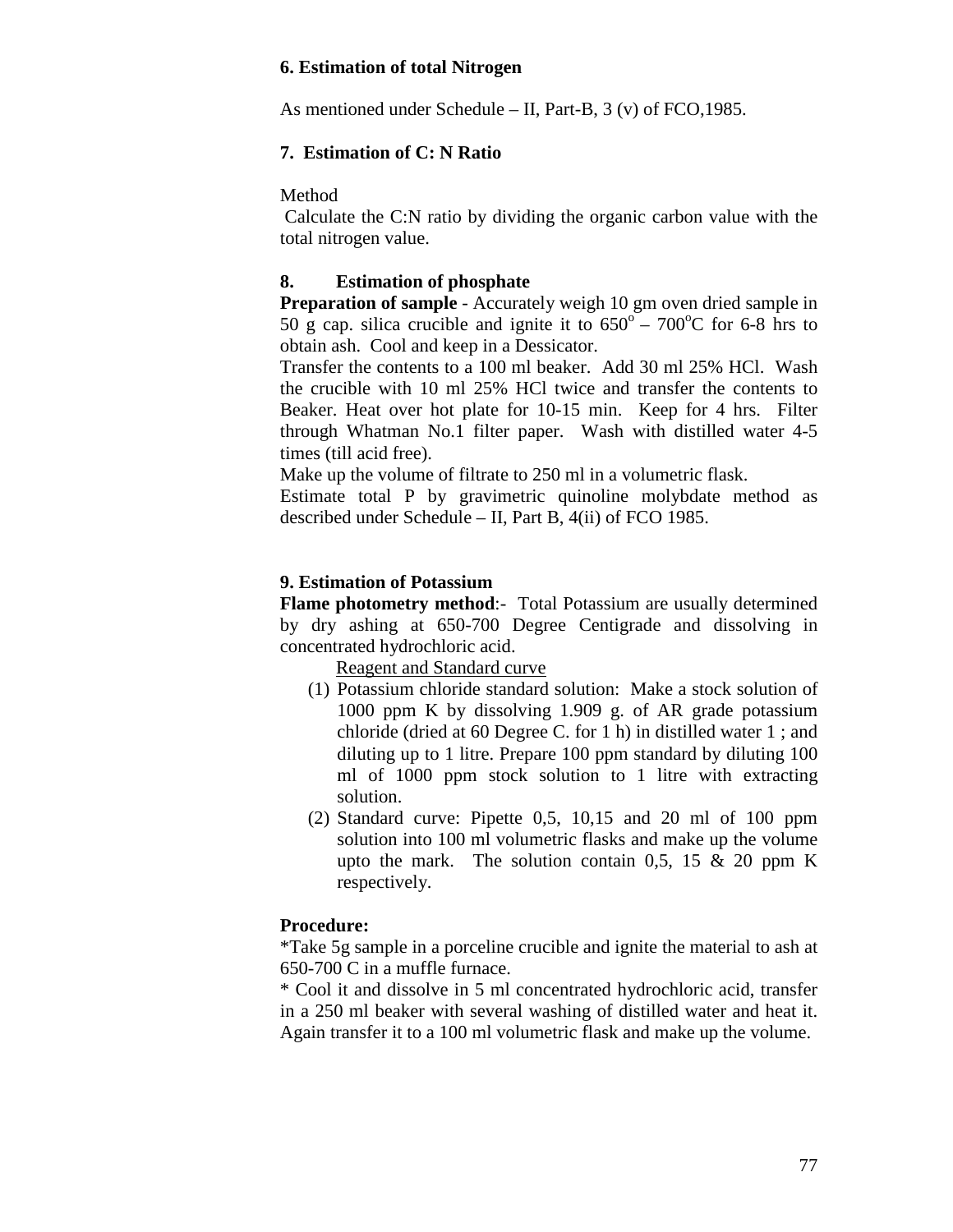### 6. Estimation of total Nitrogen

As mentioned under Schedule – II, Part-B, 3 (v) of FCO,1985.

### 7. Estimation of C: N Ratio

Method

Calculate the C:N ratio by dividing the organic carbon value with the total nitrogen value.

### 8. Estimation of phosphate

**Preparation of sample** - Accurately weigh 10 gm oven dried sample in 50 g cap. silica crucible and ignite it to $650^o$ – $700^oC$ for 6-8 hrs to obtain ash. Cool and keep in a Dessicator.

Transfer the contents to a 100 ml beaker. Add 30 ml 25% HCl. Wash the crucible with 10 ml 25% HCl twice and transfer the contents to Beaker. Heat over hot plate for 10-15 min. Keep for 4 hrs. Filter through Whatman No.1 filter paper. Wash with distilled water 4-5 times (till acid free).

Make up the volume of filtrate to 250 ml in a volumetric flask.

Estimate total P by gravimetric quinoline molybdate method as described under Schedule – II, Part B, 4(ii) of FCO 1985.

### 9. Estimation of Potassium

**Flame photometry method**:- Total Potassium are usually determined by dry ashing at 650-700 Degree Centigrade and dissolving in concentrated hydrochloric acid.

Reagent and Standard curve

(1) Potassium chloride standard solution: Make a stock solution of 1000 ppm K by dissolving 1.909 g. of AR grade potassium chloride (dried at 60 Degree C. for 1 h) in distilled water 1 ; and diluting up to 1 litre. Prepare 100 ppm standard by diluting 100 ml of 1000 ppm stock solution to 1 litre with extracting solution.

(2) Standard curve: Pipette 0,5, 10,15 and 20 ml of 100 ppm solution into 100 ml volumetric flasks and make up the volume upto the mark. The solution contain 0,5, 15 & 20 ppm K respectively.

**Procedure:**

*Take 5g sample in a porceline crucible and ignite the material to ash at 650-700 C in a muffle furnace.

* Cool it and dissolve in 5 ml concentrated hydrochloric acid, transfer in a 250 ml beaker with several washing of distilled water and heat it. Again transfer it to a 100 ml volumetric flask and make up the volume.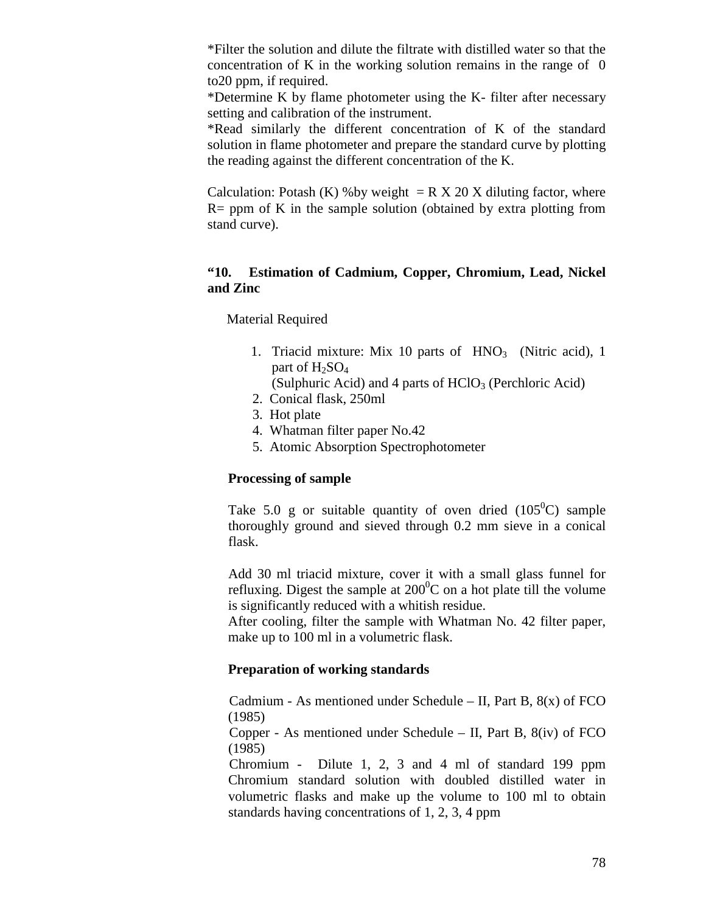*Filter the solution and dilute the filtrate with distilled water so that the concentration of K in the working solution remains in the range of 0 to20 ppm, if required.

*Determine K by flame photometer using the K- filter after necessary setting and calibration of the instrument.

*Read similarly the different concentration of K of the standard solution in flame photometer and prepare the standard curve by plotting the reading against the different concentration of the K.

Calculation: Potash (K) %by weight = R X 20 X diluting factor, where R= ppm of K in the sample solution (obtained by extra plotting from stand curve).

**"10. Estimation of Cadmium, Copper, Chromium, Lead, Nickel and Zinc**

Material Required

1. Triacid mixture: Mix 10 parts of $HNO_3$ (Nitric acid), 1 part of $H_2SO_4$ (Sulphuric Acid) and 4 parts of $HClO_3$ (Perchloric Acid)
2. Conical flask, 250ml
3. Hot plate
4. Whatman filter paper No.42
5. Atomic Absorption Spectrophotometer

**Processing of sample**

Take 5.0 g or suitable quantity of oven dried ($105^0$C) sample thoroughly ground and sieved through 0.2 mm sieve in a conical flask.

Add 30 ml triacid mixture, cover it with a small glass funnel for refluxing. Digest the sample at $200^0$C on a hot plate till the volume is significantly reduced with a whitish residue.

After cooling, filter the sample with Whatman No. 42 filter paper, make up to 100 ml in a volumetric flask.

**Preparation of working standards**

Cadmium - As mentioned under Schedule – II, Part B, 8(x) of FCO (1985)

Copper - As mentioned under Schedule – II, Part B, 8(iv) of FCO (1985)

Chromium - Dilute 1, 2, 3 and 4 ml of standard 199 ppm Chromium standard solution with doubled distilled water in volumetric flasks and make up the volume to 100 ml to obtain standards having concentrations of 1, 2, 3, 4 ppm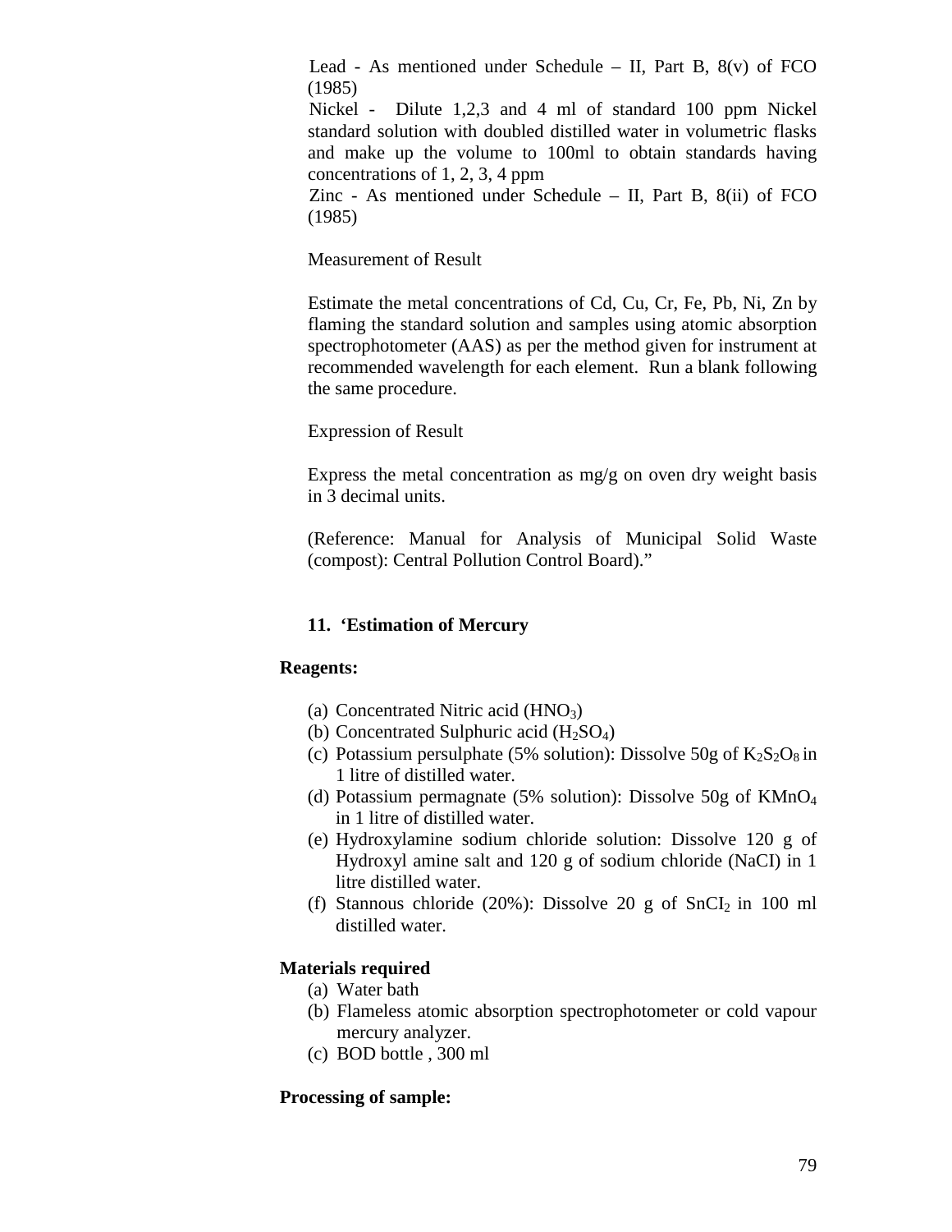Lead - As mentioned under Schedule – II, Part B, 8(v) of FCO (1985)

Nickel - Dilute 1,2,3 and 4 ml of standard 100 ppm Nickel standard solution with doubled distilled water in volumetric flasks and make up the volume to 100ml to obtain standards having concentrations of 1, 2, 3, 4 ppm

Zinc - As mentioned under Schedule – II, Part B, 8(ii) of FCO (1985)

Measurement of Result

Estimate the metal concentrations of Cd, Cu, Cr, Fe, Pb, Ni, Zn by flaming the standard solution and samples using atomic absorption spectrophotometer (AAS) as per the method given for instrument at recommended wavelength for each element. Run a blank following the same procedure.

Expression of Result

Express the metal concentration as mg/g on oven dry weight basis in 3 decimal units.

(Reference: Manual for Analysis of Municipal Solid Waste (compost): Central Pollution Control Board)."

**11. 'Estimation of Mercury**

**Reagents:**

(a) Concentrated Nitric acid ($HNO_3$)
(b) Concentrated Sulphuric acid ($H_2SO_4$)
(c) Potassium persulphate (5% solution): Dissolve 50g of $K_2S_2O_8$ in 1 litre of distilled water.
(d) Potassium permagnate (5% solution): Dissolve 50g of $KMnO_4$ in 1 litre of distilled water.
(e) Hydroxylamine sodium chloride solution: Dissolve 120 g of Hydroxyl amine salt and 120 g of sodium chloride (NaCI) in 1 litre distilled water.
(f) Stannous chloride (20%): Dissolve 20 g of $SnCI_2$ in 100 ml distilled water.

**Materials required**

(a) Water bath
(b) Flameless atomic absorption spectrophotometer or cold vapour mercury analyzer.
(c) BOD bottle , 300 ml

**Processing of sample:**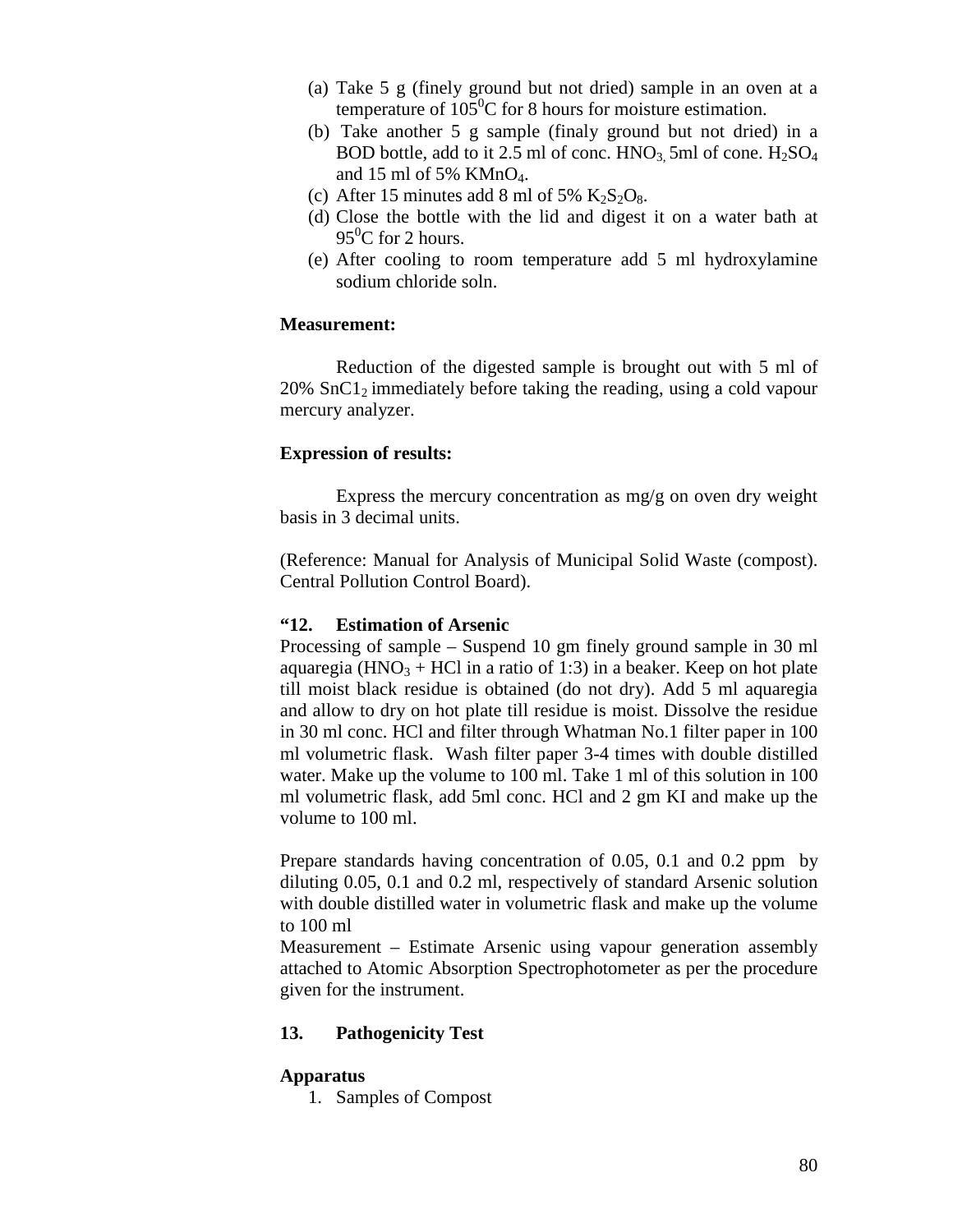(a) Take 5 g (finely ground but not dried) sample in an oven at a temperature of $105^0$C for 8 hours for moisture estimation.

(b) Take another 5 g sample (finaly ground but not dried) in a BOD bottle, add to it 2.5 ml of conc. $HNO_3$, 5ml of cone. $H_2SO_4$ and 15 ml of 5% $KMnO_4$.

(c) After 15 minutes add 8 ml of 5% $K_2S_2O_8$.

(d) Close the bottle with the lid and digest it on a water bath at $95^0$C for 2 hours.

(e) After cooling to room temperature add 5 ml hydroxylamine sodium chloride soln.

**Measurement:**

Reduction of the digested sample is brought out with 5 ml of 20% $SnC1_2$ immediately before taking the reading, using a cold vapour mercury analyzer.

**Expression of results:**

Express the mercury concentration as mg/g on oven dry weight basis in 3 decimal units.

(Reference: Manual for Analysis of Municipal Solid Waste (compost). Central Pollution Control Board).

**"12. Estimation of Arsenic**

Processing of sample – Suspend 10 gm finely ground sample in 30 ml aquaregia ($HNO_3$ + HCl in a ratio of 1:3) in a beaker. Keep on hot plate till moist black residue is obtained (do not dry). Add 5 ml aquaregia and allow to dry on hot plate till residue is moist. Dissolve the residue in 30 ml conc. HCl and filter through Whatman No.1 filter paper in 100 ml volumetric flask. Wash filter paper 3-4 times with double distilled water. Make up the volume to 100 ml. Take 1 ml of this solution in 100 ml volumetric flask, add 5ml conc. HCl and 2 gm KI and make up the volume to 100 ml.

Prepare standards having concentration of 0.05, 0.1 and 0.2 ppm by diluting 0.05, 0.1 and 0.2 ml, respectively of standard Arsenic solution with double distilled water in volumetric flask and make up the volume to 100 ml

Measurement – Estimate Arsenic using vapour generation assembly attached to Atomic Absorption Spectrophotometer as per the procedure given for the instrument.

**13. Pathogenicity Test**

**Apparatus**

1. Samples of Compost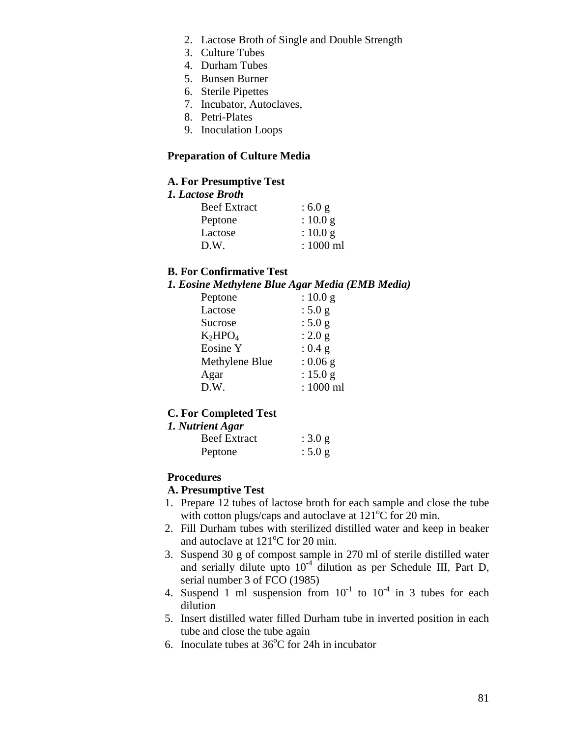2. Lactose Broth of Single and Double Strength
3. Culture Tubes
4. Durham Tubes
5. Bunsen Burner
6. Sterile Pipettes
7. Incubator, Autoclaves,
8. Petri-Plates
9. Inoculation Loops

**Preparation of Culture Media**

**A. For Presumptive Test**

***1. Lactose Broth***

| | |
|---|---|
| Beef Extract | : 6.0 g |
| Peptone | : 10.0 g |
| Lactose | : 10.0 g |
| D.W. | : 1000 ml |

**B. For Confirmative Test**

***1. Eosine Methylene Blue Agar Media (EMB Media)***

| | |
|---|---|
| Peptone | : 10.0 g |
| Lactose | : 5.0 g |
| Sucrose | : 5.0 g |
| $K_2HPO_4$ | : 2.0 g |
| Eosine Y | : 0.4 g |
| Methylene Blue | : 0.06 g |
| Agar | : 15.0 g |
| D.W. | : 1000 ml |

**C. For Completed Test**

***1. Nutrient Agar***

| | |
|---|---|
| Beef Extract | : 3.0 g |
| Peptone | : 5.0 g |

**Procedures**

**A. Presumptive Test**

1. Prepare 12 tubes of lactose broth for each sample and close the tube with cotton plugs/caps and autoclave at 121°C for 20 min.
2. Fill Durham tubes with sterilized distilled water and keep in beaker and autoclave at 121°C for 20 min.
3. Suspend 30 g of compost sample in 270 ml of sterile distilled water and serially dilute upto $10^{-4}$ dilution as per Schedule III, Part D, serial number 3 of FCO (1985)
4. Suspend 1 ml suspension from $10^{-1}$ to $10^{-4}$ in 3 tubes for each dilution
5. Insert distilled water filled Durham tube in inverted position in each tube and close the tube again
6. Inoculate tubes at 36°C for 24h in incubator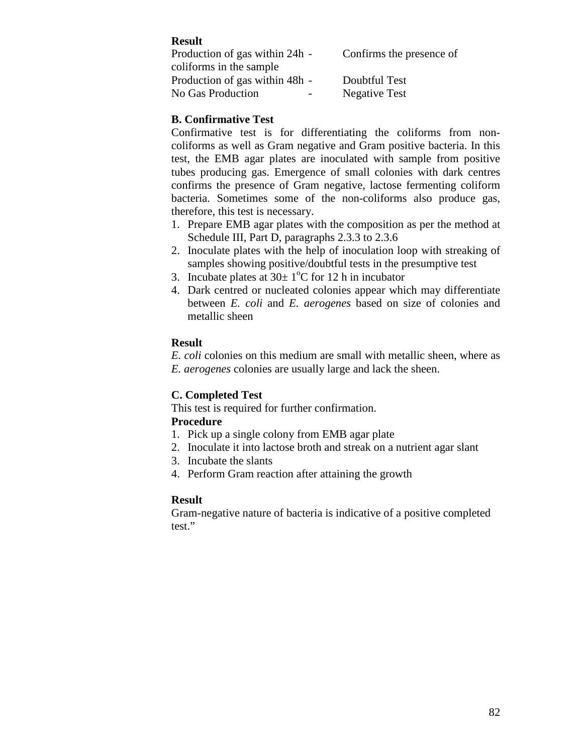**Result**

Production of gas within 24h - Confirms the presence of coliforms in the sample
Production of gas within 48h - Doubtful Test
No Gas Production - Negative Test

**B. Confirmative Test**

Confirmative test is for differentiating the coliforms from non-coliforms as well as Gram negative and Gram positive bacteria. In this test, the EMB agar plates are inoculated with sample from positive tubes producing gas. Emergence of small colonies with dark centres confirms the presence of Gram negative, lactose fermenting coliform bacteria. Sometimes some of the non-coliforms also produce gas, therefore, this test is necessary.

1. Prepare EMB agar plates with the composition as per the method at Schedule III, Part D, paragraphs 2.3.3 to 2.3.6
2. Inoculate plates with the help of inoculation loop with streaking of samples showing positive/doubtful tests in the presumptive test
3. Incubate plates at 30± 1°C for 12 h in incubator
4. Dark centred or nucleated colonies appear which may differentiate between *E. coli* and *E. aerogenes* based on size of colonies and metallic sheen

**Result**

*E. coli* colonies on this medium are small with metallic sheen, where as *E. aerogenes* colonies are usually large and lack the sheen.

**C. Completed Test**

This test is required for further confirmation.

**Procedure**

1. Pick up a single colony from EMB agar plate
2. Inoculate it into lactose broth and streak on a nutrient agar slant
3. Incubate the slants
4. Perform Gram reaction after attaining the growth

**Result**

Gram-negative nature of bacteria is indicative of a positive completed test."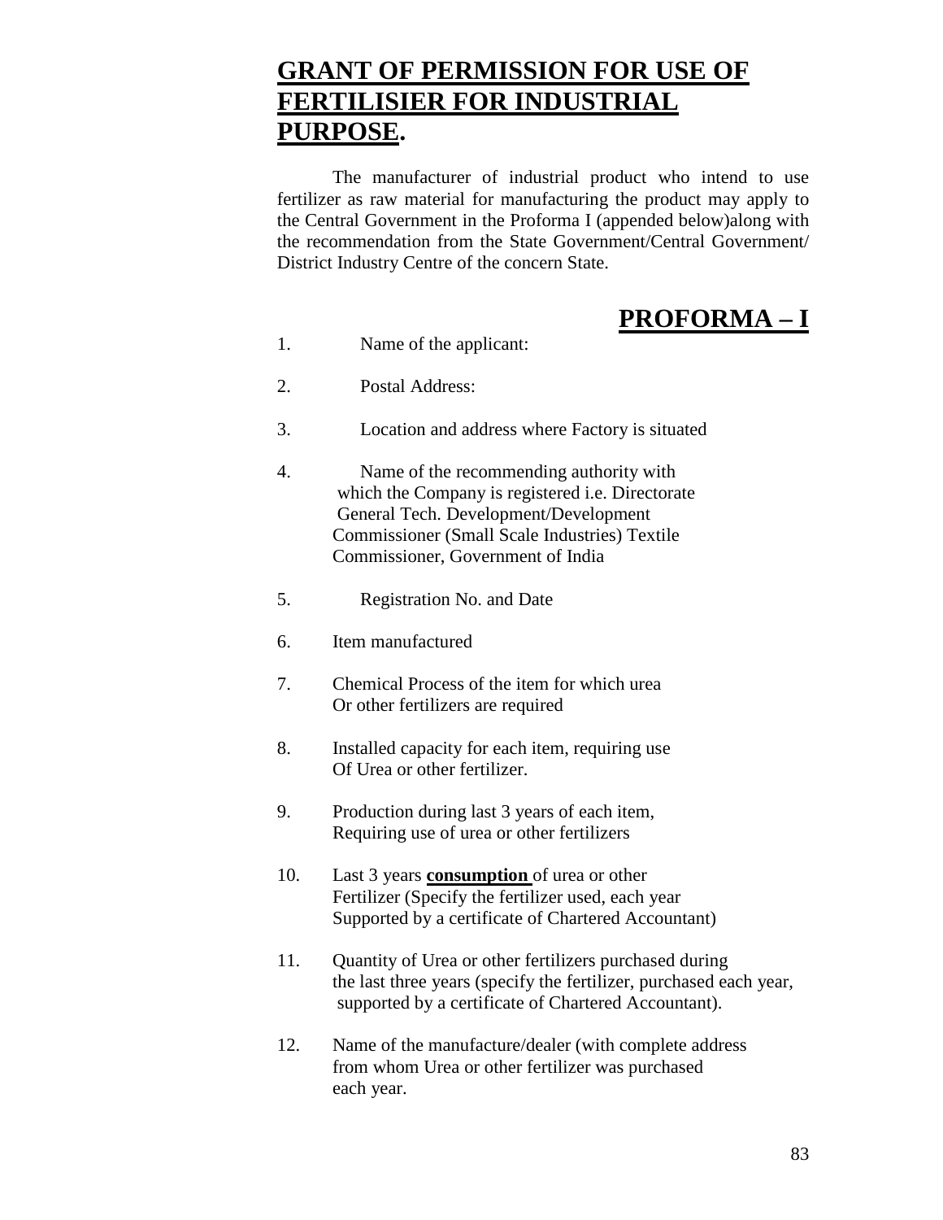# **GRANT OF PERMISSION FOR USE OF FERTILISIER FOR INDUSTRIAL PURPOSE.**

The manufacturer of industrial product who intend to use fertilizer as raw material for manufacturing the product may apply to the Central Government in the Proforma I (appended below)along with the recommendation from the State Government/Central Government/ District Industry Centre of the concern State.

## **PROFORMA – I**

1. Name of the applicant:

2. Postal Address:

3. Location and address where Factory is situated

4. Name of the recommending authority with which the Company is registered i.e. Directorate General Tech. Development/Development Commissioner (Small Scale Industries) Textile Commissioner, Government of India

5. Registration No. and Date

6. Item manufactured

7. Chemical Process of the item for which urea Or other fertilizers are required

8. Installed capacity for each item, requiring use Of Urea or other fertilizer.

9. Production during last 3 years of each item, Requiring use of urea or other fertilizers

10. Last 3 years **consumption** of urea or other Fertilizer (Specify the fertilizer used, each year Supported by a certificate of Chartered Accountant)

11. Quantity of Urea or other fertilizers purchased during the last three years (specify the fertilizer, purchased each year, supported by a certificate of Chartered Accountant).

12. Name of the manufacture/dealer (with complete address from whom Urea or other fertilizer was purchased each year.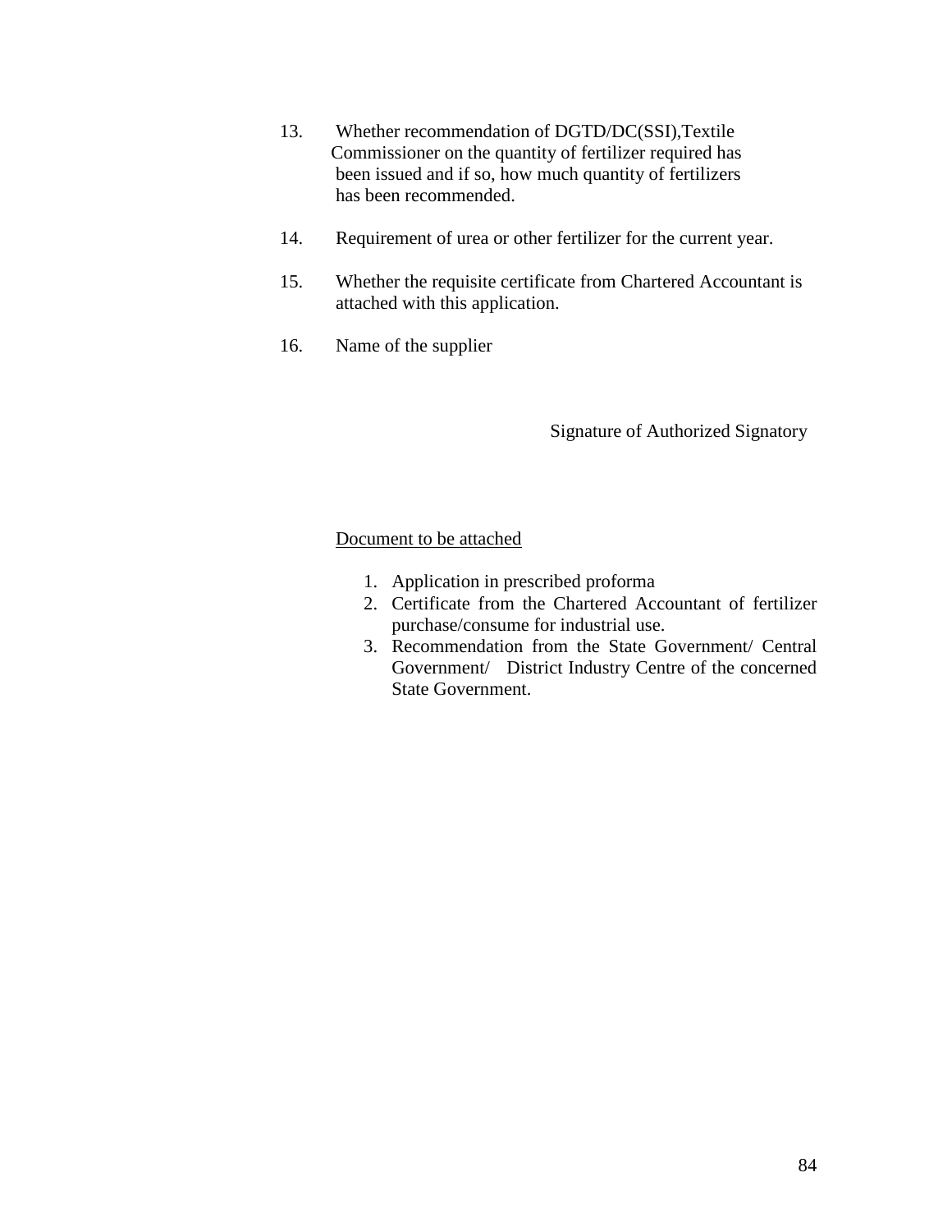13. Whether recommendation of DGTD/DC(SSI),Textile Commissioner on the quantity of fertilizer required has been issued and if so, how much quantity of fertilizers has been recommended.

14. Requirement of urea or other fertilizer for the current year.

15. Whether the requisite certificate from Chartered Accountant is attached with this application.

16. Name of the supplier

Signature of Authorized Signatory

<u>Document to be attached</u>

1. Application in prescribed proforma
2. Certificate from the Chartered Accountant of fertilizer purchase/consume for industrial use.
3. Recommendation from the State Government/ Central Government/ District Industry Centre of the concerned State Government.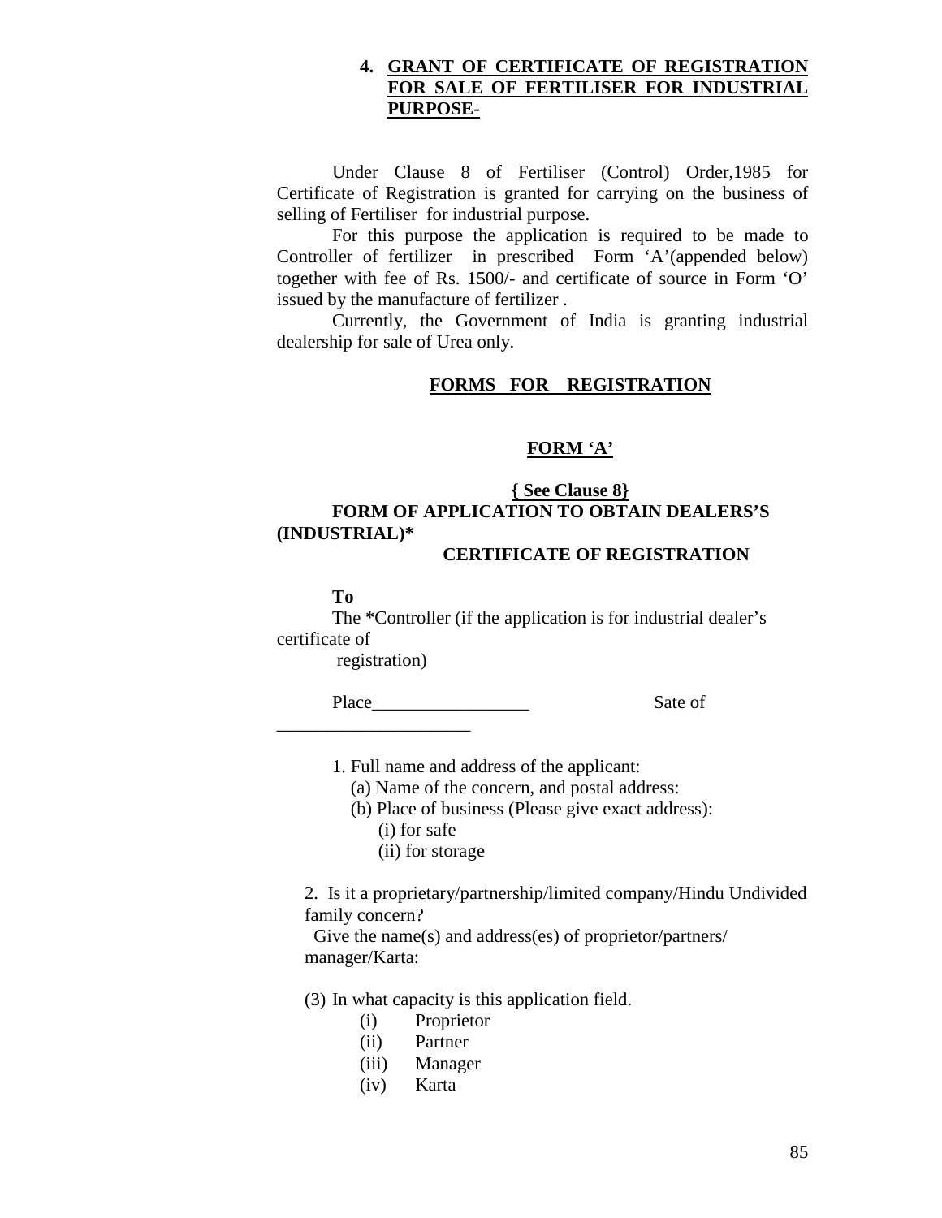## 4. GRANT OF CERTIFICATE OF REGISTRATION FOR SALE OF FERTILISER FOR INDUSTRIAL PURPOSE-

Under Clause 8 of Fertiliser (Control) Order,1985 for Certificate of Registration is granted for carrying on the business of selling of Fertiliser for industrial purpose.

For this purpose the application is required to be made to Controller of fertilizer in prescribed Form 'A'(appended below) together with fee of Rs. 1500/- and certificate of source in Form 'O' issued by the manufacture of fertilizer .

Currently, the Government of India is granting industrial dealership for sale of Urea only.

### FORMS FOR REGISTRATION

### FORM 'A'

**{ See Clause 8}**

**FORM OF APPLICATION TO OBTAIN DEALERS'S (INDUSTRIAL)\***

**CERTIFICATE OF REGISTRATION**

**To**

The *Controller (if the application is for industrial dealer's certificate of registration)

Place_________________ Sate of _____________________

1. Full name and address of the applicant:
   (a) Name of the concern, and postal address:
   (b) Place of business (Please give exact address):
      (i) for safe
      (ii) for storage

2. Is it a proprietary/partnership/limited company/Hindu Undivided family concern?
   Give the name(s) and address(es) of proprietor/partners/ manager/Karta:

(3) In what capacity is this application field.
   (i) Proprietor
   (ii) Partner
   (iii) Manager
   (iv) Karta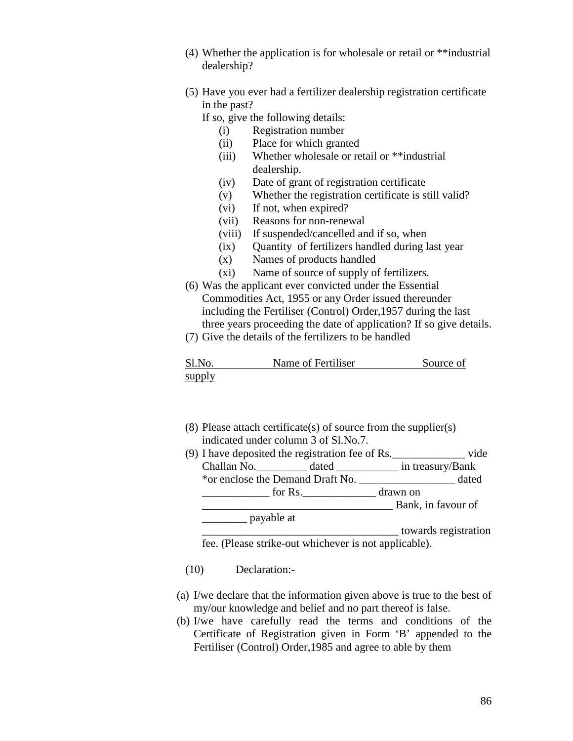(4) Whether the application is for wholesale or retail or **industrial dealership?

(5) Have you ever had a fertilizer dealership registration certificate in the past?
If so, give the following details:
   (i) Registration number
   (ii) Place for which granted
   (iii) Whether wholesale or retail or **industrial dealership.
   (iv) Date of grant of registration certificate
   (v) Whether the registration certificate is still valid?
   (vi) If not, when expired?
   (vii) Reasons for non-renewal
   (viii) If suspended/cancelled and if so, when
   (ix) Quantity of fertilizers handled during last year
   (x) Names of products handled
   (xi) Name of source of supply of fertilizers.

(6) Was the applicant ever convicted under the Essential Commodities Act, 1955 or any Order issued thereunder including the Fertiliser (Control) Order,1957 during the last three years proceeding the date of application? If so give details.

(7) Give the details of the fertilizers to be handled

| Sl.No. | Name of Fertiliser | Source of supply |
|---|---|---|
| | | |

(8) Please attach certificate(s) of source from the supplier(s) indicated under column 3 of Sl.No.7.

(9) I have deposited the registration fee of Rs._____________ vide Challan No._________ dated ___________ in treasury/Bank *or enclose the Demand Draft No. _________________ dated ____________ for Rs._____________ drawn on __________________________________ Bank, in favour of ________ payable at ___________________________________ towards registration fee. (Please strike-out whichever is not applicable).

(10) Declaration:-

(a) I/we declare that the information given above is true to the best of my/our knowledge and belief and no part thereof is false.

(b) I/we have carefully read the terms and conditions of the Certificate of Registration given in Form 'B' appended to the Fertiliser (Control) Order,1985 and agree to able by them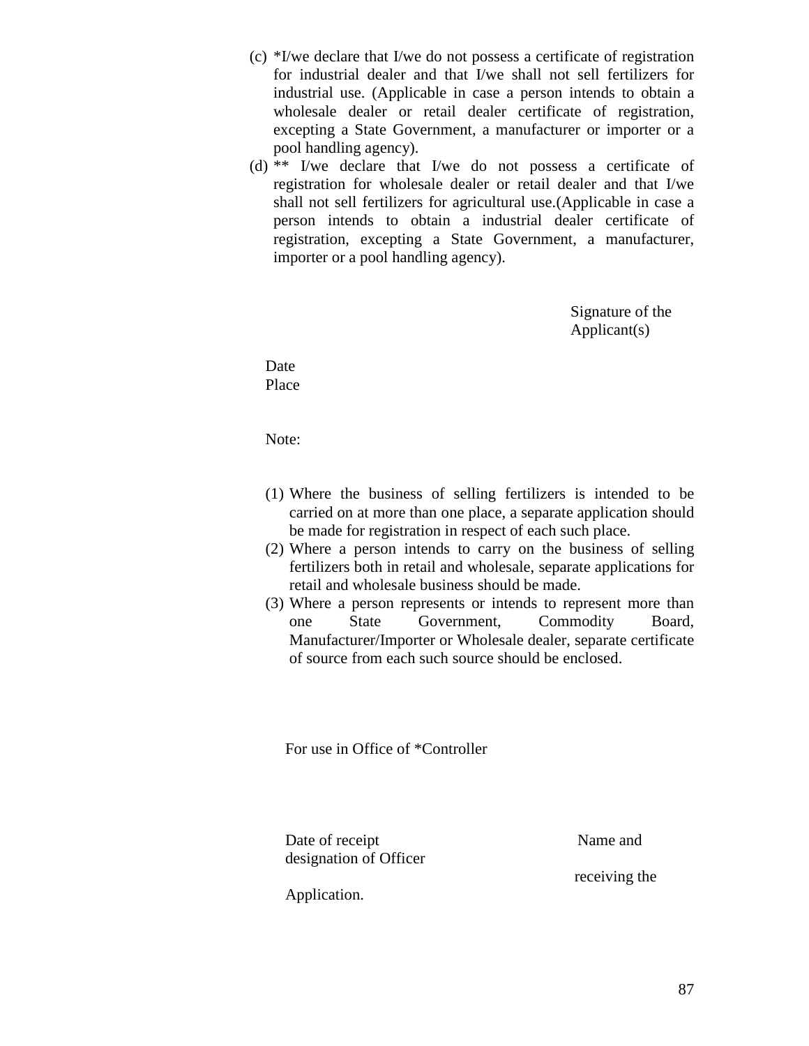(c) *I/we declare that I/we do not possess a certificate of registration for industrial dealer and that I/we shall not sell fertilizers for industrial use. (Applicable in case a person intends to obtain a wholesale dealer or retail dealer certificate of registration, excepting a State Government, a manufacturer or importer or a pool handling agency).

(d) ** I/we declare that I/we do not possess a certificate of registration for wholesale dealer or retail dealer and that I/we shall not sell fertilizers for agricultural use.(Applicable in case a person intends to obtain a industrial dealer certificate of registration, excepting a State Government, a manufacturer, importer or a pool handling agency).

Signature of the Applicant(s)

Date

Place

Note:

(1) Where the business of selling fertilizers is intended to be carried on at more than one place, a separate application should be made for registration in respect of each such place.
(2) Where a person intends to carry on the business of selling fertilizers both in retail and wholesale, separate applications for retail and wholesale business should be made.
(3) Where a person represents or intends to represent more than one State Government, Commodity Board, Manufacturer/Importer or Wholesale dealer, separate certificate of source from each such source should be enclosed.

For use in Office of *Controller

Date of receipt

Name and designation of Officer receiving the Application.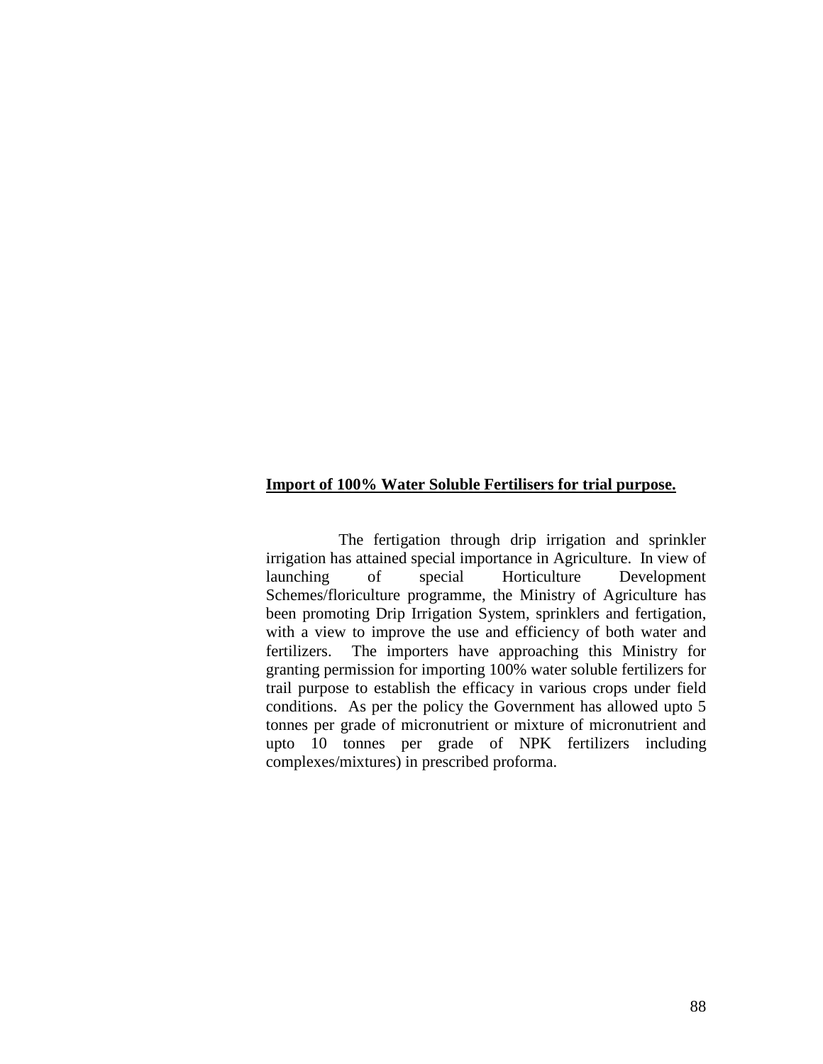**Import of 100% Water Soluble Fertilisers for trial purpose.**

The fertigation through drip irrigation and sprinkler irrigation has attained special importance in Agriculture. In view of launching of special Horticulture Development Schemes/floriculture programme, the Ministry of Agriculture has been promoting Drip Irrigation System, sprinklers and fertigation, with a view to improve the use and efficiency of both water and fertilizers. The importers have approaching this Ministry for granting permission for importing 100% water soluble fertilizers for trail purpose to establish the efficacy in various crops under field conditions. As per the policy the Government has allowed upto 5 tonnes per grade of micronutrient or mixture of micronutrient and upto 10 tonnes per grade of NPK fertilizers including complexes/mixtures) in prescribed proforma.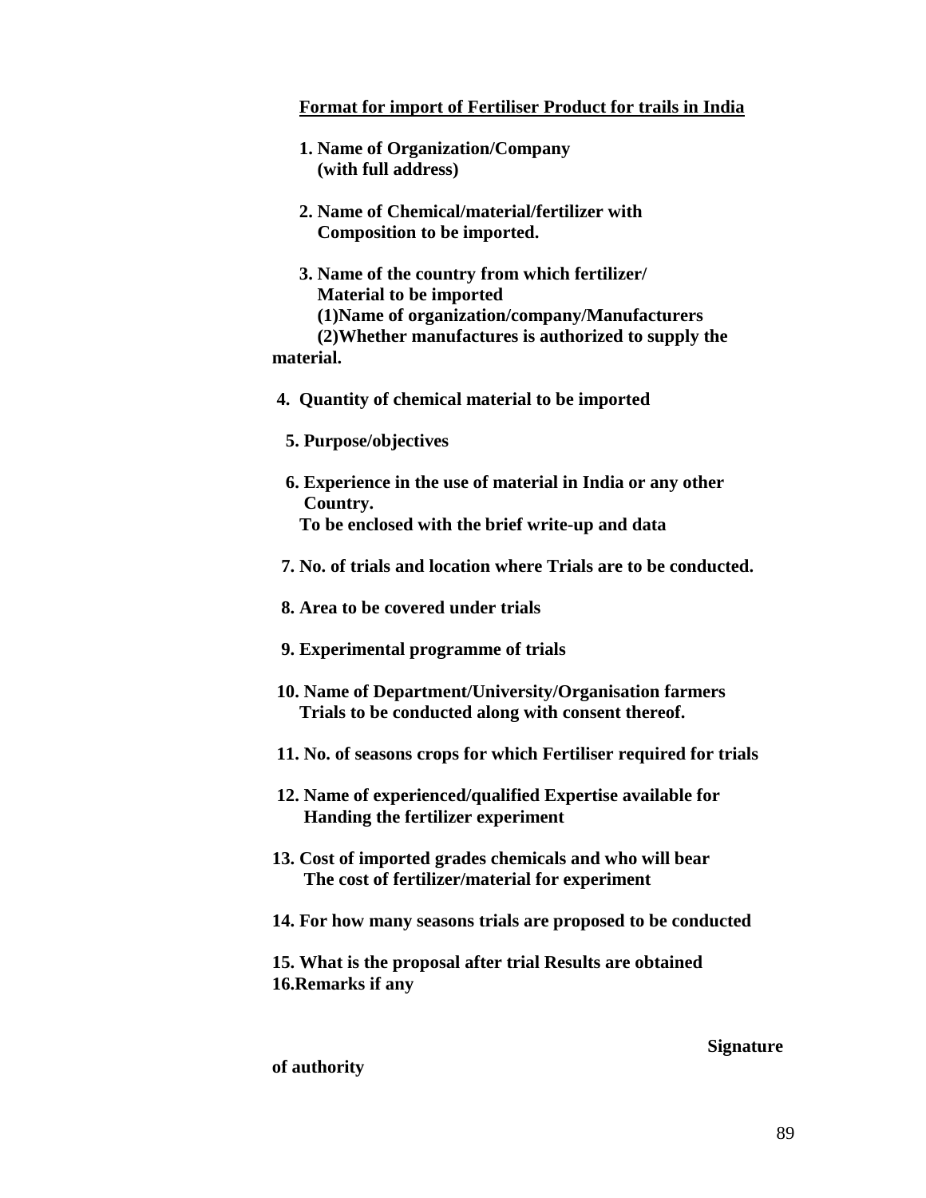**Format for import of Fertiliser Product for trails in India**

1. **Name of Organization/Company (with full address)**

2. **Name of Chemical/material/fertilizer with Composition to be imported.**

3. **Name of the country from which fertilizer/ Material to be imported**
   **(1)Name of organization/company/Manufacturers**
   **(2)Whether manufactures is authorized to supply the material.**

4. **Quantity of chemical material to be imported**

5. **Purpose/objectives**

6. **Experience in the use of material in India or any other Country.**
   **To be enclosed with the brief write-up and data**

7. **No. of trials and location where Trials are to be conducted.**

8. **Area to be covered under trials**

9. **Experimental programme of trials**

10. **Name of Department/University/Organisation farmers Trials to be conducted along with consent thereof.**

11. **No. of seasons crops for which Fertiliser required for trials**

12. **Name of experienced/qualified Expertise available for Handing the fertilizer experiment**

13. **Cost of imported grades chemicals and who will bear The cost of fertilizer/material for experiment**

14. **For how many seasons trials are proposed to be conducted**

15. **What is the proposal after trial Results are obtained**

16. **Remarks if any**

**Signature of authority**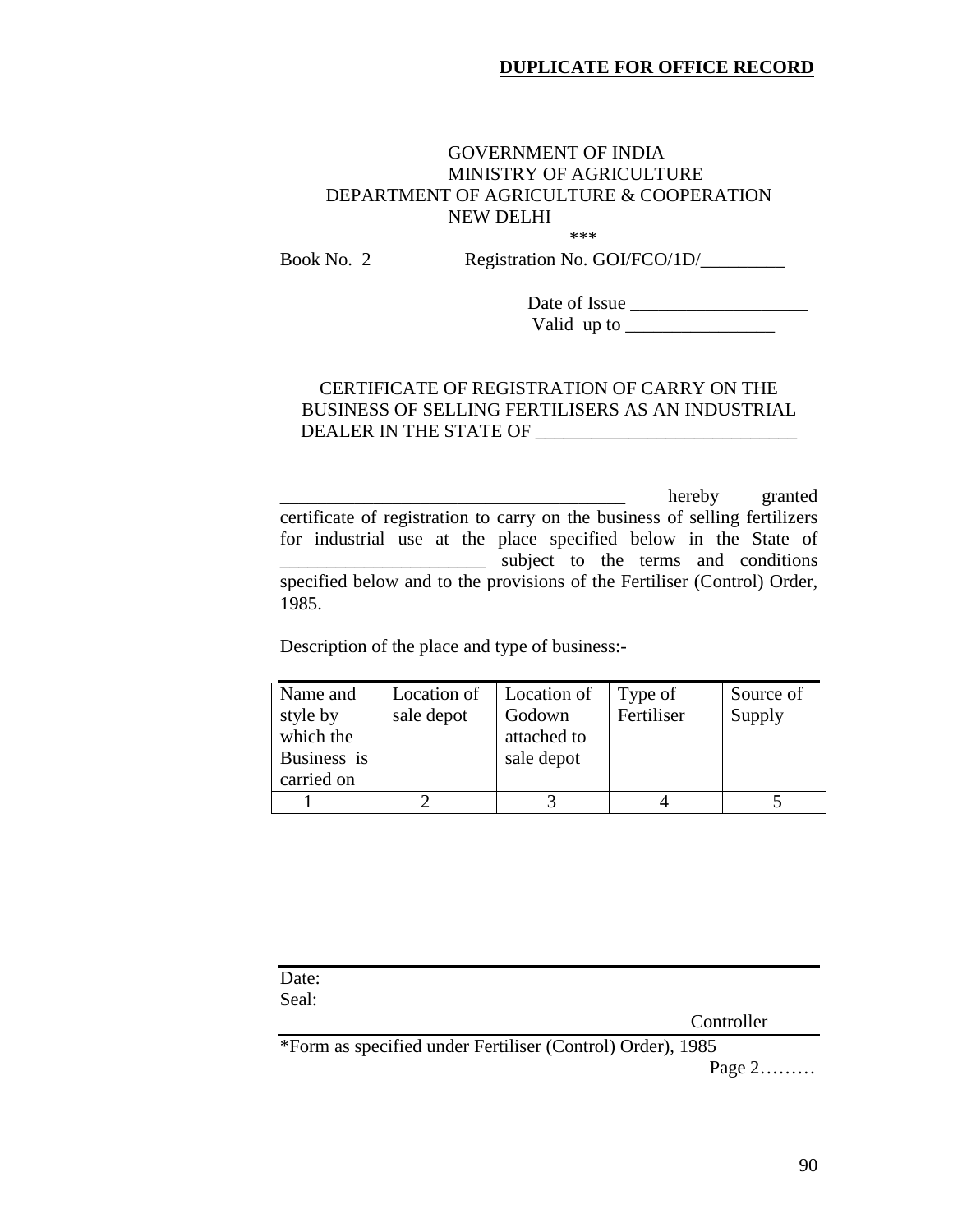**DUPLICATE FOR OFFICE RECORD**

GOVERNMENT OF INDIA
MINISTRY OF AGRICULTURE
DEPARTMENT OF AGRICULTURE & COOPERATION
NEW DELHI
\*\*\*

Book No. 2 Registration No. GOI/FCO/1D/_________

Date of Issue ___________________
Valid up to ________________

CERTIFICATE OF REGISTRATION OF CARRY ON THE BUSINESS OF SELLING FERTILISERS AS AN INDUSTRIAL DEALER IN THE STATE OF ___________________________

_____________________________________ hereby granted certificate of registration to carry on the business of selling fertilizers for industrial use at the place specified below in the State of ______________________ subject to the terms and conditions specified below and to the provisions of the Fertiliser (Control) Order, 1985.

Description of the place and type of business:-

| Name and style by which the Business is carried on | Location of sale depot | Location of Godown attached to sale depot | Type of Fertiliser | Source of Supply |
|---|---|---|---|---|
| 1 | 2 | 3 | 4 | 5 |

Date:
Seal:

Controller

\*Form as specified under Fertiliser (Control) Order), 1985

Page 2………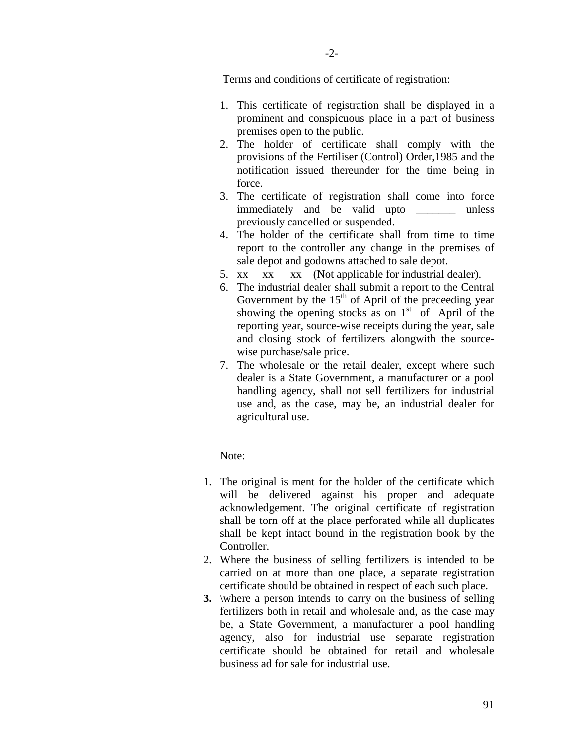-2-

Terms and conditions of certificate of registration:

1. This certificate of registration shall be displayed in a prominent and conspicuous place in a part of business premises open to the public.
2. The holder of certificate shall comply with the provisions of the Fertiliser (Control) Order,1985 and the notification issued thereunder for the time being in force.
3. The certificate of registration shall come into force immediately and be valid upto _______ unless previously cancelled or suspended.
4. The holder of the certificate shall from time to time report to the controller any change in the premises of sale depot and godowns attached to sale depot.
5. xx xx xx (Not applicable for industrial dealer).
6. The industrial dealer shall submit a report to the Central Government by the 15th of April of the preceeding year showing the opening stocks as on 1st of April of the reporting year, source-wise receipts during the year, sale and closing stock of fertilizers alongwith the source-wise purchase/sale price.
7. The wholesale or the retail dealer, except where such dealer is a State Government, a manufacturer or a pool handling agency, shall not sell fertilizers for industrial use and, as the case, may be, an industrial dealer for agricultural use.

Note:

1. The original is ment for the holder of the certificate which will be delivered against his proper and adequate acknowledgement. The original certificate of registration shall be torn off at the place perforated while all duplicates shall be kept intact bound in the registration book by the Controller.
2. Where the business of selling fertilizers is intended to be carried on at more than one place, a separate registration certificate should be obtained in respect of each such place.
3. \where a person intends to carry on the business of selling fertilizers both in retail and wholesale and, as the case may be, a State Government, a manufacturer a pool handling agency, also for industrial use separate registration certificate should be obtained for retail and wholesale business ad for sale for industrial use.